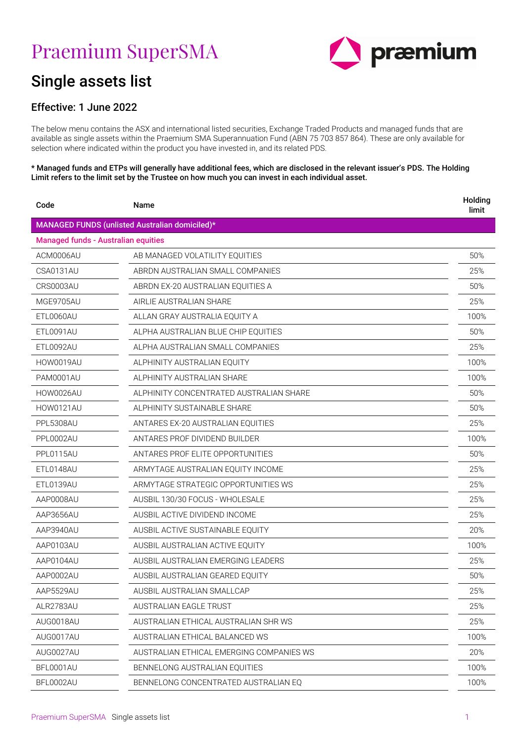# Praemium SuperSMA

## Single assets list

### Effective: 1 June 2022

The below menu contains the ASX and international listed securities, Exchange Traded Products and managed funds that are available as single assets within the Praemium SMA Superannuation Fund (ABN 75 703 857 864). These are only available for selection where indicated within the product you have invested in, and its related PDS.

**\* Managed funds and ETPs will generally have additional fees, which are disclosed in the relevant issuer's PDS. The Holding Limit refers to the limit set by the Trustee on how much you can invest in each individual asset.**

| Code | Name | Holding limit |
|---|---|---|
| **MANAGED FUNDS (unlisted Australian domiciled)*** | | |
| **Managed funds - Australian equities** | | |
| ACM0006AU | AB MANAGED VOLATILITY EQUITIES | 50% |
| CSA0131AU | ABRDN AUSTRALIAN SMALL COMPANIES | 25% |
| CRS0003AU | ABRDN EX-20 AUSTRALIAN EQUITIES A | 50% |
| MGE9705AU | AIRLIE AUSTRALIAN SHARE | 25% |
| ETL0060AU | ALLAN GRAY AUSTRALIA EQUITY A | 100% |
| ETL0091AU | ALPHA AUSTRALIAN BLUE CHIP EQUITIES | 50% |
| ETL0092AU | ALPHA AUSTRALIAN SMALL COMPANIES | 25% |
| HOW0019AU | ALPHINITY AUSTRALIAN EQUITY | 100% |
| PAM0001AU | ALPHINITY AUSTRALIAN SHARE | 100% |
| HOW0026AU | ALPHINITY CONCENTRATED AUSTRALIAN SHARE | 50% |
| HOW0121AU | ALPHINITY SUSTAINABLE SHARE | 50% |
| PPL5308AU | ANTARES EX-20 AUSTRALIAN EQUITIES | 25% |
| PPL0002AU | ANTARES PROF DIVIDEND BUILDER | 100% |
| PPL0115AU | ANTARES PROF ELITE OPPORTUNITIES | 50% |
| ETL0148AU | ARMYTAGE AUSTRALIAN EQUITY INCOME | 25% |
| ETL0139AU | ARMYTAGE STRATEGIC OPPORTUNITIES WS | 25% |
| AAP0008AU | AUSBIL 130/30 FOCUS - WHOLESALE | 25% |
| AAP3656AU | AUSBIL ACTIVE DIVIDEND INCOME | 25% |
| AAP3940AU | AUSBIL ACTIVE SUSTAINABLE EQUITY | 20% |
| AAP0103AU | AUSBIL AUSTRALIAN ACTIVE EQUITY | 100% |
| AAP0104AU | AUSBIL AUSTRALIAN EMERGING LEADERS | 25% |
| AAP0002AU | AUSBIL AUSTRALIAN GEARED EQUITY | 50% |
| AAP5529AU | AUSBIL AUSTRALIAN SMALLCAP | 25% |
| ALR2783AU | AUSTRALIAN EAGLE TRUST | 25% |
| AUG0018AU | AUSTRALIAN ETHICAL AUSTRALIAN SHR WS | 25% |
| AUG0017AU | AUSTRALIAN ETHICAL BALANCED WS | 100% |
| AUG0027AU | AUSTRALIAN ETHICAL EMERGING COMPANIES WS | 20% |
| BFL0001AU | BENNELONG AUSTRALIAN EQUITIES | 100% |
| BFL0002AU | BENNELONG CONCENTRATED AUSTRALIAN EQ | 100% |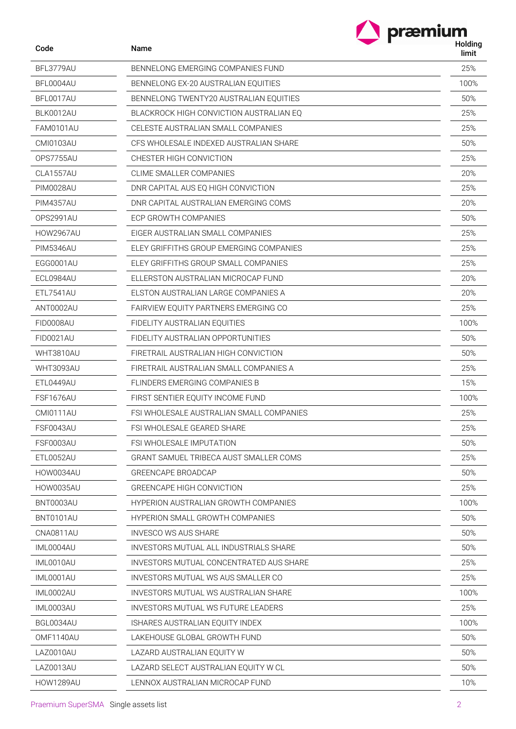| Code | Name | Holding limit |
|---|---|---|
| BFL3779AU | BENNELONG EMERGING COMPANIES FUND | 25% |
| BFL0004AU | BENNELONG EX-20 AUSTRALIAN EQUITIES | 100% |
| BFL0017AU | BENNELONG TWENTY20 AUSTRALIAN EQUITIES | 50% |
| BLK0012AU | BLACKROCK HIGH CONVICTION AUSTRALIAN EQ | 25% |
| FAM0101AU | CELESTE AUSTRALIAN SMALL COMPANIES | 25% |
| CMI0103AU | CFS WHOLESALE INDEXED AUSTRALIAN SHARE | 50% |
| OPS7755AU | CHESTER HIGH CONVICTION | 25% |
| CLA1557AU | CLIME SMALLER COMPANIES | 20% |
| PIM0028AU | DNR CAPITAL AUS EQ HIGH CONVICTION | 25% |
| PIM4357AU | DNR CAPITAL AUSTRALIAN EMERGING COMS | 20% |
| OPS2991AU | ECP GROWTH COMPANIES | 50% |
| HOW2967AU | EIGER AUSTRALIAN SMALL COMPANIES | 25% |
| PIM5346AU | ELEY GRIFFITHS GROUP EMERGING COMPANIES | 25% |
| EGG0001AU | ELEY GRIFFITHS GROUP SMALL COMPANIES | 25% |
| ECL0984AU | ELLERSTON AUSTRALIAN MICROCAP FUND | 20% |
| ETL7541AU | ELSTON AUSTRALIAN LARGE COMPANIES A | 20% |
| ANT0002AU | FAIRVIEW EQUITY PARTNERS EMERGING CO | 25% |
| FID0008AU | FIDELITY AUSTRALIAN EQUITIES | 100% |
| FID0021AU | FIDELITY AUSTRALIAN OPPORTUNITIES | 50% |
| WHT3810AU | FIRETRAIL AUSTRALIAN HIGH CONVICTION | 50% |
| WHT3093AU | FIRETRAIL AUSTRALIAN SMALL COMPANIES A | 25% |
| ETL0449AU | FLINDERS EMERGING COMPANIES B | 15% |
| FSF1676AU | FIRST SENTIER EQUITY INCOME FUND | 100% |
| CMI0111AU | FSI WHOLESALE AUSTRALIAN SMALL COMPANIES | 25% |
| FSF0043AU | FSI WHOLESALE GEARED SHARE | 25% |
| FSF0003AU | FSI WHOLESALE IMPUTATION | 50% |
| ETL0052AU | GRANT SAMUEL TRIBECA AUST SMALLER COMS | 25% |
| HOW0034AU | GREENCAPE BROADCAP | 50% |
| HOW0035AU | GREENCAPE HIGH CONVICTION | 25% |
| BNT0003AU | HYPERION AUSTRALIAN GROWTH COMPANIES | 100% |
| BNT0101AU | HYPERION SMALL GROWTH COMPANIES | 50% |
| CNA0811AU | INVESCO WS AUS SHARE | 50% |
| IML0004AU | INVESTORS MUTUAL ALL INDUSTRIALS SHARE | 50% |
| IML0010AU | INVESTORS MUTUAL CONCENTRATED AUS SHARE | 25% |
| IML0001AU | INVESTORS MUTUAL WS AUS SMALLER CO | 25% |
| IML0002AU | INVESTORS MUTUAL WS AUSTRALIAN SHARE | 100% |
| IML0003AU | INVESTORS MUTUAL WS FUTURE LEADERS | 25% |
| BGL0034AU | ISHARES AUSTRALIAN EQUITY INDEX | 100% |
| OMF1140AU | LAKEHOUSE GLOBAL GROWTH FUND | 50% |
| LAZ0010AU | LAZARD AUSTRALIAN EQUITY W | 50% |
| LAZ0013AU | LAZARD SELECT AUSTRALIAN EQUITY W CL | 50% |
| HOW1289AU | LENNOX AUSTRALIAN MICROCAP FUND | 10% |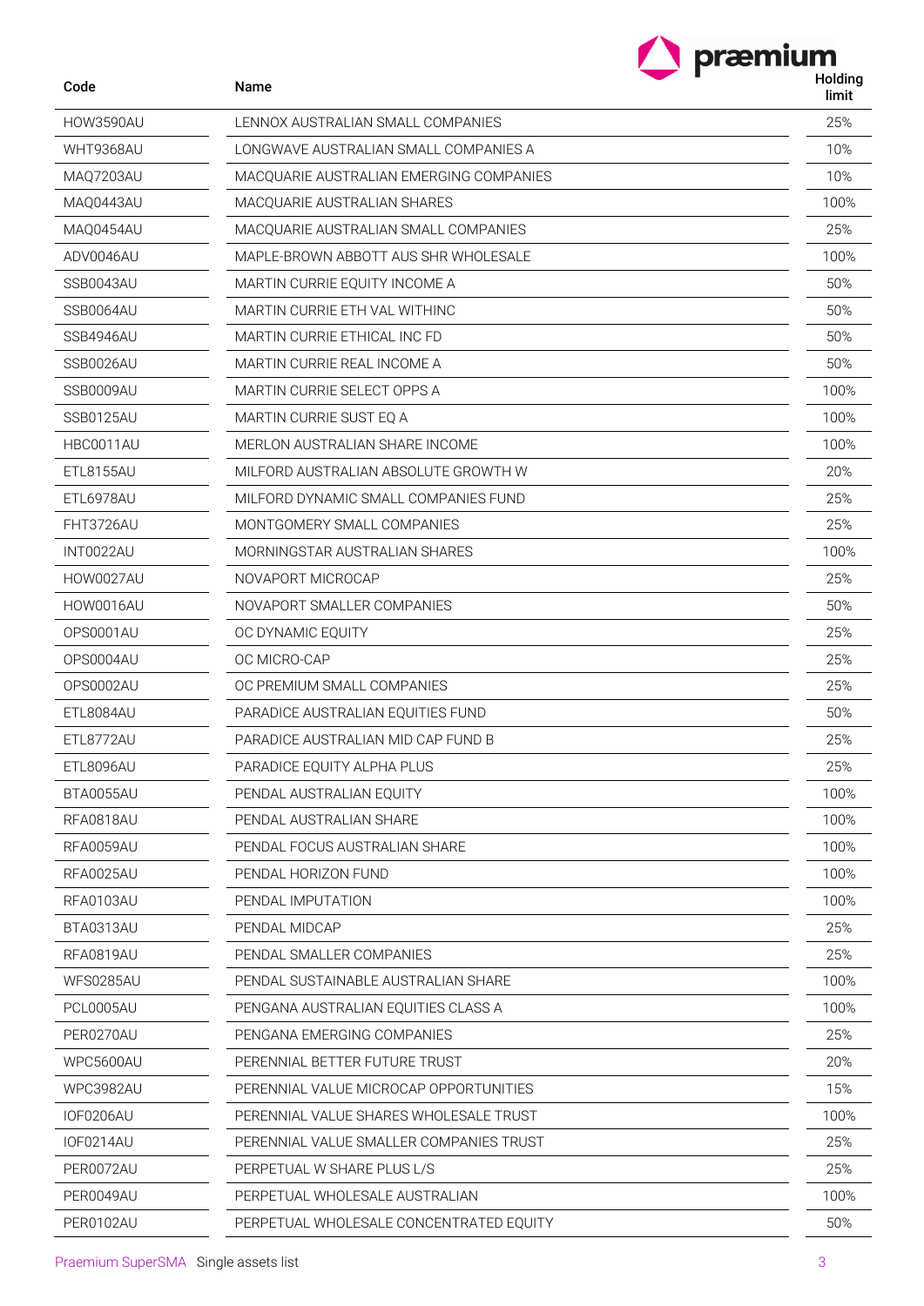| Code | Name | Holding limit |
|---|---|---|
| HOW3590AU | LENNOX AUSTRALIAN SMALL COMPANIES | 25% |
| WHT9368AU | LONGWAVE AUSTRALIAN SMALL COMPANIES A | 10% |
| MAQ7203AU | MACQUARIE AUSTRALIAN EMERGING COMPANIES | 10% |
| MAQ0443AU | MACQUARIE AUSTRALIAN SHARES | 100% |
| MAQ0454AU | MACQUARIE AUSTRALIAN SMALL COMPANIES | 25% |
| ADV0046AU | MAPLE-BROWN ABBOTT AUS SHR WHOLESALE | 100% |
| SSB0043AU | MARTIN CURRIE EQUITY INCOME A | 50% |
| SSB0064AU | MARTIN CURRIE ETH VAL WITHINC | 50% |
| SSB4946AU | MARTIN CURRIE ETHICAL INC FD | 50% |
| SSB0026AU | MARTIN CURRIE REAL INCOME A | 50% |
| SSB0009AU | MARTIN CURRIE SELECT OPPS A | 100% |
| SSB0125AU | MARTIN CURRIE SUST EQ A | 100% |
| HBC0011AU | MERLON AUSTRALIAN SHARE INCOME | 100% |
| ETL8155AU | MILFORD AUSTRALIAN ABSOLUTE GROWTH W | 20% |
| ETL6978AU | MILFORD DYNAMIC SMALL COMPANIES FUND | 25% |
| FHT3726AU | MONTGOMERY SMALL COMPANIES | 25% |
| INT0022AU | MORNINGSTAR AUSTRALIAN SHARES | 100% |
| HOW0027AU | NOVAPORT MICROCAP | 25% |
| HOW0016AU | NOVAPORT SMALLER COMPANIES | 50% |
| OPS0001AU | OC DYNAMIC EQUITY | 25% |
| OPS0004AU | OC MICRO-CAP | 25% |
| OPS0002AU | OC PREMIUM SMALL COMPANIES | 25% |
| ETL8084AU | PARADICE AUSTRALIAN EQUITIES FUND | 50% |
| ETL8772AU | PARADICE AUSTRALIAN MID CAP FUND B | 25% |
| ETL8096AU | PARADICE EQUITY ALPHA PLUS | 25% |
| BTA0055AU | PENDAL AUSTRALIAN EQUITY | 100% |
| RFA0818AU | PENDAL AUSTRALIAN SHARE | 100% |
| RFA0059AU | PENDAL FOCUS AUSTRALIAN SHARE | 100% |
| RFA0025AU | PENDAL HORIZON FUND | 100% |
| RFA0103AU | PENDAL IMPUTATION | 100% |
| BTA0313AU | PENDAL MIDCAP | 25% |
| RFA0819AU | PENDAL SMALLER COMPANIES | 25% |
| WFS0285AU | PENDAL SUSTAINABLE AUSTRALIAN SHARE | 100% |
| PCL0005AU | PENGANA AUSTRALIAN EQUITIES CLASS A | 100% |
| PER0270AU | PENGANA EMERGING COMPANIES | 25% |
| WPC5600AU | PERENNIAL BETTER FUTURE TRUST | 20% |
| WPC3982AU | PERENNIAL VALUE MICROCAP OPPORTUNITIES | 15% |
| IOF0206AU | PERENNIAL VALUE SHARES WHOLESALE TRUST | 100% |
| IOF0214AU | PERENNIAL VALUE SMALLER COMPANIES TRUST | 25% |
| PER0072AU | PERPETUAL W SHARE PLUS L/S | 25% |
| PER0049AU | PERPETUAL WHOLESALE AUSTRALIAN | 100% |
| PER0102AU | PERPETUAL WHOLESALE CONCENTRATED EQUITY | 50% |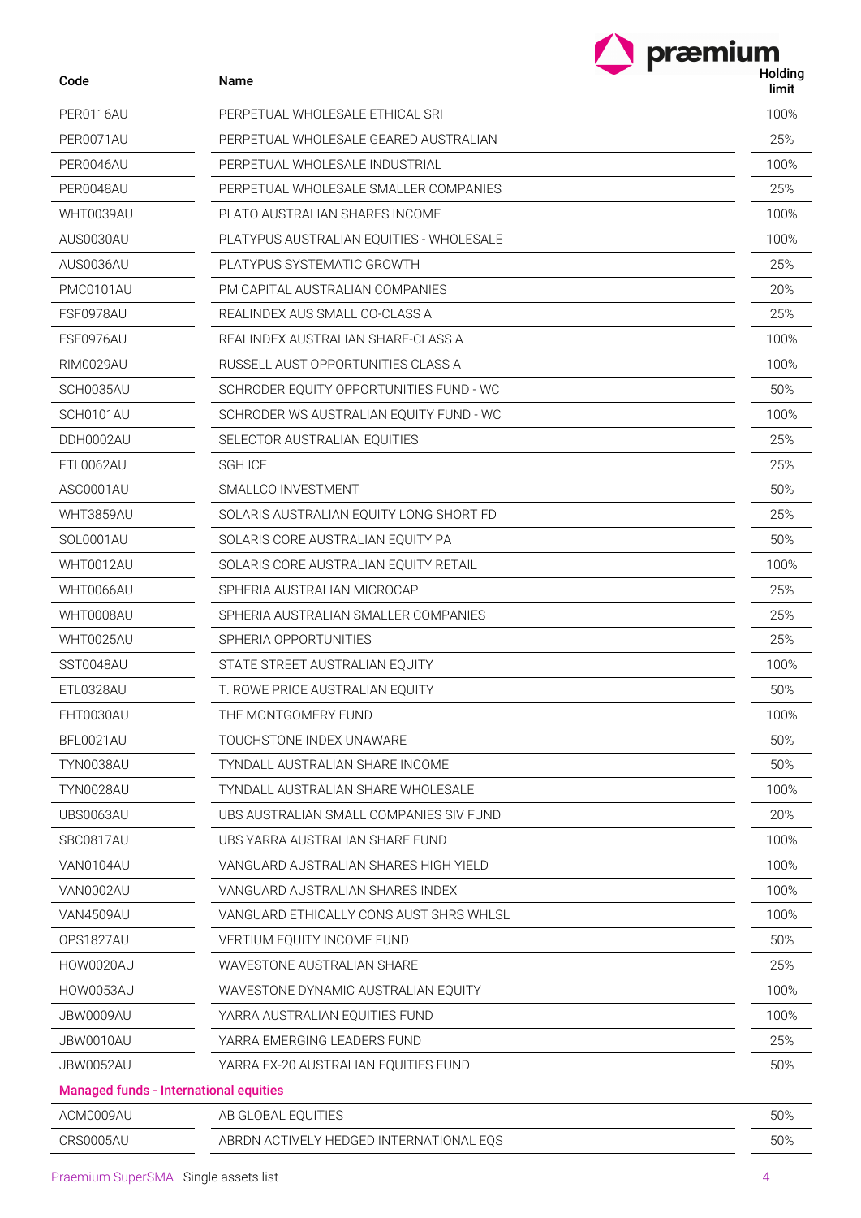| Code | Name | Holding limit |
|---|---|---|
| PER0116AU | PERPETUAL WHOLESALE ETHICAL SRI | 100% |
| PER0071AU | PERPETUAL WHOLESALE GEARED AUSTRALIAN | 25% |
| PER0046AU | PERPETUAL WHOLESALE INDUSTRIAL | 100% |
| PER0048AU | PERPETUAL WHOLESALE SMALLER COMPANIES | 25% |
| WHT0039AU | PLATO AUSTRALIAN SHARES INCOME | 100% |
| AUS0030AU | PLATYPUS AUSTRALIAN EQUITIES - WHOLESALE | 100% |
| AUS0036AU | PLATYPUS SYSTEMATIC GROWTH | 25% |
| PMC0101AU | PM CAPITAL AUSTRALIAN COMPANIES | 20% |
| FSF0978AU | REALINDEX AUS SMALL CO-CLASS A | 25% |
| FSF0976AU | REALINDEX AUSTRALIAN SHARE-CLASS A | 100% |
| RIM0029AU | RUSSELL AUST OPPORTUNITIES CLASS A | 100% |
| SCH0035AU | SCHRODER EQUITY OPPORTUNITIES FUND - WC | 50% |
| SCH0101AU | SCHRODER WS AUSTRALIAN EQUITY FUND - WC | 100% |
| DDH0002AU | SELECTOR AUSTRALIAN EQUITIES | 25% |
| ETL0062AU | SGH ICE | 25% |
| ASC0001AU | SMALLCO INVESTMENT | 50% |
| WHT3859AU | SOLARIS AUSTRALIAN EQUITY LONG SHORT FD | 25% |
| SOL0001AU | SOLARIS CORE AUSTRALIAN EQUITY PA | 50% |
| WHT0012AU | SOLARIS CORE AUSTRALIAN EQUITY RETAIL | 100% |
| WHT0066AU | SPHERIA AUSTRALIAN MICROCAP | 25% |
| WHT0008AU | SPHERIA AUSTRALIAN SMALLER COMPANIES | 25% |
| WHT0025AU | SPHERIA OPPORTUNITIES | 25% |
| SST0048AU | STATE STREET AUSTRALIAN EQUITY | 100% |
| ETL0328AU | T. ROWE PRICE AUSTRALIAN EQUITY | 50% |
| FHT0030AU | THE MONTGOMERY FUND | 100% |
| BFL0021AU | TOUCHSTONE INDEX UNAWARE | 50% |
| TYN0038AU | TYNDALL AUSTRALIAN SHARE INCOME | 50% |
| TYN0028AU | TYNDALL AUSTRALIAN SHARE WHOLESALE | 100% |
| UBS0063AU | UBS AUSTRALIAN SMALL COMPANIES SIV FUND | 20% |
| SBC0817AU | UBS YARRA AUSTRALIAN SHARE FUND | 100% |
| VAN0104AU | VANGUARD AUSTRALIAN SHARES HIGH YIELD | 100% |
| VAN0002AU | VANGUARD AUSTRALIAN SHARES INDEX | 100% |
| VAN4509AU | VANGUARD ETHICALLY CONS AUST SHRS WHLSL | 100% |
| OPS1827AU | VERTIUM EQUITY INCOME FUND | 50% |
| HOW0020AU | WAVESTONE AUSTRALIAN SHARE | 25% |
| HOW0053AU | WAVESTONE DYNAMIC AUSTRALIAN EQUITY | 100% |
| JBW0009AU | YARRA AUSTRALIAN EQUITIES FUND | 100% |
| JBW0010AU | YARRA EMERGING LEADERS FUND | 25% |
| JBW0052AU | YARRA EX-20 AUSTRALIAN EQUITIES FUND | 50% |
| **Managed funds - International equities** | | |
| ACM0009AU | AB GLOBAL EQUITIES | 50% |
| CRS0005AU | ABRDN ACTIVELY HEDGED INTERNATIONAL EQS | 50% |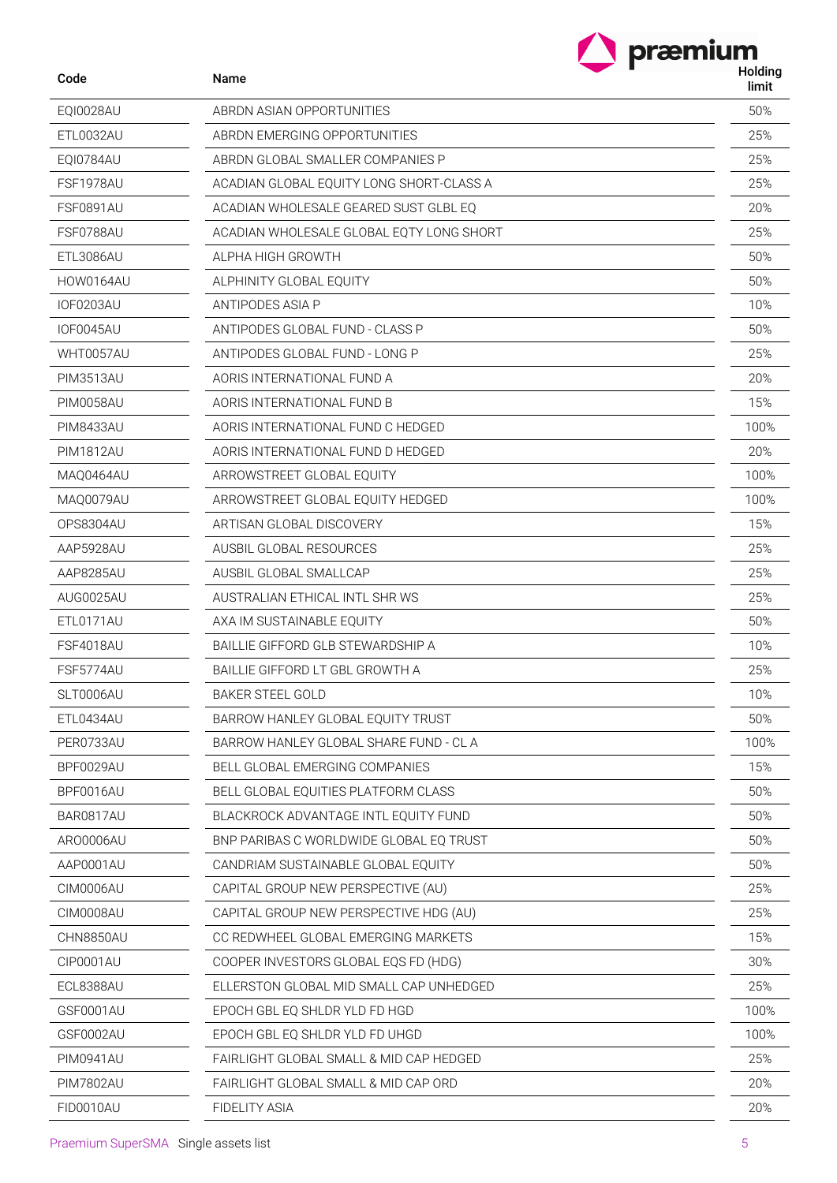| Code | Name | Holding limit |
|---|---|---|
| EQI0028AU | ABRDN ASIAN OPPORTUNITIES | 50% |
| ETL0032AU | ABRDN EMERGING OPPORTUNITIES | 25% |
| EQI0784AU | ABRDN GLOBAL SMALLER COMPANIES P | 25% |
| FSF1978AU | ACADIAN GLOBAL EQUITY LONG SHORT-CLASS A | 25% |
| FSF0891AU | ACADIAN WHOLESALE GEARED SUST GLBL EQ | 20% |
| FSF0788AU | ACADIAN WHOLESALE GLOBAL EQTY LONG SHORT | 25% |
| ETL3086AU | ALPHA HIGH GROWTH | 50% |
| HOW0164AU | ALPHINITY GLOBAL EQUITY | 50% |
| IOF0203AU | ANTIPODES ASIA P | 10% |
| IOF0045AU | ANTIPODES GLOBAL FUND - CLASS P | 50% |
| WHT0057AU | ANTIPODES GLOBAL FUND - LONG P | 25% |
| PIM3513AU | AORIS INTERNATIONAL FUND A | 20% |
| PIM0058AU | AORIS INTERNATIONAL FUND B | 15% |
| PIM8433AU | AORIS INTERNATIONAL FUND C HEDGED | 100% |
| PIM1812AU | AORIS INTERNATIONAL FUND D HEDGED | 20% |
| MAQ0464AU | ARROWSTREET GLOBAL EQUITY | 100% |
| MAQ0079AU | ARROWSTREET GLOBAL EQUITY HEDGED | 100% |
| OPS8304AU | ARTISAN GLOBAL DISCOVERY | 15% |
| AAP5928AU | AUSBIL GLOBAL RESOURCES | 25% |
| AAP8285AU | AUSBIL GLOBAL SMALLCAP | 25% |
| AUG0025AU | AUSTRALIAN ETHICAL INTL SHR WS | 25% |
| ETL0171AU | AXA IM SUSTAINABLE EQUITY | 50% |
| FSF4018AU | BAILLIE GIFFORD GLB STEWARDSHIP A | 10% |
| FSF5774AU | BAILLIE GIFFORD LT GBL GROWTH A | 25% |
| SLT0006AU | BAKER STEEL GOLD | 10% |
| ETL0434AU | BARROW HANLEY GLOBAL EQUITY TRUST | 50% |
| PER0733AU | BARROW HANLEY GLOBAL SHARE FUND - CL A | 100% |
| BPF0029AU | BELL GLOBAL EMERGING COMPANIES | 15% |
| BPF0016AU | BELL GLOBAL EQUITIES PLATFORM CLASS | 50% |
| BAR0817AU | BLACKROCK ADVANTAGE INTL EQUITY FUND | 50% |
| ARO0006AU | BNP PARIBAS C WORLDWIDE GLOBAL EQ TRUST | 50% |
| AAP0001AU | CANDRIAM SUSTAINABLE GLOBAL EQUITY | 50% |
| CIM0006AU | CAPITAL GROUP NEW PERSPECTIVE (AU) | 25% |
| CIM0008AU | CAPITAL GROUP NEW PERSPECTIVE HDG (AU) | 25% |
| CHN8850AU | CC REDWHEEL GLOBAL EMERGING MARKETS | 15% |
| CIP0001AU | COOPER INVESTORS GLOBAL EQS FD (HDG) | 30% |
| ECL8388AU | ELLERSTON GLOBAL MID SMALL CAP UNHEDGED | 25% |
| GSF0001AU | EPOCH GBL EQ SHLDR YLD FD HGD | 100% |
| GSF0002AU | EPOCH GBL EQ SHLDR YLD FD UHGD | 100% |
| PIM0941AU | FAIRLIGHT GLOBAL SMALL & MID CAP HEDGED | 25% |
| PIM7802AU | FAIRLIGHT GLOBAL SMALL & MID CAP ORD | 20% |
| FID0010AU | FIDELITY ASIA | 20% |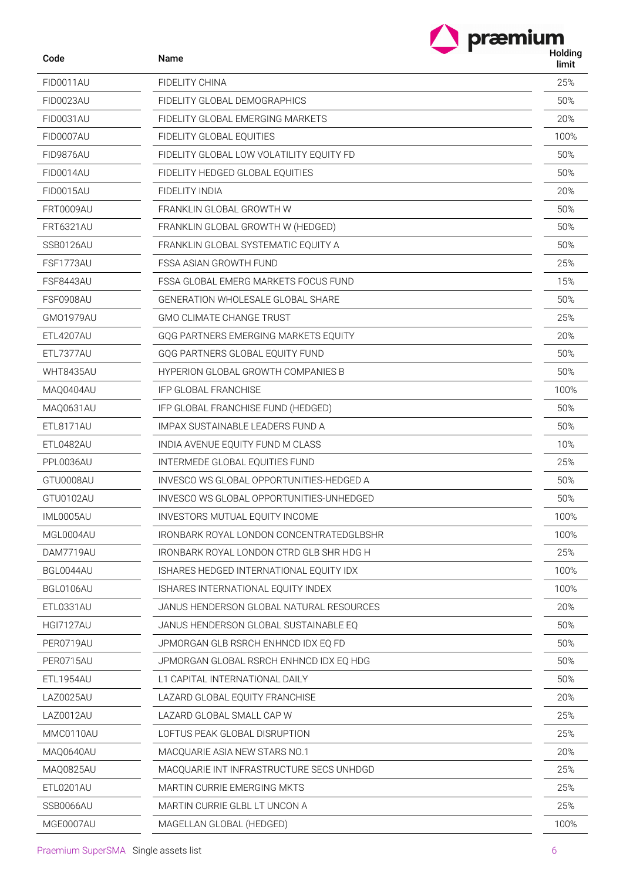| Code | Name | Holding limit |
|---|---|---|
| FID0011AU | FIDELITY CHINA | 25% |
| FID0023AU | FIDELITY GLOBAL DEMOGRAPHICS | 50% |
| FID0031AU | FIDELITY GLOBAL EMERGING MARKETS | 20% |
| FID0007AU | FIDELITY GLOBAL EQUITIES | 100% |
| FID9876AU | FIDELITY GLOBAL LOW VOLATILITY EQUITY FD | 50% |
| FID0014AU | FIDELITY HEDGED GLOBAL EQUITIES | 50% |
| FID0015AU | FIDELITY INDIA | 20% |
| FRT0009AU | FRANKLIN GLOBAL GROWTH W | 50% |
| FRT6321AU | FRANKLIN GLOBAL GROWTH W (HEDGED) | 50% |
| SSB0126AU | FRANKLIN GLOBAL SYSTEMATIC EQUITY A | 50% |
| FSF1773AU | FSSA ASIAN GROWTH FUND | 25% |
| FSF8443AU | FSSA GLOBAL EMERG MARKETS FOCUS FUND | 15% |
| FSF0908AU | GENERATION WHOLESALE GLOBAL SHARE | 50% |
| GMO1979AU | GMO CLIMATE CHANGE TRUST | 25% |
| ETL4207AU | GQG PARTNERS EMERGING MARKETS EQUITY | 20% |
| ETL7377AU | GQG PARTNERS GLOBAL EQUITY FUND | 50% |
| WHT8435AU | HYPERION GLOBAL GROWTH COMPANIES B | 50% |
| MAQ0404AU | IFP GLOBAL FRANCHISE | 100% |
| MAQ0631AU | IFP GLOBAL FRANCHISE FUND (HEDGED) | 50% |
| ETL8171AU | IMPAX SUSTAINABLE LEADERS FUND A | 50% |
| ETL0482AU | INDIA AVENUE EQUITY FUND M CLASS | 10% |
| PPL0036AU | INTERMEDE GLOBAL EQUITIES FUND | 25% |
| GTU0008AU | INVESCO WS GLOBAL OPPORTUNITIES-HEDGED A | 50% |
| GTU0102AU | INVESCO WS GLOBAL OPPORTUNITIES-UNHEDGED | 50% |
| IML0005AU | INVESTORS MUTUAL EQUITY INCOME | 100% |
| MGL0004AU | IRONBARK ROYAL LONDON CONCENTRATEDGLBSHR | 100% |
| DAM7719AU | IRONBARK ROYAL LONDON CTRD GLB SHR HDG H | 25% |
| BGL0044AU | ISHARES HEDGED INTERNATIONAL EQUITY IDX | 100% |
| BGL0106AU | ISHARES INTERNATIONAL EQUITY INDEX | 100% |
| ETL0331AU | JANUS HENDERSON GLOBAL NATURAL RESOURCES | 20% |
| HGI7127AU | JANUS HENDERSON GLOBAL SUSTAINABLE EQ | 50% |
| PER0719AU | JPMORGAN GLB RSRCH ENHNCD IDX EQ FD | 50% |
| PER0715AU | JPMORGAN GLOBAL RSRCH ENHNCD IDX EQ HDG | 50% |
| ETL1954AU | L1 CAPITAL INTERNATIONAL DAILY | 50% |
| LAZ0025AU | LAZARD GLOBAL EQUITY FRANCHISE | 20% |
| LAZ0012AU | LAZARD GLOBAL SMALL CAP W | 25% |
| MMC0110AU | LOFTUS PEAK GLOBAL DISRUPTION | 25% |
| MAQ0640AU | MACQUARIE ASIA NEW STARS NO.1 | 20% |
| MAQ0825AU | MACQUARIE INT INFRASTRUCTURE SECS UNHDGD | 25% |
| ETL0201AU | MARTIN CURRIE EMERGING MKTS | 25% |
| SSB0066AU | MARTIN CURRIE GLBL LT UNCON A | 25% |
| MGE0007AU | MAGELLAN GLOBAL (HEDGED) | 100% |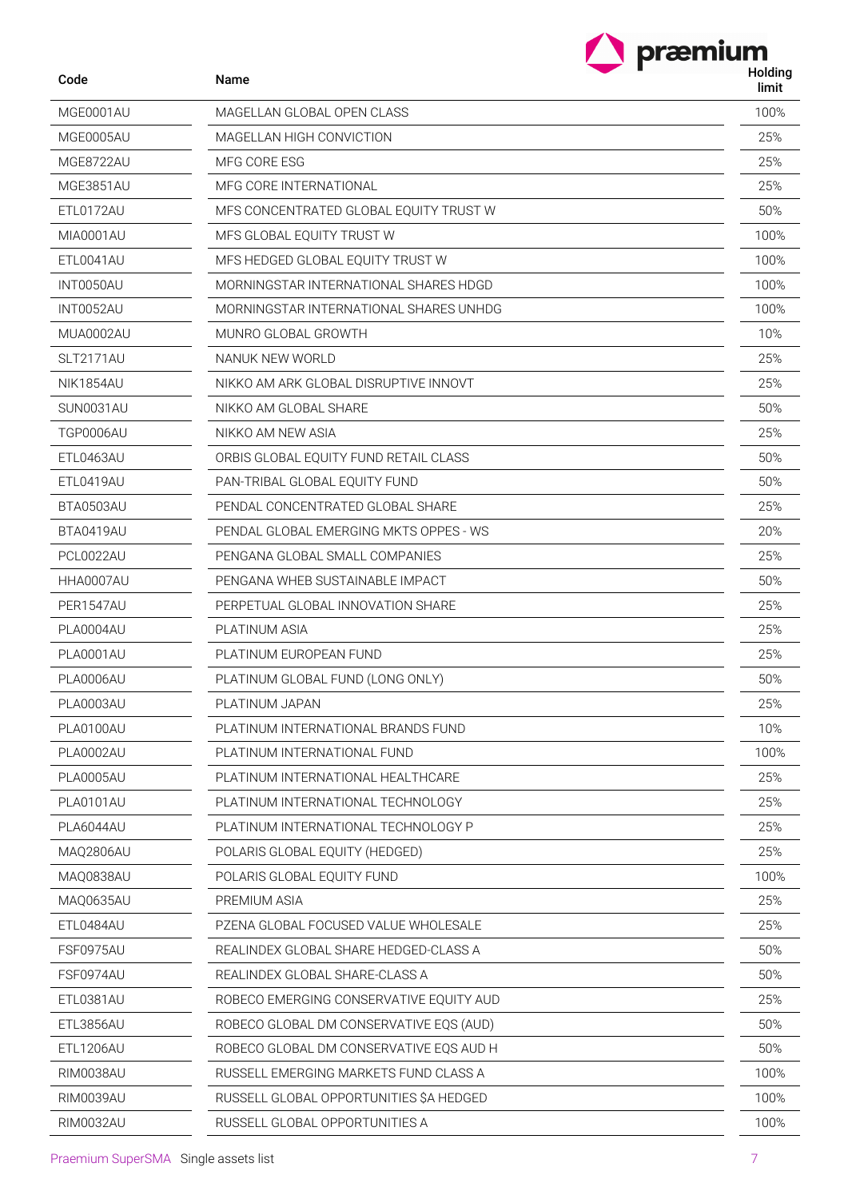| Code | Name | Holding limit |
|---|---|---|
| MGE0001AU | MAGELLAN GLOBAL OPEN CLASS | 100% |
| MGE0005AU | MAGELLAN HIGH CONVICTION | 25% |
| MGE8722AU | MFG CORE ESG | 25% |
| MGE3851AU | MFG CORE INTERNATIONAL | 25% |
| ETL0172AU | MFS CONCENTRATED GLOBAL EQUITY TRUST W | 50% |
| MIA0001AU | MFS GLOBAL EQUITY TRUST W | 100% |
| ETL0041AU | MFS HEDGED GLOBAL EQUITY TRUST W | 100% |
| INT0050AU | MORNINGSTAR INTERNATIONAL SHARES HDGD | 100% |
| INT0052AU | MORNINGSTAR INTERNATIONAL SHARES UNHDG | 100% |
| MUA0002AU | MUNRO GLOBAL GROWTH | 10% |
| SLT2171AU | NANUK NEW WORLD | 25% |
| NIK1854AU | NIKKO AM ARK GLOBAL DISRUPTIVE INNOVT | 25% |
| SUN0031AU | NIKKO AM GLOBAL SHARE | 50% |
| TGP0006AU | NIKKO AM NEW ASIA | 25% |
| ETL0463AU | ORBIS GLOBAL EQUITY FUND RETAIL CLASS | 50% |
| ETL0419AU | PAN-TRIBAL GLOBAL EQUITY FUND | 50% |
| BTA0503AU | PENDAL CONCENTRATED GLOBAL SHARE | 25% |
| BTA0419AU | PENDAL GLOBAL EMERGING MKTS OPPES - WS | 20% |
| PCL0022AU | PENGANA GLOBAL SMALL COMPANIES | 25% |
| HHA0007AU | PENGANA WHEB SUSTAINABLE IMPACT | 50% |
| PER1547AU | PERPETUAL GLOBAL INNOVATION SHARE | 25% |
| PLA0004AU | PLATINUM ASIA | 25% |
| PLA0001AU | PLATINUM EUROPEAN FUND | 25% |
| PLA0006AU | PLATINUM GLOBAL FUND (LONG ONLY) | 50% |
| PLA0003AU | PLATINUM JAPAN | 25% |
| PLA0100AU | PLATINUM INTERNATIONAL BRANDS FUND | 10% |
| PLA0002AU | PLATINUM INTERNATIONAL FUND | 100% |
| PLA0005AU | PLATINUM INTERNATIONAL HEALTHCARE | 25% |
| PLA0101AU | PLATINUM INTERNATIONAL TECHNOLOGY | 25% |
| PLA6044AU | PLATINUM INTERNATIONAL TECHNOLOGY P | 25% |
| MAQ2806AU | POLARIS GLOBAL EQUITY (HEDGED) | 25% |
| MAQ0838AU | POLARIS GLOBAL EQUITY FUND | 100% |
| MAQ0635AU | PREMIUM ASIA | 25% |
| ETL0484AU | PZENA GLOBAL FOCUSED VALUE WHOLESALE | 25% |
| FSF0975AU | REALINDEX GLOBAL SHARE HEDGED-CLASS A | 50% |
| FSF0974AU | REALINDEX GLOBAL SHARE-CLASS A | 50% |
| ETL0381AU | ROBECO EMERGING CONSERVATIVE EQUITY AUD | 25% |
| ETL3856AU | ROBECO GLOBAL DM CONSERVATIVE EQS (AUD) | 50% |
| ETL1206AU | ROBECO GLOBAL DM CONSERVATIVE EQS AUD H | 50% |
| RIM0038AU | RUSSELL EMERGING MARKETS FUND CLASS A | 100% |
| RIM0039AU | RUSSELL GLOBAL OPPORTUNITIES $A HEDGED | 100% |
| RIM0032AU | RUSSELL GLOBAL OPPORTUNITIES A | 100% |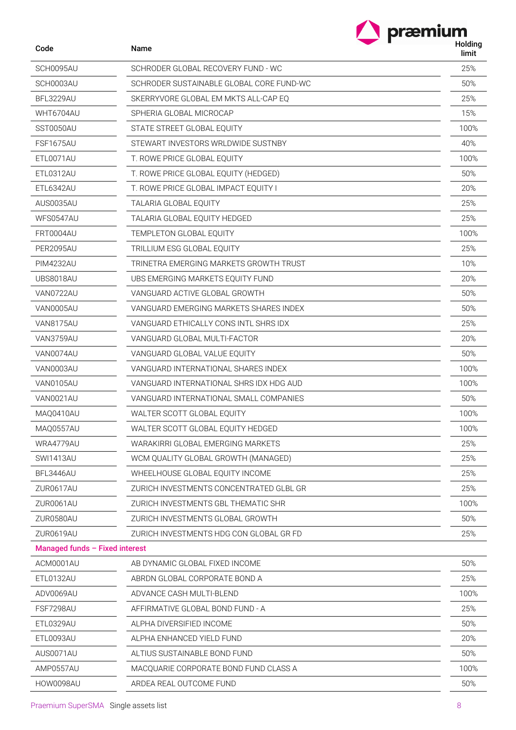| Code | Name | Holding limit |
|---|---|---|
| SCH0095AU | SCHRODER GLOBAL RECOVERY FUND - WC | 25% |
| SCH0003AU | SCHRODER SUSTAINABLE GLOBAL CORE FUND-WC | 50% |
| BFL3229AU | SKERRYVORE GLOBAL EM MKTS ALL-CAP EQ | 25% |
| WHT6704AU | SPHERIA GLOBAL MICROCAP | 15% |
| SST0050AU | STATE STREET GLOBAL EQUITY | 100% |
| FSF1675AU | STEWART INVESTORS WRLDWIDE SUSTNBY | 40% |
| ETL0071AU | T. ROWE PRICE GLOBAL EQUITY | 100% |
| ETL0312AU | T. ROWE PRICE GLOBAL EQUITY (HEDGED) | 50% |
| ETL6342AU | T. ROWE PRICE GLOBAL IMPACT EQUITY I | 20% |
| AUS0035AU | TALARIA GLOBAL EQUITY | 25% |
| WFS0547AU | TALARIA GLOBAL EQUITY HEDGED | 25% |
| FRT0004AU | TEMPLETON GLOBAL EQUITY | 100% |
| PER2095AU | TRILLIUM ESG GLOBAL EQUITY | 25% |
| PIM4232AU | TRINETRA EMERGING MARKETS GROWTH TRUST | 10% |
| UBS8018AU | UBS EMERGING MARKETS EQUITY FUND | 20% |
| VAN0722AU | VANGUARD ACTIVE GLOBAL GROWTH | 50% |
| VAN0005AU | VANGUARD EMERGING MARKETS SHARES INDEX | 50% |
| VAN8175AU | VANGUARD ETHICALLY CONS INTL SHRS IDX | 25% |
| VAN3759AU | VANGUARD GLOBAL MULTI-FACTOR | 20% |
| VAN0074AU | VANGUARD GLOBAL VALUE EQUITY | 50% |
| VAN0003AU | VANGUARD INTERNATIONAL SHARES INDEX | 100% |
| VAN0105AU | VANGUARD INTERNATIONAL SHRS IDX HDG AUD | 100% |
| VAN0021AU | VANGUARD INTERNATIONAL SMALL COMPANIES | 50% |
| MAQ0410AU | WALTER SCOTT GLOBAL EQUITY | 100% |
| MAQ0557AU | WALTER SCOTT GLOBAL EQUITY HEDGED | 100% |
| WRA4779AU | WARAKIRRI GLOBAL EMERGING MARKETS | 25% |
| SWI1413AU | WCM QUALITY GLOBAL GROWTH (MANAGED) | 25% |
| BFL3446AU | WHEELHOUSE GLOBAL EQUITY INCOME | 25% |
| ZUR0617AU | ZURICH INVESTMENTS CONCENTRATED GLBL GR | 25% |
| ZUR0061AU | ZURICH INVESTMENTS GBL THEMATIC SHR | 100% |
| ZUR0580AU | ZURICH INVESTMENTS GLOBAL GROWTH | 50% |
| ZUR0619AU | ZURICH INVESTMENTS HDG CON GLOBAL GR FD | 25% |
| **Managed funds – Fixed interest** | | |
| ACM0001AU | AB DYNAMIC GLOBAL FIXED INCOME | 50% |
| ETL0132AU | ABRDN GLOBAL CORPORATE BOND A | 25% |
| ADV0069AU | ADVANCE CASH MULTI-BLEND | 100% |
| FSF7298AU | AFFIRMATIVE GLOBAL BOND FUND - A | 25% |
| ETL0329AU | ALPHA DIVERSIFIED INCOME | 50% |
| ETL0093AU | ALPHA ENHANCED YIELD FUND | 20% |
| AUS0071AU | ALTIUS SUSTAINABLE BOND FUND | 50% |
| AMP0557AU | MACQUARIE CORPORATE BOND FUND CLASS A | 100% |
| HOW0098AU | ARDEA REAL OUTCOME FUND | 50% |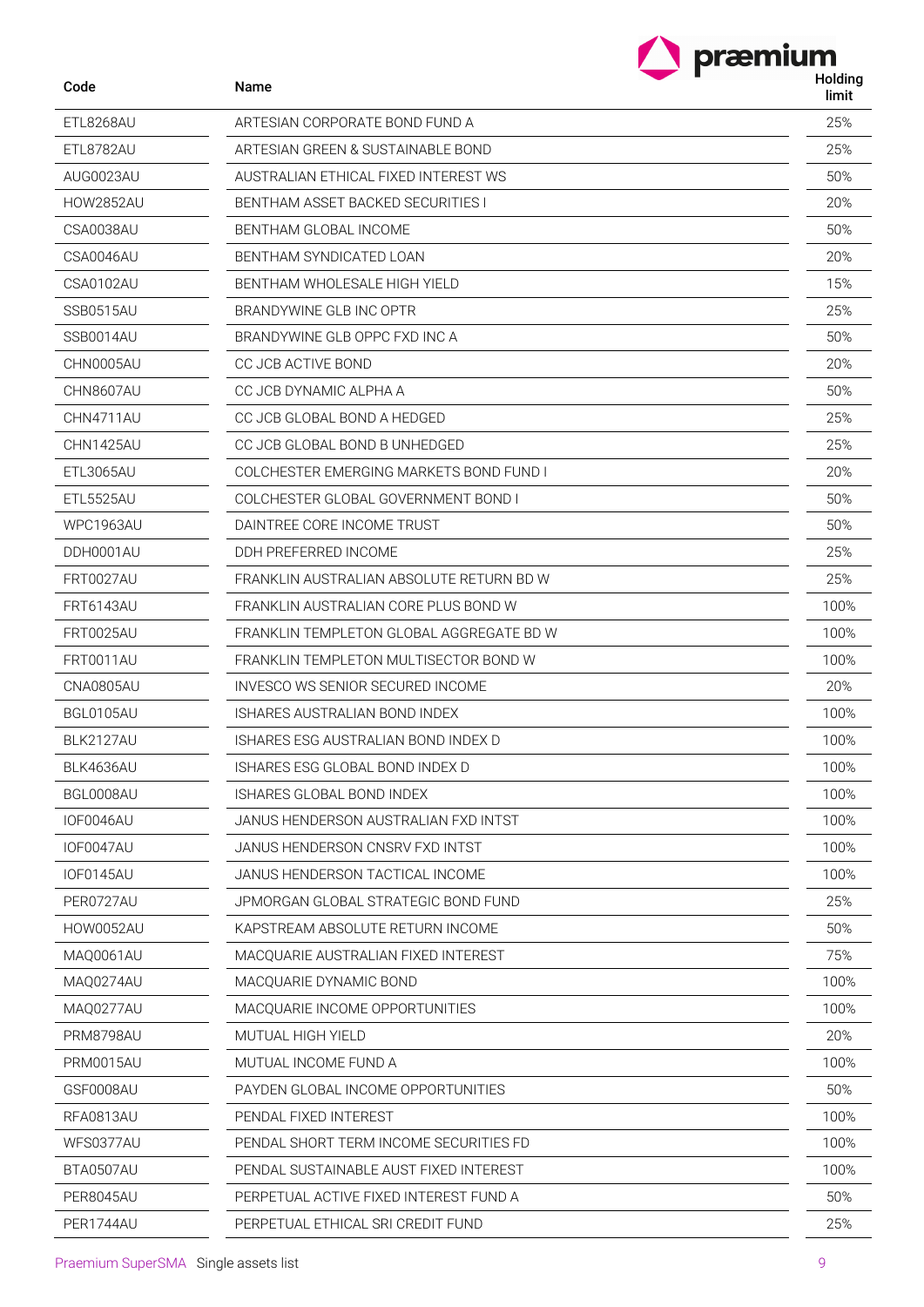| Code | Name | Holding limit |
| --- | --- | --- |
| ETL8268AU | ARTESIAN CORPORATE BOND FUND A | 25% |
| ETL8782AU | ARTESIAN GREEN & SUSTAINABLE BOND | 25% |
| AUG0023AU | AUSTRALIAN ETHICAL FIXED INTEREST WS | 50% |
| HOW2852AU | BENTHAM ASSET BACKED SECURITIES I | 20% |
| CSA0038AU | BENTHAM GLOBAL INCOME | 50% |
| CSA0046AU | BENTHAM SYNDICATED LOAN | 20% |
| CSA0102AU | BENTHAM WHOLESALE HIGH YIELD | 15% |
| SSB0515AU | BRANDYWINE GLB INC OPTR | 25% |
| SSB0014AU | BRANDYWINE GLB OPPC FXD INC A | 50% |
| CHN0005AU | CC JCB ACTIVE BOND | 20% |
| CHN8607AU | CC JCB DYNAMIC ALPHA A | 50% |
| CHN4711AU | CC JCB GLOBAL BOND A HEDGED | 25% |
| CHN1425AU | CC JCB GLOBAL BOND B UNHEDGED | 25% |
| ETL3065AU | COLCHESTER EMERGING MARKETS BOND FUND I | 20% |
| ETL5525AU | COLCHESTER GLOBAL GOVERNMENT BOND I | 50% |
| WPC1963AU | DAINTREE CORE INCOME TRUST | 50% |
| DDH0001AU | DDH PREFERRED INCOME | 25% |
| FRT0027AU | FRANKLIN AUSTRALIAN ABSOLUTE RETURN BD W | 25% |
| FRT6143AU | FRANKLIN AUSTRALIAN CORE PLUS BOND W | 100% |
| FRT0025AU | FRANKLIN TEMPLETON GLOBAL AGGREGATE BD W | 100% |
| FRT0011AU | FRANKLIN TEMPLETON MULTISECTOR BOND W | 100% |
| CNA0805AU | INVESCO WS SENIOR SECURED INCOME | 20% |
| BGL0105AU | ISHARES AUSTRALIAN BOND INDEX | 100% |
| BLK2127AU | ISHARES ESG AUSTRALIAN BOND INDEX D | 100% |
| BLK4636AU | ISHARES ESG GLOBAL BOND INDEX D | 100% |
| BGL0008AU | ISHARES GLOBAL BOND INDEX | 100% |
| IOF0046AU | JANUS HENDERSON AUSTRALIAN FXD INTST | 100% |
| IOF0047AU | JANUS HENDERSON CNSRV FXD INTST | 100% |
| IOF0145AU | JANUS HENDERSON TACTICAL INCOME | 100% |
| PER0727AU | JPMORGAN GLOBAL STRATEGIC BOND FUND | 25% |
| HOW0052AU | KAPSTREAM ABSOLUTE RETURN INCOME | 50% |
| MAQ0061AU | MACQUARIE AUSTRALIAN FIXED INTEREST | 75% |
| MAQ0274AU | MACQUARIE DYNAMIC BOND | 100% |
| MAQ0277AU | MACQUARIE INCOME OPPORTUNITIES | 100% |
| PRM8798AU | MUTUAL HIGH YIELD | 20% |
| PRM0015AU | MUTUAL INCOME FUND A | 100% |
| GSF0008AU | PAYDEN GLOBAL INCOME OPPORTUNITIES | 50% |
| RFA0813AU | PENDAL FIXED INTEREST | 100% |
| WFS0377AU | PENDAL SHORT TERM INCOME SECURITIES FD | 100% |
| BTA0507AU | PENDAL SUSTAINABLE AUST FIXED INTEREST | 100% |
| PER8045AU | PERPETUAL ACTIVE FIXED INTEREST FUND A | 50% |
| PER1744AU | PERPETUAL ETHICAL SRI CREDIT FUND | 25% |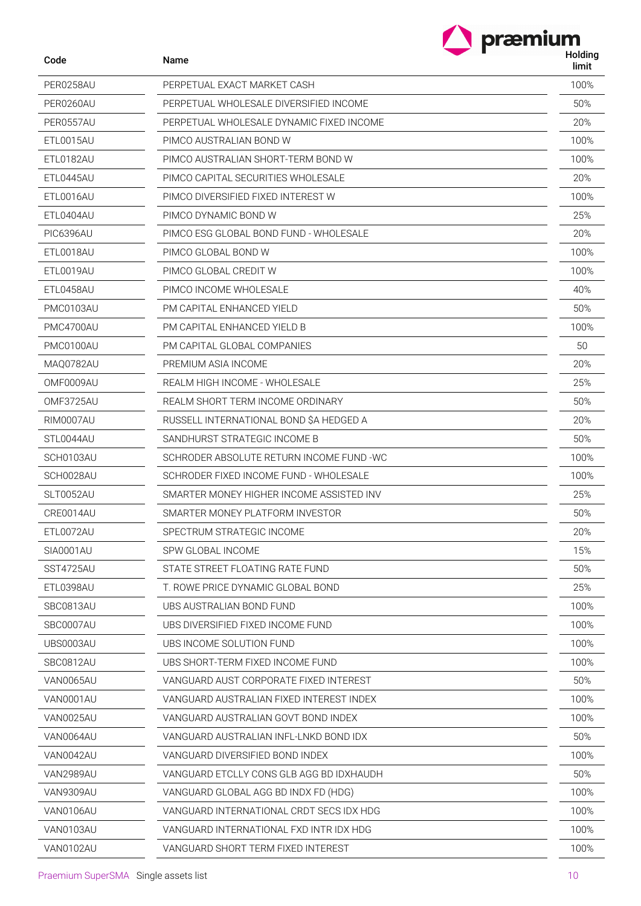| Code | Name | Holding limit |
|---|---|---|
| PER0258AU | PERPETUAL EXACT MARKET CASH | 100% |
| PER0260AU | PERPETUAL WHOLESALE DIVERSIFIED INCOME | 50% |
| PER0557AU | PERPETUAL WHOLESALE DYNAMIC FIXED INCOME | 20% |
| ETL0015AU | PIMCO AUSTRALIAN BOND W | 100% |
| ETL0182AU | PIMCO AUSTRALIAN SHORT-TERM BOND W | 100% |
| ETL0445AU | PIMCO CAPITAL SECURITIES WHOLESALE | 20% |
| ETL0016AU | PIMCO DIVERSIFIED FIXED INTEREST W | 100% |
| ETL0404AU | PIMCO DYNAMIC BOND W | 25% |
| PIC6396AU | PIMCO ESG GLOBAL BOND FUND - WHOLESALE | 20% |
| ETL0018AU | PIMCO GLOBAL BOND W | 100% |
| ETL0019AU | PIMCO GLOBAL CREDIT W | 100% |
| ETL0458AU | PIMCO INCOME WHOLESALE | 40% |
| PMC0103AU | PM CAPITAL ENHANCED YIELD | 50% |
| PMC4700AU | PM CAPITAL ENHANCED YIELD B | 100% |
| PMC0100AU | PM CAPITAL GLOBAL COMPANIES | 50 |
| MAQ0782AU | PREMIUM ASIA INCOME | 20% |
| OMF0009AU | REALM HIGH INCOME - WHOLESALE | 25% |
| OMF3725AU | REALM SHORT TERM INCOME ORDINARY | 50% |
| RIM0007AU | RUSSELL INTERNATIONAL BOND $A HEDGED A | 20% |
| STL0044AU | SANDHURST STRATEGIC INCOME B | 50% |
| SCH0103AU | SCHRODER ABSOLUTE RETURN INCOME FUND -WC | 100% |
| SCH0028AU | SCHRODER FIXED INCOME FUND - WHOLESALE | 100% |
| SLT0052AU | SMARTER MONEY HIGHER INCOME ASSISTED INV | 25% |
| CRE0014AU | SMARTER MONEY PLATFORM INVESTOR | 50% |
| ETL0072AU | SPECTRUM STRATEGIC INCOME | 20% |
| SIA0001AU | SPW GLOBAL INCOME | 15% |
| SST4725AU | STATE STREET FLOATING RATE FUND | 50% |
| ETL0398AU | T. ROWE PRICE DYNAMIC GLOBAL BOND | 25% |
| SBC0813AU | UBS AUSTRALIAN BOND FUND | 100% |
| SBC0007AU | UBS DIVERSIFIED FIXED INCOME FUND | 100% |
| UBS0003AU | UBS INCOME SOLUTION FUND | 100% |
| SBC0812AU | UBS SHORT-TERM FIXED INCOME FUND | 100% |
| VAN0065AU | VANGUARD AUST CORPORATE FIXED INTEREST | 50% |
| VAN0001AU | VANGUARD AUSTRALIAN FIXED INTEREST INDEX | 100% |
| VAN0025AU | VANGUARD AUSTRALIAN GOVT BOND INDEX | 100% |
| VAN0064AU | VANGUARD AUSTRALIAN INFL-LNKD BOND IDX | 50% |
| VAN0042AU | VANGUARD DIVERSIFIED BOND INDEX | 100% |
| VAN2989AU | VANGUARD ETCLLY CONS GLB AGG BD IDXHAUDH | 50% |
| VAN9309AU | VANGUARD GLOBAL AGG BD INDX FD (HDG) | 100% |
| VAN0106AU | VANGUARD INTERNATIONAL CRDT SECS IDX HDG | 100% |
| VAN0103AU | VANGUARD INTERNATIONAL FXD INTR IDX HDG | 100% |
| VAN0102AU | VANGUARD SHORT TERM FIXED INTEREST | 100% |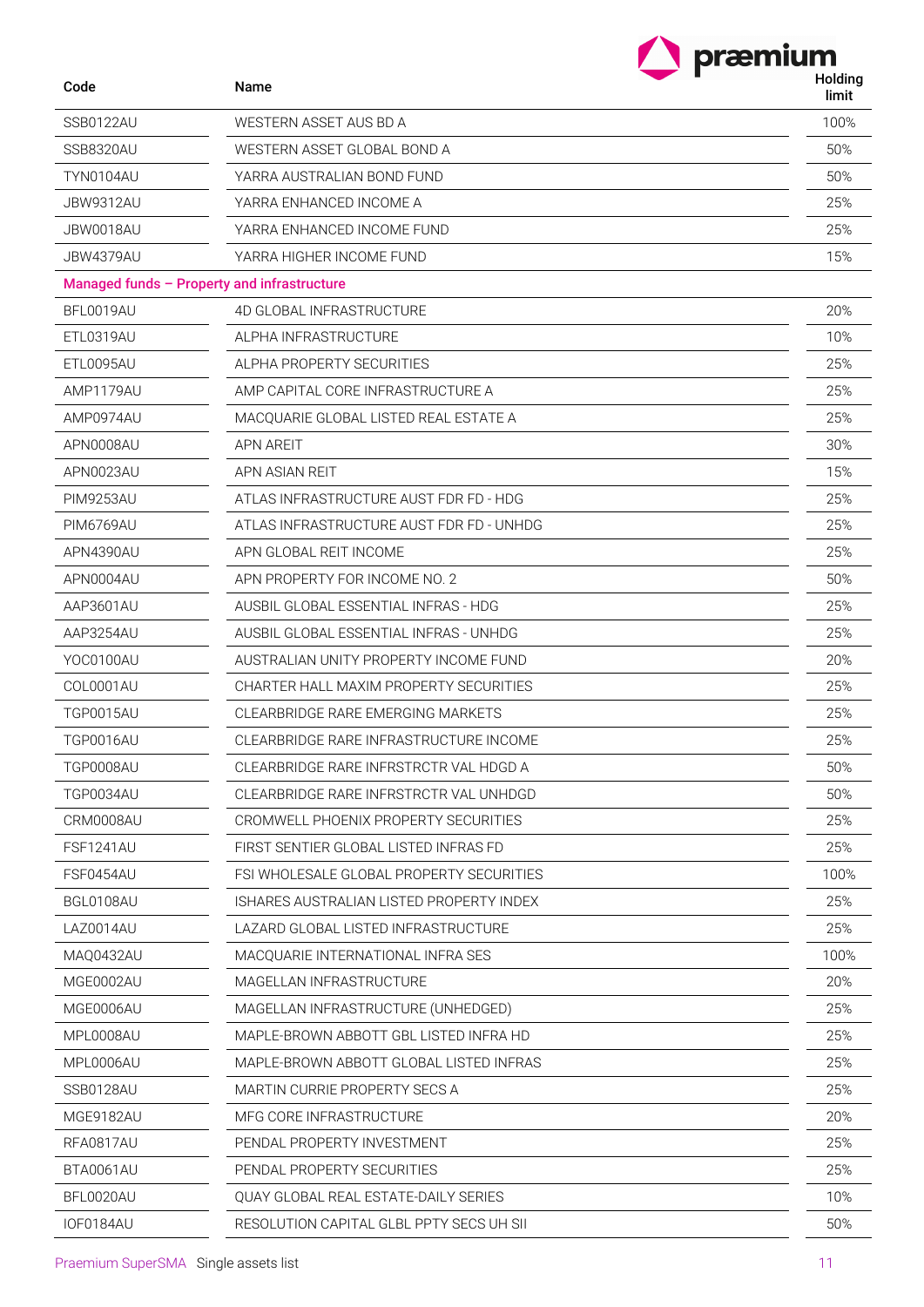| Code | Name | Holding limit |
|---|---|---|
| SSB0122AU | WESTERN ASSET AUS BD A | 100% |
| SSB8320AU | WESTERN ASSET GLOBAL BOND A | 50% |
| TYN0104AU | YARRA AUSTRALIAN BOND FUND | 50% |
| JBW9312AU | YARRA ENHANCED INCOME A | 25% |
| JBW0018AU | YARRA ENHANCED INCOME FUND | 25% |
| JBW4379AU | YARRA HIGHER INCOME FUND | 15% |
| **Managed funds – Property and infrastructure** | | |
| BFL0019AU | 4D GLOBAL INFRASTRUCTURE | 20% |
| ETL0319AU | ALPHA INFRASTRUCTURE | 10% |
| ETL0095AU | ALPHA PROPERTY SECURITIES | 25% |
| AMP1179AU | AMP CAPITAL CORE INFRASTRUCTURE A | 25% |
| AMP0974AU | MACQUARIE GLOBAL LISTED REAL ESTATE A | 25% |
| APN0008AU | APN AREIT | 30% |
| APN0023AU | APN ASIAN REIT | 15% |
| PIM9253AU | ATLAS INFRASTRUCTURE AUST FDR FD - HDG | 25% |
| PIM6769AU | ATLAS INFRASTRUCTURE AUST FDR FD - UNHDG | 25% |
| APN4390AU | APN GLOBAL REIT INCOME | 25% |
| APN0004AU | APN PROPERTY FOR INCOME NO. 2 | 50% |
| AAP3601AU | AUSBIL GLOBAL ESSENTIAL INFRAS - HDG | 25% |
| AAP3254AU | AUSBIL GLOBAL ESSENTIAL INFRAS - UNHDG | 25% |
| YOC0100AU | AUSTRALIAN UNITY PROPERTY INCOME FUND | 20% |
| COL0001AU | CHARTER HALL MAXIM PROPERTY SECURITIES | 25% |
| TGP0015AU | CLEARBRIDGE RARE EMERGING MARKETS | 25% |
| TGP0016AU | CLEARBRIDGE RARE INFRASTRUCTURE INCOME | 25% |
| TGP0008AU | CLEARBRIDGE RARE INFRSTRCTR VAL HDGD A | 50% |
| TGP0034AU | CLEARBRIDGE RARE INFRSTRCTR VAL UNHDGD | 50% |
| CRM0008AU | CROMWELL PHOENIX PROPERTY SECURITIES | 25% |
| FSF1241AU | FIRST SENTIER GLOBAL LISTED INFRAS FD | 25% |
| FSF0454AU | FSI WHOLESALE GLOBAL PROPERTY SECURITIES | 100% |
| BGL0108AU | ISHARES AUSTRALIAN LISTED PROPERTY INDEX | 25% |
| LAZ0014AU | LAZARD GLOBAL LISTED INFRASTRUCTURE | 25% |
| MAQ0432AU | MACQUARIE INTERNATIONAL INFRA SES | 100% |
| MGE0002AU | MAGELLAN INFRASTRUCTURE | 20% |
| MGE0006AU | MAGELLAN INFRASTRUCTURE (UNHEDGED) | 25% |
| MPL0008AU | MAPLE-BROWN ABBOTT GBL LISTED INFRA HD | 25% |
| MPL0006AU | MAPLE-BROWN ABBOTT GLOBAL LISTED INFRAS | 25% |
| SSB0128AU | MARTIN CURRIE PROPERTY SECS A | 25% |
| MGE9182AU | MFG CORE INFRASTRUCTURE | 20% |
| RFA0817AU | PENDAL PROPERTY INVESTMENT | 25% |
| BTA0061AU | PENDAL PROPERTY SECURITIES | 25% |
| BFL0020AU | QUAY GLOBAL REAL ESTATE-DAILY SERIES | 10% |
| IOF0184AU | RESOLUTION CAPITAL GLBL PPTY SECS UH SII | 50% |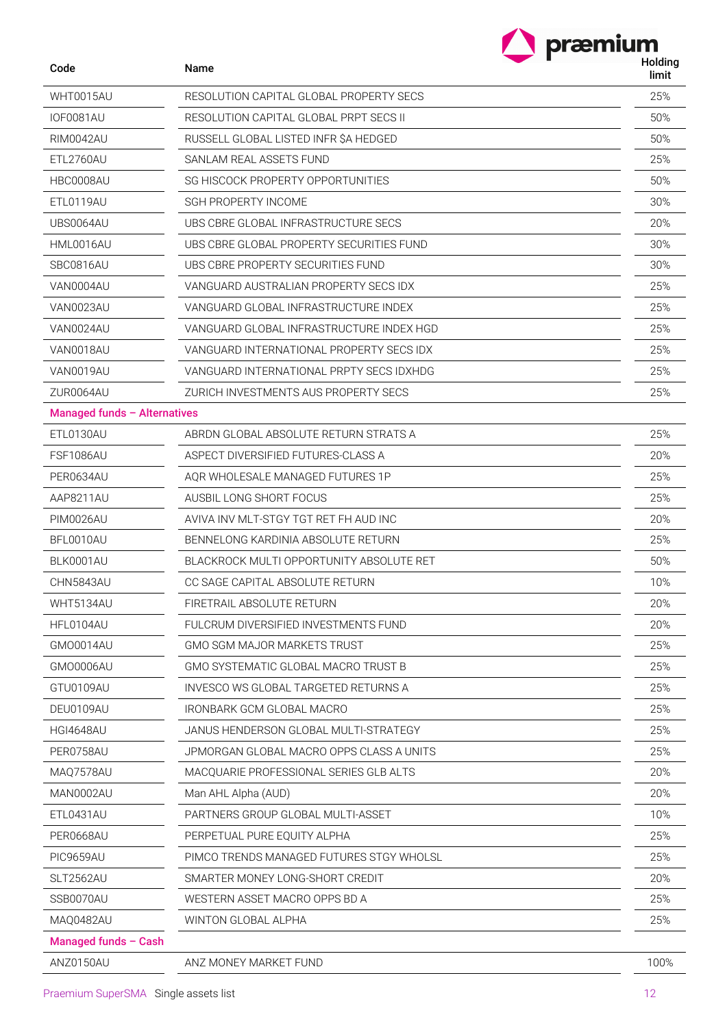| Code | Name | Holding limit |
|---|---|---|
| WHT0015AU | RESOLUTION CAPITAL GLOBAL PROPERTY SECS | 25% |
| IOF0081AU | RESOLUTION CAPITAL GLOBAL PRPT SECS II | 50% |
| RIM0042AU | RUSSELL GLOBAL LISTED INFR $A HEDGED | 50% |
| ETL2760AU | SANLAM REAL ASSETS FUND | 25% |
| HBC0008AU | SG HISCOCK PROPERTY OPPORTUNITIES | 50% |
| ETL0119AU | SGH PROPERTY INCOME | 30% |
| UBS0064AU | UBS CBRE GLOBAL INFRASTRUCTURE SECS | 20% |
| HML0016AU | UBS CBRE GLOBAL PROPERTY SECURITIES FUND | 30% |
| SBC0816AU | UBS CBRE PROPERTY SECURITIES FUND | 30% |
| VAN0004AU | VANGUARD AUSTRALIAN PROPERTY SECS IDX | 25% |
| VAN0023AU | VANGUARD GLOBAL INFRASTRUCTURE INDEX | 25% |
| VAN0024AU | VANGUARD GLOBAL INFRASTRUCTURE INDEX HGD | 25% |
| VAN0018AU | VANGUARD INTERNATIONAL PROPERTY SECS IDX | 25% |
| VAN0019AU | VANGUARD INTERNATIONAL PRPTY SECS IDXHDG | 25% |
| ZUR0064AU | ZURICH INVESTMENTS AUS PROPERTY SECS | 25% |
| **Managed funds – Alternatives** | | |
| ETL0130AU | ABRDN GLOBAL ABSOLUTE RETURN STRATS A | 25% |
| FSF1086AU | ASPECT DIVERSIFIED FUTURES-CLASS A | 20% |
| PER0634AU | AQR WHOLESALE MANAGED FUTURES 1P | 25% |
| AAP8211AU | AUSBIL LONG SHORT FOCUS | 25% |
| PIM0026AU | AVIVA INV MLT-STGY TGT RET FH AUD INC | 20% |
| BFL0010AU | BENNELONG KARDINIA ABSOLUTE RETURN | 25% |
| BLK0001AU | BLACKROCK MULTI OPPORTUNITY ABSOLUTE RET | 50% |
| CHN5843AU | CC SAGE CAPITAL ABSOLUTE RETURN | 10% |
| WHT5134AU | FIRETRAIL ABSOLUTE RETURN | 20% |
| HFL0104AU | FULCRUM DIVERSIFIED INVESTMENTS FUND | 20% |
| GMO0014AU | GMO SGM MAJOR MARKETS TRUST | 25% |
| GMO0006AU | GMO SYSTEMATIC GLOBAL MACRO TRUST B | 25% |
| GTU0109AU | INVESCO WS GLOBAL TARGETED RETURNS A | 25% |
| DEU0109AU | IRONBARK GCM GLOBAL MACRO | 25% |
| HGI4648AU | JANUS HENDERSON GLOBAL MULTI-STRATEGY | 25% |
| PER0758AU | JPMORGAN GLOBAL MACRO OPPS CLASS A UNITS | 25% |
| MAQ7578AU | MACQUARIE PROFESSIONAL SERIES GLB ALTS | 20% |
| MAN0002AU | Man AHL Alpha (AUD) | 20% |
| ETL0431AU | PARTNERS GROUP GLOBAL MULTI-ASSET | 10% |
| PER0668AU | PERPETUAL PURE EQUITY ALPHA | 25% |
| PIC9659AU | PIMCO TRENDS MANAGED FUTURES STGY WHOLSL | 25% |
| SLT2562AU | SMARTER MONEY LONG-SHORT CREDIT | 20% |
| SSB0070AU | WESTERN ASSET MACRO OPPS BD A | 25% |
| MAQ0482AU | WINTON GLOBAL ALPHA | 25% |
| **Managed funds – Cash** | | |
| ANZ0150AU | ANZ MONEY MARKET FUND | 100% |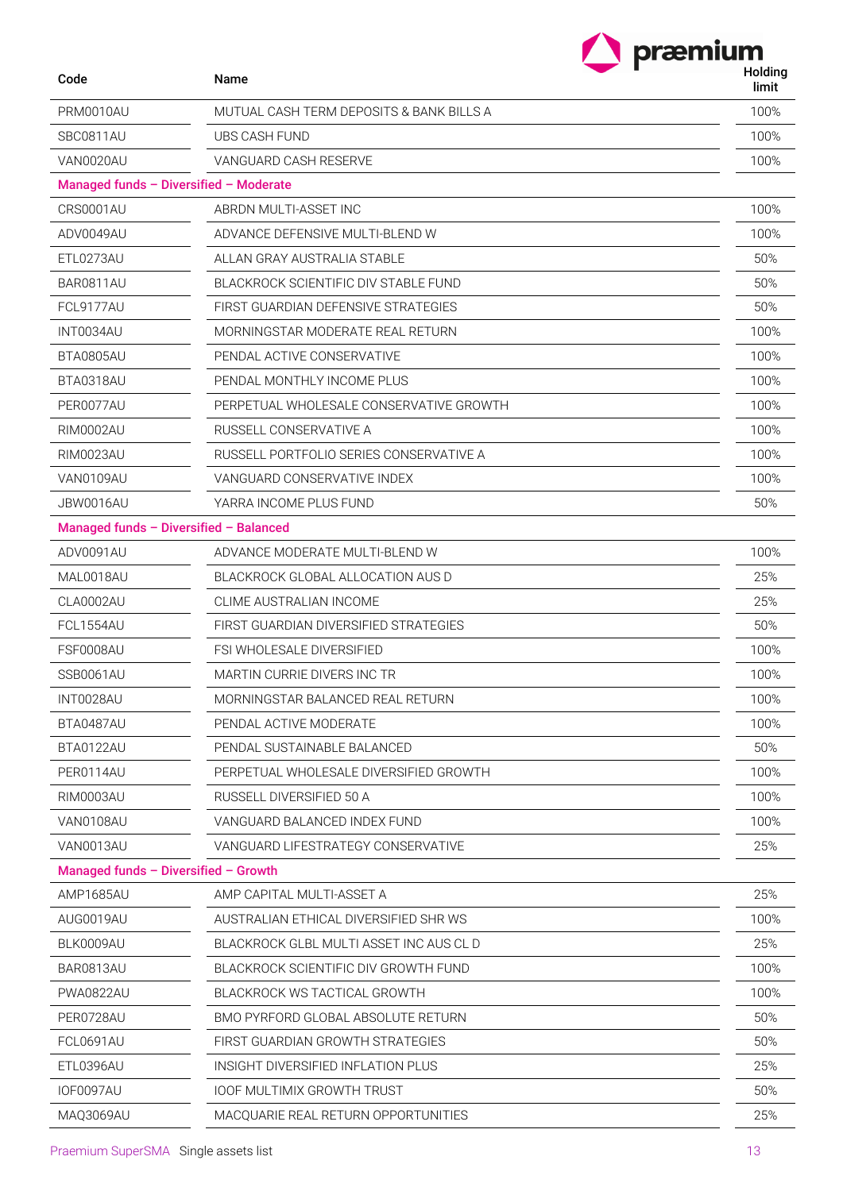| Code | Name | Holding limit |
|---|---|---|
| PRM0010AU | MUTUAL CASH TERM DEPOSITS & BANK BILLS A | 100% |
| SBC0811AU | UBS CASH FUND | 100% |
| VAN0020AU | VANGUARD CASH RESERVE | 100% |
| **Managed funds – Diversified – Moderate** | | |
| CRS0001AU | ABRDN MULTI-ASSET INC | 100% |
| ADV0049AU | ADVANCE DEFENSIVE MULTI-BLEND W | 100% |
| ETL0273AU | ALLAN GRAY AUSTRALIA STABLE | 50% |
| BAR0811AU | BLACKROCK SCIENTIFIC DIV STABLE FUND | 50% |
| FCL9177AU | FIRST GUARDIAN DEFENSIVE STRATEGIES | 50% |
| INT0034AU | MORNINGSTAR MODERATE REAL RETURN | 100% |
| BTA0805AU | PENDAL ACTIVE CONSERVATIVE | 100% |
| BTA0318AU | PENDAL MONTHLY INCOME PLUS | 100% |
| PER0077AU | PERPETUAL WHOLESALE CONSERVATIVE GROWTH | 100% |
| RIM0002AU | RUSSELL CONSERVATIVE A | 100% |
| RIM0023AU | RUSSELL PORTFOLIO SERIES CONSERVATIVE A | 100% |
| VAN0109AU | VANGUARD CONSERVATIVE INDEX | 100% |
| JBW0016AU | YARRA INCOME PLUS FUND | 50% |
| **Managed funds – Diversified – Balanced** | | |
| ADV0091AU | ADVANCE MODERATE MULTI-BLEND W | 100% |
| MAL0018AU | BLACKROCK GLOBAL ALLOCATION AUS D | 25% |
| CLA0002AU | CLIME AUSTRALIAN INCOME | 25% |
| FCL1554AU | FIRST GUARDIAN DIVERSIFIED STRATEGIES | 50% |
| FSF0008AU | FSI WHOLESALE DIVERSIFIED | 100% |
| SSB0061AU | MARTIN CURRIE DIVERS INC TR | 100% |
| INT0028AU | MORNINGSTAR BALANCED REAL RETURN | 100% |
| BTA0487AU | PENDAL ACTIVE MODERATE | 100% |
| BTA0122AU | PENDAL SUSTAINABLE BALANCED | 50% |
| PER0114AU | PERPETUAL WHOLESALE DIVERSIFIED GROWTH | 100% |
| RIM0003AU | RUSSELL DIVERSIFIED 50 A | 100% |
| VAN0108AU | VANGUARD BALANCED INDEX FUND | 100% |
| VAN0013AU | VANGUARD LIFESTRATEGY CONSERVATIVE | 25% |
| **Managed funds – Diversified – Growth** | | |
| AMP1685AU | AMP CAPITAL MULTI-ASSET A | 25% |
| AUG0019AU | AUSTRALIAN ETHICAL DIVERSIFIED SHR WS | 100% |
| BLK0009AU | BLACKROCK GLBL MULTI ASSET INC AUS CL D | 25% |
| BAR0813AU | BLACKROCK SCIENTIFIC DIV GROWTH FUND | 100% |
| PWA0822AU | BLACKROCK WS TACTICAL GROWTH | 100% |
| PER0728AU | BMO PYRFORD GLOBAL ABSOLUTE RETURN | 50% |
| FCL0691AU | FIRST GUARDIAN GROWTH STRATEGIES | 50% |
| ETL0396AU | INSIGHT DIVERSIFIED INFLATION PLUS | 25% |
| IOF0097AU | IOOF MULTIMIX GROWTH TRUST | 50% |
| MAQ3069AU | MACQUARIE REAL RETURN OPPORTUNITIES | 25% |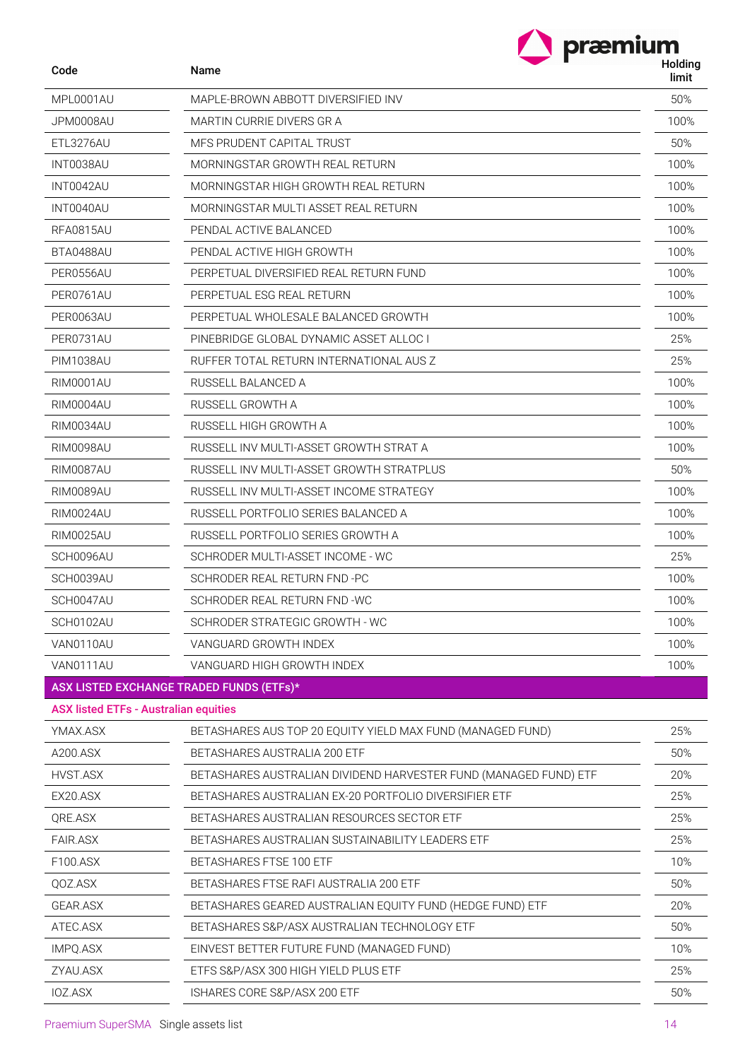| Code | Name | Holding limit |
|---|---|---|
| MPL0001AU | MAPLE-BROWN ABBOTT DIVERSIFIED INV | 50% |
| JPM0008AU | MARTIN CURRIE DIVERS GR A | 100% |
| ETL3276AU | MFS PRUDENT CAPITAL TRUST | 50% |
| INT0038AU | MORNINGSTAR GROWTH REAL RETURN | 100% |
| INT0042AU | MORNINGSTAR HIGH GROWTH REAL RETURN | 100% |
| INT0040AU | MORNINGSTAR MULTI ASSET REAL RETURN | 100% |
| RFA0815AU | PENDAL ACTIVE BALANCED | 100% |
| BTA0488AU | PENDAL ACTIVE HIGH GROWTH | 100% |
| PER0556AU | PERPETUAL DIVERSIFIED REAL RETURN FUND | 100% |
| PER0761AU | PERPETUAL ESG REAL RETURN | 100% |
| PER0063AU | PERPETUAL WHOLESALE BALANCED GROWTH | 100% |
| PER0731AU | PINEBRIDGE GLOBAL DYNAMIC ASSET ALLOC I | 25% |
| PIM1038AU | RUFFER TOTAL RETURN INTERNATIONAL AUS Z | 25% |
| RIM0001AU | RUSSELL BALANCED A | 100% |
| RIM0004AU | RUSSELL GROWTH A | 100% |
| RIM0034AU | RUSSELL HIGH GROWTH A | 100% |
| RIM0098AU | RUSSELL INV MULTI-ASSET GROWTH STRAT A | 100% |
| RIM0087AU | RUSSELL INV MULTI-ASSET GROWTH STRATPLUS | 50% |
| RIM0089AU | RUSSELL INV MULTI-ASSET INCOME STRATEGY | 100% |
| RIM0024AU | RUSSELL PORTFOLIO SERIES BALANCED A | 100% |
| RIM0025AU | RUSSELL PORTFOLIO SERIES GROWTH A | 100% |
| SCH0096AU | SCHRODER MULTI-ASSET INCOME - WC | 25% |
| SCH0039AU | SCHRODER REAL RETURN FND -PC | 100% |
| SCH0047AU | SCHRODER REAL RETURN FND -WC | 100% |
| SCH0102AU | SCHRODER STRATEGIC GROWTH - WC | 100% |
| VAN0110AU | VANGUARD GROWTH INDEX | 100% |
| VAN0111AU | VANGUARD HIGH GROWTH INDEX | 100% |
| **ASX LISTED EXCHANGE TRADED FUNDS (ETFs)*** | | |
| **ASX listed ETFs - Australian equities** | | |
| YMAX.ASX | BETASHARES AUS TOP 20 EQUITY YIELD MAX FUND (MANAGED FUND) | 25% |
| A200.ASX | BETASHARES AUSTRALIA 200 ETF | 50% |
| HVST.ASX | BETASHARES AUSTRALIAN DIVIDEND HARVESTER FUND (MANAGED FUND) ETF | 20% |
| EX20.ASX | BETASHARES AUSTRALIAN EX-20 PORTFOLIO DIVERSIFIER ETF | 25% |
| QRE.ASX | BETASHARES AUSTRALIAN RESOURCES SECTOR ETF | 25% |
| FAIR.ASX | BETASHARES AUSTRALIAN SUSTAINABILITY LEADERS ETF | 25% |
| F100.ASX | BETASHARES FTSE 100 ETF | 10% |
| QOZ.ASX | BETASHARES FTSE RAFI AUSTRALIA 200 ETF | 50% |
| GEAR.ASX | BETASHARES GEARED AUSTRALIAN EQUITY FUND (HEDGE FUND) ETF | 20% |
| ATEC.ASX | BETASHARES S&P/ASX AUSTRALIAN TECHNOLOGY ETF | 50% |
| IMPQ.ASX | EINVEST BETTER FUTURE FUND (MANAGED FUND) | 10% |
| ZYAU.ASX | ETFS S&P/ASX 300 HIGH YIELD PLUS ETF | 25% |
| IOZ.ASX | ISHARES CORE S&P/ASX 200 ETF | 50% |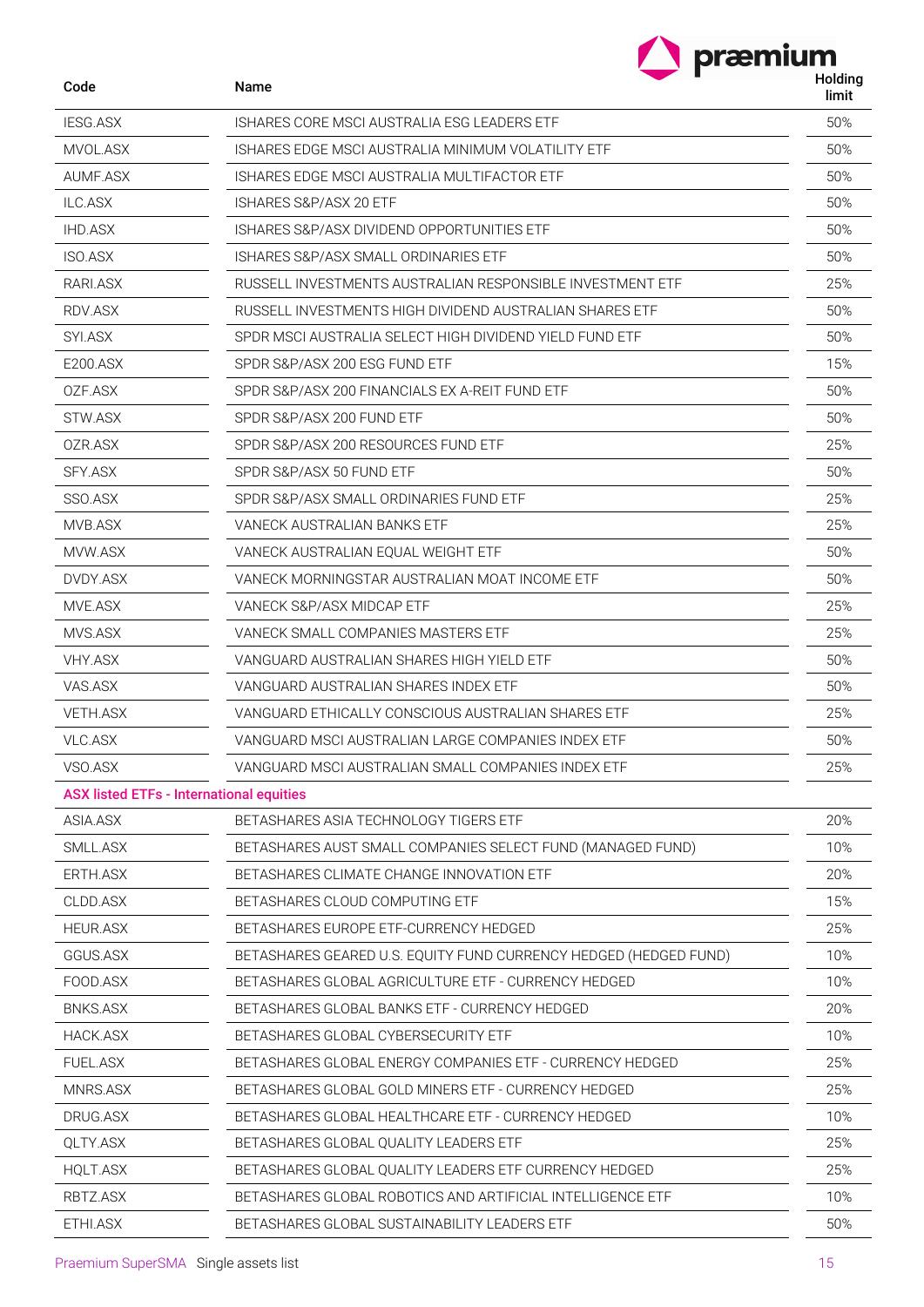| Code | Name | Holding limit |
|---|---|---|
| IESG.ASX | ISHARES CORE MSCI AUSTRALIA ESG LEADERS ETF | 50% |
| MVOL.ASX | ISHARES EDGE MSCI AUSTRALIA MINIMUM VOLATILITY ETF | 50% |
| AUMF.ASX | ISHARES EDGE MSCI AUSTRALIA MULTIFACTOR ETF | 50% |
| ILC.ASX | ISHARES S&P/ASX 20 ETF | 50% |
| IHD.ASX | ISHARES S&P/ASX DIVIDEND OPPORTUNITIES ETF | 50% |
| ISO.ASX | ISHARES S&P/ASX SMALL ORDINARIES ETF | 50% |
| RARI.ASX | RUSSELL INVESTMENTS AUSTRALIAN RESPONSIBLE INVESTMENT ETF | 25% |
| RDV.ASX | RUSSELL INVESTMENTS HIGH DIVIDEND AUSTRALIAN SHARES ETF | 50% |
| SYI.ASX | SPDR MSCI AUSTRALIA SELECT HIGH DIVIDEND YIELD FUND ETF | 50% |
| E200.ASX | SPDR S&P/ASX 200 ESG FUND ETF | 15% |
| OZF.ASX | SPDR S&P/ASX 200 FINANCIALS EX A-REIT FUND ETF | 50% |
| STW.ASX | SPDR S&P/ASX 200 FUND ETF | 50% |
| OZR.ASX | SPDR S&P/ASX 200 RESOURCES FUND ETF | 25% |
| SFY.ASX | SPDR S&P/ASX 50 FUND ETF | 50% |
| SSO.ASX | SPDR S&P/ASX SMALL ORDINARIES FUND ETF | 25% |
| MVB.ASX | VANECK AUSTRALIAN BANKS ETF | 25% |
| MVW.ASX | VANECK AUSTRALIAN EQUAL WEIGHT ETF | 50% |
| DVDY.ASX | VANECK MORNINGSTAR AUSTRALIAN MOAT INCOME ETF | 50% |
| MVE.ASX | VANECK S&P/ASX MIDCAP ETF | 25% |
| MVS.ASX | VANECK SMALL COMPANIES MASTERS ETF | 25% |
| VHY.ASX | VANGUARD AUSTRALIAN SHARES HIGH YIELD ETF | 50% |
| VAS.ASX | VANGUARD AUSTRALIAN SHARES INDEX ETF | 50% |
| VETH.ASX | VANGUARD ETHICALLY CONSCIOUS AUSTRALIAN SHARES ETF | 25% |
| VLC.ASX | VANGUARD MSCI AUSTRALIAN LARGE COMPANIES INDEX ETF | 50% |
| VSO.ASX | VANGUARD MSCI AUSTRALIAN SMALL COMPANIES INDEX ETF | 25% |
| **ASX listed ETFs - International equities** | | |
| ASIA.ASX | BETASHARES ASIA TECHNOLOGY TIGERS ETF | 20% |
| SMLL.ASX | BETASHARES AUST SMALL COMPANIES SELECT FUND (MANAGED FUND) | 10% |
| ERTH.ASX | BETASHARES CLIMATE CHANGE INNOVATION ETF | 20% |
| CLDD.ASX | BETASHARES CLOUD COMPUTING ETF | 15% |
| HEUR.ASX | BETASHARES EUROPE ETF-CURRENCY HEDGED | 25% |
| GGUS.ASX | BETASHARES GEARED U.S. EQUITY FUND CURRENCY HEDGED (HEDGED FUND) | 10% |
| FOOD.ASX | BETASHARES GLOBAL AGRICULTURE ETF - CURRENCY HEDGED | 10% |
| BNKS.ASX | BETASHARES GLOBAL BANKS ETF - CURRENCY HEDGED | 20% |
| HACK.ASX | BETASHARES GLOBAL CYBERSECURITY ETF | 10% |
| FUEL.ASX | BETASHARES GLOBAL ENERGY COMPANIES ETF - CURRENCY HEDGED | 25% |
| MNRS.ASX | BETASHARES GLOBAL GOLD MINERS ETF - CURRENCY HEDGED | 25% |
| DRUG.ASX | BETASHARES GLOBAL HEALTHCARE ETF - CURRENCY HEDGED | 10% |
| QLTY.ASX | BETASHARES GLOBAL QUALITY LEADERS ETF | 25% |
| HQLT.ASX | BETASHARES GLOBAL QUALITY LEADERS ETF CURRENCY HEDGED | 25% |
| RBTZ.ASX | BETASHARES GLOBAL ROBOTICS AND ARTIFICIAL INTELLIGENCE ETF | 10% |
| ETHI.ASX | BETASHARES GLOBAL SUSTAINABILITY LEADERS ETF | 50% |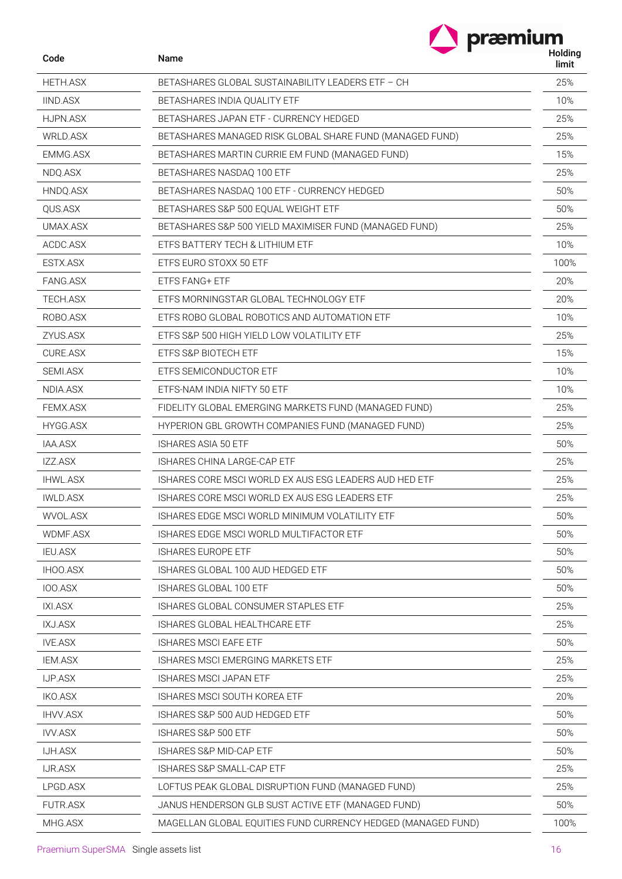| Code | Name | Holding limit |
|---|---|---|
| HETH.ASX | BETASHARES GLOBAL SUSTAINABILITY LEADERS ETF – CH | 25% |
| IIND.ASX | BETASHARES INDIA QUALITY ETF | 10% |
| HJPN.ASX | BETASHARES JAPAN ETF - CURRENCY HEDGED | 25% |
| WRLD.ASX | BETASHARES MANAGED RISK GLOBAL SHARE FUND (MANAGED FUND) | 25% |
| EMMG.ASX | BETASHARES MARTIN CURRIE EM FUND (MANAGED FUND) | 15% |
| NDQ.ASX | BETASHARES NASDAQ 100 ETF | 25% |
| HNDQ.ASX | BETASHARES NASDAQ 100 ETF - CURRENCY HEDGED | 50% |
| QUS.ASX | BETASHARES S&P 500 EQUAL WEIGHT ETF | 50% |
| UMAX.ASX | BETASHARES S&P 500 YIELD MAXIMISER FUND (MANAGED FUND) | 25% |
| ACDC.ASX | ETFS BATTERY TECH & LITHIUM ETF | 10% |
| ESTX.ASX | ETFS EURO STOXX 50 ETF | 100% |
| FANG.ASX | ETFS FANG+ ETF | 20% |
| TECH.ASX | ETFS MORNINGSTAR GLOBAL TECHNOLOGY ETF | 20% |
| ROBO.ASX | ETFS ROBO GLOBAL ROBOTICS AND AUTOMATION ETF | 10% |
| ZYUS.ASX | ETFS S&P 500 HIGH YIELD LOW VOLATILITY ETF | 25% |
| CURE.ASX | ETFS S&P BIOTECH ETF | 15% |
| SEMI.ASX | ETFS SEMICONDUCTOR ETF | 10% |
| NDIA.ASX | ETFS-NAM INDIA NIFTY 50 ETF | 10% |
| FEMX.ASX | FIDELITY GLOBAL EMERGING MARKETS FUND (MANAGED FUND) | 25% |
| HYGG.ASX | HYPERION GBL GROWTH COMPANIES FUND (MANAGED FUND) | 25% |
| IAA.ASX | ISHARES ASIA 50 ETF | 50% |
| IZZ.ASX | ISHARES CHINA LARGE-CAP ETF | 25% |
| IHWL.ASX | ISHARES CORE MSCI WORLD EX AUS ESG LEADERS AUD HED ETF | 25% |
| IWLD.ASX | ISHARES CORE MSCI WORLD EX AUS ESG LEADERS ETF | 25% |
| WVOL.ASX | ISHARES EDGE MSCI WORLD MINIMUM VOLATILITY ETF | 50% |
| WDMF.ASX | ISHARES EDGE MSCI WORLD MULTIFACTOR ETF | 50% |
| IEU.ASX | ISHARES EUROPE ETF | 50% |
| IHOO.ASX | ISHARES GLOBAL 100 AUD HEDGED ETF | 50% |
| IOO.ASX | ISHARES GLOBAL 100 ETF | 50% |
| IXI.ASX | ISHARES GLOBAL CONSUMER STAPLES ETF | 25% |
| IXJ.ASX | ISHARES GLOBAL HEALTHCARE ETF | 25% |
| IVE.ASX | ISHARES MSCI EAFE ETF | 50% |
| IEM.ASX | ISHARES MSCI EMERGING MARKETS ETF | 25% |
| IJP.ASX | ISHARES MSCI JAPAN ETF | 25% |
| IKO.ASX | ISHARES MSCI SOUTH KOREA ETF | 20% |
| IHVV.ASX | ISHARES S&P 500 AUD HEDGED ETF | 50% |
| IVV.ASX | ISHARES S&P 500 ETF | 50% |
| IJH.ASX | ISHARES S&P MID-CAP ETF | 50% |
| IJR.ASX | ISHARES S&P SMALL-CAP ETF | 25% |
| LPGD.ASX | LOFTUS PEAK GLOBAL DISRUPTION FUND (MANAGED FUND) | 25% |
| FUTR.ASX | JANUS HENDERSON GLB SUST ACTIVE ETF (MANAGED FUND) | 50% |
| MHG.ASX | MAGELLAN GLOBAL EQUITIES FUND CURRENCY HEDGED (MANAGED FUND) | 100% |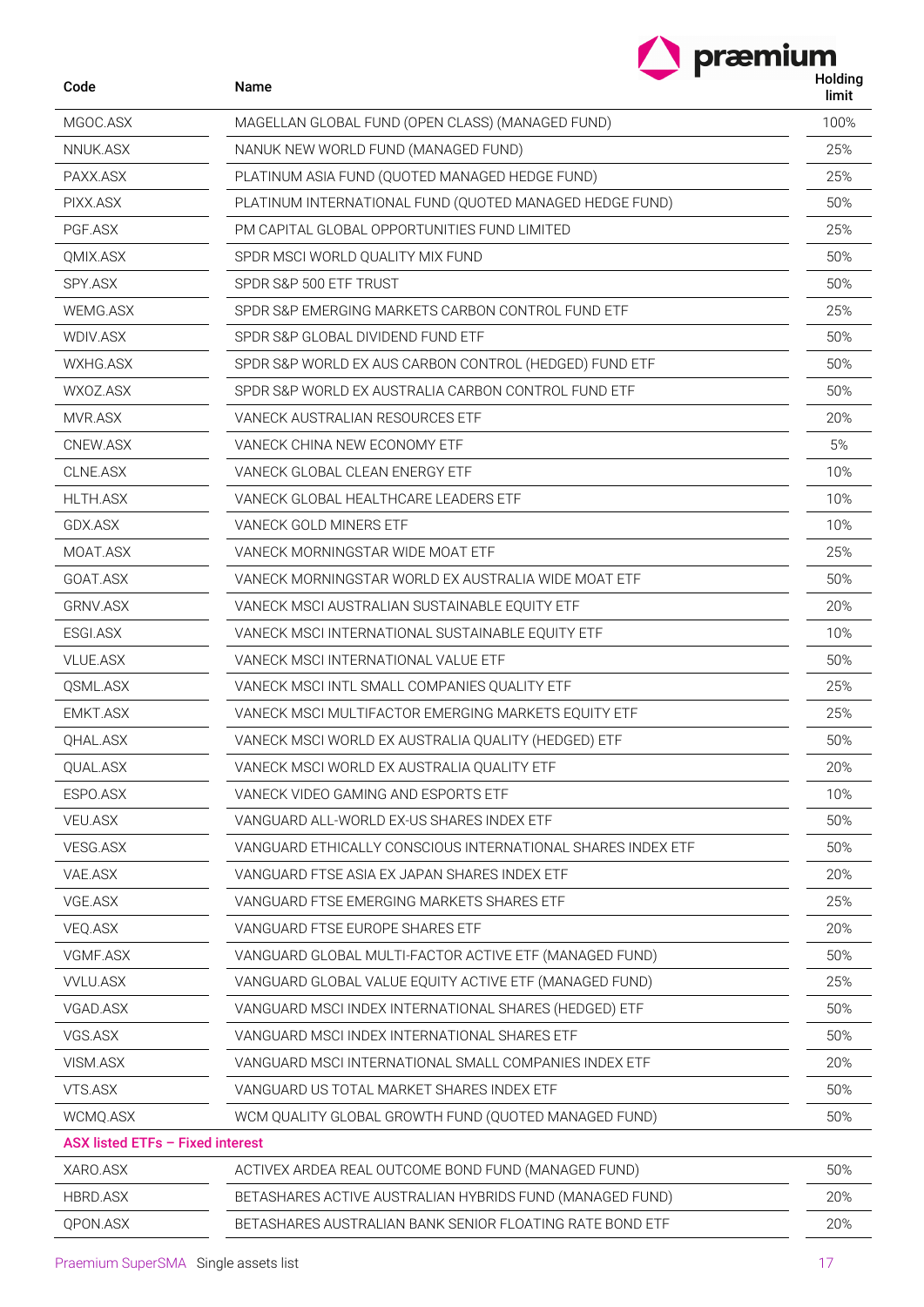| Code | Name | Holding limit |
|---|---|---|
| MGOC.ASX | MAGELLAN GLOBAL FUND (OPEN CLASS) (MANAGED FUND) | 100% |
| NNUK.ASX | NANUK NEW WORLD FUND (MANAGED FUND) | 25% |
| PAXX.ASX | PLATINUM ASIA FUND (QUOTED MANAGED HEDGE FUND) | 25% |
| PIXX.ASX | PLATINUM INTERNATIONAL FUND (QUOTED MANAGED HEDGE FUND) | 50% |
| PGF.ASX | PM CAPITAL GLOBAL OPPORTUNITIES FUND LIMITED | 25% |
| QMIX.ASX | SPDR MSCI WORLD QUALITY MIX FUND | 50% |
| SPY.ASX | SPDR S&P 500 ETF TRUST | 50% |
| WEMG.ASX | SPDR S&P EMERGING MARKETS CARBON CONTROL FUND ETF | 25% |
| WDIV.ASX | SPDR S&P GLOBAL DIVIDEND FUND ETF | 50% |
| WXHG.ASX | SPDR S&P WORLD EX AUS CARBON CONTROL (HEDGED) FUND ETF | 50% |
| WXOZ.ASX | SPDR S&P WORLD EX AUSTRALIA CARBON CONTROL FUND ETF | 50% |
| MVR.ASX | VANECK AUSTRALIAN RESOURCES ETF | 20% |
| CNEW.ASX | VANECK CHINA NEW ECONOMY ETF | 5% |
| CLNE.ASX | VANECK GLOBAL CLEAN ENERGY ETF | 10% |
| HLTH.ASX | VANECK GLOBAL HEALTHCARE LEADERS ETF | 10% |
| GDX.ASX | VANECK GOLD MINERS ETF | 10% |
| MOAT.ASX | VANECK MORNINGSTAR WIDE MOAT ETF | 25% |
| GOAT.ASX | VANECK MORNINGSTAR WORLD EX AUSTRALIA WIDE MOAT ETF | 50% |
| GRNV.ASX | VANECK MSCI AUSTRALIAN SUSTAINABLE EQUITY ETF | 20% |
| ESGI.ASX | VANECK MSCI INTERNATIONAL SUSTAINABLE EQUITY ETF | 10% |
| VLUE.ASX | VANECK MSCI INTERNATIONAL VALUE ETF | 50% |
| QSML.ASX | VANECK MSCI INTL SMALL COMPANIES QUALITY ETF | 25% |
| EMKT.ASX | VANECK MSCI MULTIFACTOR EMERGING MARKETS EQUITY ETF | 25% |
| QHAL.ASX | VANECK MSCI WORLD EX AUSTRALIA QUALITY (HEDGED) ETF | 50% |
| QUAL.ASX | VANECK MSCI WORLD EX AUSTRALIA QUALITY ETF | 20% |
| ESPO.ASX | VANECK VIDEO GAMING AND ESPORTS ETF | 10% |
| VEU.ASX | VANGUARD ALL-WORLD EX-US SHARES INDEX ETF | 50% |
| VESG.ASX | VANGUARD ETHICALLY CONSCIOUS INTERNATIONAL SHARES INDEX ETF | 50% |
| VAE.ASX | VANGUARD FTSE ASIA EX JAPAN SHARES INDEX ETF | 20% |
| VGE.ASX | VANGUARD FTSE EMERGING MARKETS SHARES ETF | 25% |
| VEQ.ASX | VANGUARD FTSE EUROPE SHARES ETF | 20% |
| VGMF.ASX | VANGUARD GLOBAL MULTI-FACTOR ACTIVE ETF (MANAGED FUND) | 50% |
| VVLU.ASX | VANGUARD GLOBAL VALUE EQUITY ACTIVE ETF (MANAGED FUND) | 25% |
| VGAD.ASX | VANGUARD MSCI INDEX INTERNATIONAL SHARES (HEDGED) ETF | 50% |
| VGS.ASX | VANGUARD MSCI INDEX INTERNATIONAL SHARES ETF | 50% |
| VISM.ASX | VANGUARD MSCI INTERNATIONAL SMALL COMPANIES INDEX ETF | 20% |
| VTS.ASX | VANGUARD US TOTAL MARKET SHARES INDEX ETF | 50% |
| WCMQ.ASX | WCM QUALITY GLOBAL GROWTH FUND (QUOTED MANAGED FUND) | 50% |
| **ASX listed ETFs – Fixed interest** | | |
| XARO.ASX | ACTIVEX ARDEA REAL OUTCOME BOND FUND (MANAGED FUND) | 50% |
| HBRD.ASX | BETASHARES ACTIVE AUSTRALIAN HYBRIDS FUND (MANAGED FUND) | 20% |
| QPON.ASX | BETASHARES AUSTRALIAN BANK SENIOR FLOATING RATE BOND ETF | 20% |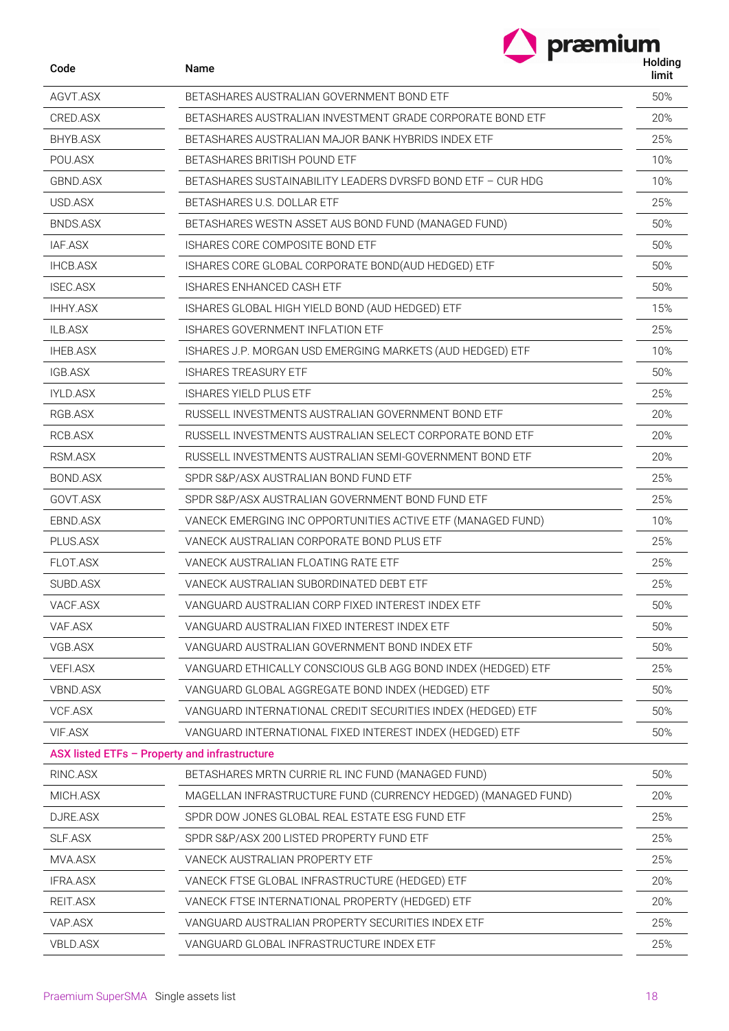| Code | Name | Holding limit |
| --- | --- | --- |
| AGVT.ASX | BETASHARES AUSTRALIAN GOVERNMENT BOND ETF | 50% |
| CRED.ASX | BETASHARES AUSTRALIAN INVESTMENT GRADE CORPORATE BOND ETF | 20% |
| BHYB.ASX | BETASHARES AUSTRALIAN MAJOR BANK HYBRIDS INDEX ETF | 25% |
| POU.ASX | BETASHARES BRITISH POUND ETF | 10% |
| GBND.ASX | BETASHARES SUSTAINABILITY LEADERS DVRSFD BOND ETF – CUR HDG | 10% |
| USD.ASX | BETASHARES U.S. DOLLAR ETF | 25% |
| BNDS.ASX | BETASHARES WESTN ASSET AUS BOND FUND (MANAGED FUND) | 50% |
| IAF.ASX | ISHARES CORE COMPOSITE BOND ETF | 50% |
| IHCB.ASX | ISHARES CORE GLOBAL CORPORATE BOND(AUD HEDGED) ETF | 50% |
| ISEC.ASX | ISHARES ENHANCED CASH ETF | 50% |
| IHHY.ASX | ISHARES GLOBAL HIGH YIELD BOND (AUD HEDGED) ETF | 15% |
| ILB.ASX | ISHARES GOVERNMENT INFLATION ETF | 25% |
| IHEB.ASX | ISHARES J.P. MORGAN USD EMERGING MARKETS (AUD HEDGED) ETF | 10% |
| IGB.ASX | ISHARES TREASURY ETF | 50% |
| IYLD.ASX | ISHARES YIELD PLUS ETF | 25% |
| RGB.ASX | RUSSELL INVESTMENTS AUSTRALIAN GOVERNMENT BOND ETF | 20% |
| RCB.ASX | RUSSELL INVESTMENTS AUSTRALIAN SELECT CORPORATE BOND ETF | 20% |
| RSM.ASX | RUSSELL INVESTMENTS AUSTRALIAN SEMI-GOVERNMENT BOND ETF | 20% |
| BOND.ASX | SPDR S&P/ASX AUSTRALIAN BOND FUND ETF | 25% |
| GOVT.ASX | SPDR S&P/ASX AUSTRALIAN GOVERNMENT BOND FUND ETF | 25% |
| EBND.ASX | VANECK EMERGING INC OPPORTUNITIES ACTIVE ETF (MANAGED FUND) | 10% |
| PLUS.ASX | VANECK AUSTRALIAN CORPORATE BOND PLUS ETF | 25% |
| FLOT.ASX | VANECK AUSTRALIAN FLOATING RATE ETF | 25% |
| SUBD.ASX | VANECK AUSTRALIAN SUBORDINATED DEBT ETF | 25% |
| VACF.ASX | VANGUARD AUSTRALIAN CORP FIXED INTEREST INDEX ETF | 50% |
| VAF.ASX | VANGUARD AUSTRALIAN FIXED INTEREST INDEX ETF | 50% |
| VGB.ASX | VANGUARD AUSTRALIAN GOVERNMENT BOND INDEX ETF | 50% |
| VEFI.ASX | VANGUARD ETHICALLY CONSCIOUS GLB AGG BOND INDEX (HEDGED) ETF | 25% |
| VBND.ASX | VANGUARD GLOBAL AGGREGATE BOND INDEX (HEDGED) ETF | 50% |
| VCF.ASX | VANGUARD INTERNATIONAL CREDIT SECURITIES INDEX (HEDGED) ETF | 50% |
| VIF.ASX | VANGUARD INTERNATIONAL FIXED INTEREST INDEX (HEDGED) ETF | 50% |
| **ASX listed ETFs – Property and infrastructure** | | |
| RINC.ASX | BETASHARES MRTN CURRIE RL INC FUND (MANAGED FUND) | 50% |
| MICH.ASX | MAGELLAN INFRASTRUCTURE FUND (CURRENCY HEDGED) (MANAGED FUND) | 20% |
| DJRE.ASX | SPDR DOW JONES GLOBAL REAL ESTATE ESG FUND ETF | 25% |
| SLF.ASX | SPDR S&P/ASX 200 LISTED PROPERTY FUND ETF | 25% |
| MVA.ASX | VANECK AUSTRALIAN PROPERTY ETF | 25% |
| IFRA.ASX | VANECK FTSE GLOBAL INFRASTRUCTURE (HEDGED) ETF | 20% |
| REIT.ASX | VANECK FTSE INTERNATIONAL PROPERTY (HEDGED) ETF | 20% |
| VAP.ASX | VANGUARD AUSTRALIAN PROPERTY SECURITIES INDEX ETF | 25% |
| VBLD.ASX | VANGUARD GLOBAL INFRASTRUCTURE INDEX ETF | 25% |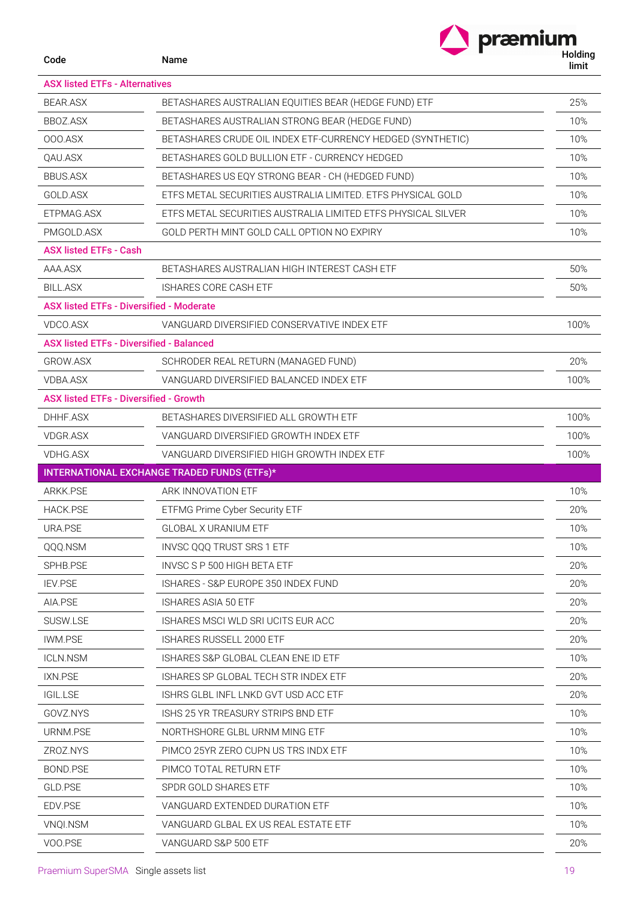| Code | Name | Holding limit |
|---|---|---|
| **ASX listed ETFs - Alternatives** | | |
| BEAR.ASX | BETASHARES AUSTRALIAN EQUITIES BEAR (HEDGE FUND) ETF | 25% |
| BBOZ.ASX | BETASHARES AUSTRALIAN STRONG BEAR (HEDGE FUND) | 10% |
| OOO.ASX | BETASHARES CRUDE OIL INDEX ETF-CURRENCY HEDGED (SYNTHETIC) | 10% |
| QAU.ASX | BETASHARES GOLD BULLION ETF - CURRENCY HEDGED | 10% |
| BBUS.ASX | BETASHARES US EQY STRONG BEAR - CH (HEDGED FUND) | 10% |
| GOLD.ASX | ETFS METAL SECURITIES AUSTRALIA LIMITED. ETFS PHYSICAL GOLD | 10% |
| ETPMAG.ASX | ETFS METAL SECURITIES AUSTRALIA LIMITED ETFS PHYSICAL SILVER | 10% |
| PMGOLD.ASX | GOLD PERTH MINT GOLD CALL OPTION NO EXPIRY | 10% |
| **ASX listed ETFs - Cash** | | |
| AAA.ASX | BETASHARES AUSTRALIAN HIGH INTEREST CASH ETF | 50% |
| BILL.ASX | ISHARES CORE CASH ETF | 50% |
| **ASX listed ETFs - Diversified - Moderate** | | |
| VDCO.ASX | VANGUARD DIVERSIFIED CONSERVATIVE INDEX ETF | 100% |
| **ASX listed ETFs - Diversified - Balanced** | | |
| GROW.ASX | SCHRODER REAL RETURN (MANAGED FUND) | 20% |
| VDBA.ASX | VANGUARD DIVERSIFIED BALANCED INDEX ETF | 100% |
| **ASX listed ETFs - Diversified - Growth** | | |
| DHHF.ASX | BETASHARES DIVERSIFIED ALL GROWTH ETF | 100% |
| VDGR.ASX | VANGUARD DIVERSIFIED GROWTH INDEX ETF | 100% |
| VDHG.ASX | VANGUARD DIVERSIFIED HIGH GROWTH INDEX ETF | 100% |
| **INTERNATIONAL EXCHANGE TRADED FUNDS (ETFs)*** | | |
| ARKK.PSE | ARK INNOVATION ETF | 10% |
| HACK.PSE | ETFMG Prime Cyber Security ETF | 20% |
| URA.PSE | GLOBAL X URANIUM ETF | 10% |
| QQQ.NSM | INVSC QQQ TRUST SRS 1 ETF | 10% |
| SPHB.PSE | INVSC S P 500 HIGH BETA ETF | 20% |
| IEV.PSE | ISHARES - S&P EUROPE 350 INDEX FUND | 20% |
| AIA.PSE | ISHARES ASIA 50 ETF | 20% |
| SUSW.LSE | ISHARES MSCI WLD SRI UCITS EUR ACC | 20% |
| IWM.PSE | ISHARES RUSSELL 2000 ETF | 20% |
| ICLN.NSM | ISHARES S&P GLOBAL CLEAN ENE ID ETF | 10% |
| IXN.PSE | ISHARES SP GLOBAL TECH STR INDEX ETF | 20% |
| IGIL.LSE | ISHRS GLBL INFL LNKD GVT USD ACC ETF | 20% |
| GOVZ.NYS | ISHS 25 YR TREASURY STRIPS BND ETF | 10% |
| URNM.PSE | NORTHSHORE GLBL URNM MING ETF | 10% |
| ZROZ.NYS | PIMCO 25YR ZERO CUPN US TRS INDX ETF | 10% |
| BOND.PSE | PIMCO TOTAL RETURN ETF | 10% |
| GLD.PSE | SPDR GOLD SHARES ETF | 10% |
| EDV.PSE | VANGUARD EXTENDED DURATION ETF | 10% |
| VNQI.NSM | VANGUARD GLBAL EX US REAL ESTATE ETF | 10% |
| VOO.PSE | VANGUARD S&P 500 ETF | 20% |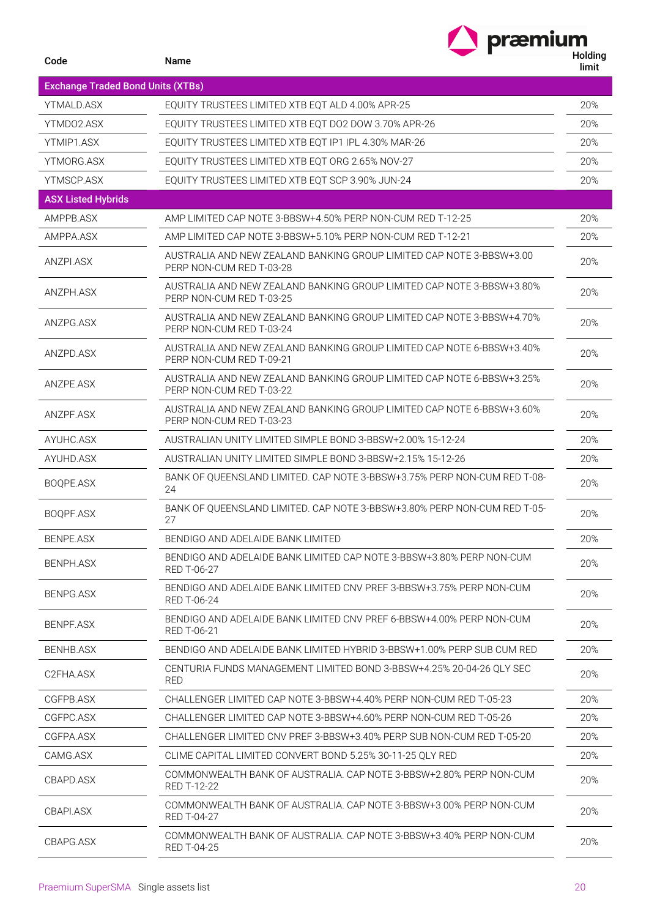| Code | Name | Holding limit |
|---|---|---|
| **Exchange Traded Bond Units (XTBs)** | | |
| YTMALD.ASX | EQUITY TRUSTEES LIMITED XTB EQT ALD 4.00% APR-25 | 20% |
| YTMDO2.ASX | EQUITY TRUSTEES LIMITED XTB EQT DO2 DOW 3.70% APR-26 | 20% |
| YTMIP1.ASX | EQUITY TRUSTEES LIMITED XTB EQT IP1 IPL 4.30% MAR-26 | 20% |
| YTMORG.ASX | EQUITY TRUSTEES LIMITED XTB EQT ORG 2.65% NOV-27 | 20% |
| YTMSCP.ASX | EQUITY TRUSTEES LIMITED XTB EQT SCP 3.90% JUN-24 | 20% |
| **ASX Listed Hybrids** | | |
| AMPPB.ASX | AMP LIMITED CAP NOTE 3-BBSW+4.50% PERP NON-CUM RED T-12-25 | 20% |
| AMPPA.ASX | AMP LIMITED CAP NOTE 3-BBSW+5.10% PERP NON-CUM RED T-12-21 | 20% |
| ANZPI.ASX | AUSTRALIA AND NEW ZEALAND BANKING GROUP LIMITED CAP NOTE 3-BBSW+3.00 PERP NON-CUM RED T-03-28 | 20% |
| ANZPH.ASX | AUSTRALIA AND NEW ZEALAND BANKING GROUP LIMITED CAP NOTE 3-BBSW+3.80% PERP NON-CUM RED T-03-25 | 20% |
| ANZPG.ASX | AUSTRALIA AND NEW ZEALAND BANKING GROUP LIMITED CAP NOTE 3-BBSW+4.70% PERP NON-CUM RED T-03-24 | 20% |
| ANZPD.ASX | AUSTRALIA AND NEW ZEALAND BANKING GROUP LIMITED CAP NOTE 6-BBSW+3.40% PERP NON-CUM RED T-09-21 | 20% |
| ANZPE.ASX | AUSTRALIA AND NEW ZEALAND BANKING GROUP LIMITED CAP NOTE 6-BBSW+3.25% PERP NON-CUM RED T-03-22 | 20% |
| ANZPF.ASX | AUSTRALIA AND NEW ZEALAND BANKING GROUP LIMITED CAP NOTE 6-BBSW+3.60% PERP NON-CUM RED T-03-23 | 20% |
| AYUHC.ASX | AUSTRALIAN UNITY LIMITED SIMPLE BOND 3-BBSW+2.00% 15-12-24 | 20% |
| AYUHD.ASX | AUSTRALIAN UNITY LIMITED SIMPLE BOND 3-BBSW+2.15% 15-12-26 | 20% |
| BOQPE.ASX | BANK OF QUEENSLAND LIMITED. CAP NOTE 3-BBSW+3.75% PERP NON-CUM RED T-08-24 | 20% |
| BOQPF.ASX | BANK OF QUEENSLAND LIMITED. CAP NOTE 3-BBSW+3.80% PERP NON-CUM RED T-05-27 | 20% |
| BENPE.ASX | BENDIGO AND ADELAIDE BANK LIMITED | 20% |
| BENPH.ASX | BENDIGO AND ADELAIDE BANK LIMITED CAP NOTE 3-BBSW+3.80% PERP NON-CUM RED T-06-27 | 20% |
| BENPG.ASX | BENDIGO AND ADELAIDE BANK LIMITED CNV PREF 3-BBSW+3.75% PERP NON-CUM RED T-06-24 | 20% |
| BENPF.ASX | BENDIGO AND ADELAIDE BANK LIMITED CNV PREF 6-BBSW+4.00% PERP NON-CUM RED T-06-21 | 20% |
| BENHB.ASX | BENDIGO AND ADELAIDE BANK LIMITED HYBRID 3-BBSW+1.00% PERP SUB CUM RED | 20% |
| C2FHA.ASX | CENTURIA FUNDS MANAGEMENT LIMITED BOND 3-BBSW+4.25% 20-04-26 QLY SEC RED | 20% |
| CGFPB.ASX | CHALLENGER LIMITED CAP NOTE 3-BBSW+4.40% PERP NON-CUM RED T-05-23 | 20% |
| CGFPC.ASX | CHALLENGER LIMITED CAP NOTE 3-BBSW+4.60% PERP NON-CUM RED T-05-26 | 20% |
| CGFPA.ASX | CHALLENGER LIMITED CNV PREF 3-BBSW+3.40% PERP SUB NON-CUM RED T-05-20 | 20% |
| CAMG.ASX | CLIME CAPITAL LIMITED CONVERT BOND 5.25% 30-11-25 QLY RED | 20% |
| CBAPD.ASX | COMMONWEALTH BANK OF AUSTRALIA. CAP NOTE 3-BBSW+2.80% PERP NON-CUM RED T-12-22 | 20% |
| CBAPI.ASX | COMMONWEALTH BANK OF AUSTRALIA. CAP NOTE 3-BBSW+3.00% PERP NON-CUM RED T-04-27 | 20% |
| CBAPG.ASX | COMMONWEALTH BANK OF AUSTRALIA. CAP NOTE 3-BBSW+3.40% PERP NON-CUM RED T-04-25 | 20% |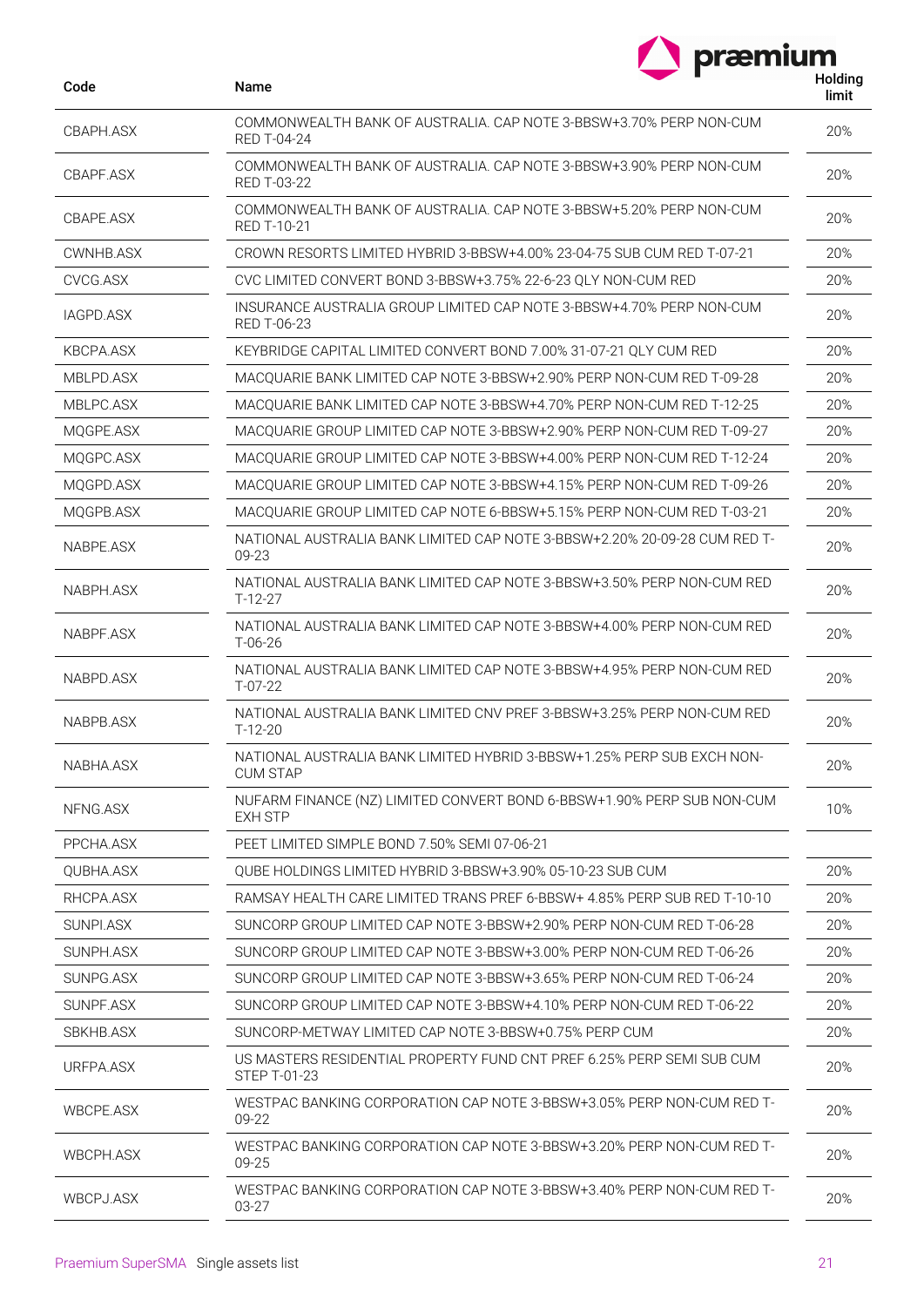| Code | Name | Holding limit |
|---|---|---|
| CBAPH.ASX | COMMONWEALTH BANK OF AUSTRALIA. CAP NOTE 3-BBSW+3.70% PERP NON-CUM RED T-04-24 | 20% |
| CBAPF.ASX | COMMONWEALTH BANK OF AUSTRALIA. CAP NOTE 3-BBSW+3.90% PERP NON-CUM RED T-03-22 | 20% |
| CBAPE.ASX | COMMONWEALTH BANK OF AUSTRALIA. CAP NOTE 3-BBSW+5.20% PERP NON-CUM RED T-10-21 | 20% |
| CWNHB.ASX | CROWN RESORTS LIMITED HYBRID 3-BBSW+4.00% 23-04-75 SUB CUM RED T-07-21 | 20% |
| CVCG.ASX | CVC LIMITED CONVERT BOND 3-BBSW+3.75% 22-6-23 QLY NON-CUM RED | 20% |
| IAGPD.ASX | INSURANCE AUSTRALIA GROUP LIMITED CAP NOTE 3-BBSW+4.70% PERP NON-CUM RED T-06-23 | 20% |
| KBCPA.ASX | KEYBRIDGE CAPITAL LIMITED CONVERT BOND 7.00% 31-07-21 QLY CUM RED | 20% |
| MBLPD.ASX | MACQUARIE BANK LIMITED CAP NOTE 3-BBSW+2.90% PERP NON-CUM RED T-09-28 | 20% |
| MBLPC.ASX | MACQUARIE BANK LIMITED CAP NOTE 3-BBSW+4.70% PERP NON-CUM RED T-12-25 | 20% |
| MQGPE.ASX | MACQUARIE GROUP LIMITED CAP NOTE 3-BBSW+2.90% PERP NON-CUM RED T-09-27 | 20% |
| MQGPC.ASX | MACQUARIE GROUP LIMITED CAP NOTE 3-BBSW+4.00% PERP NON-CUM RED T-12-24 | 20% |
| MQGPD.ASX | MACQUARIE GROUP LIMITED CAP NOTE 3-BBSW+4.15% PERP NON-CUM RED T-09-26 | 20% |
| MQGPB.ASX | MACQUARIE GROUP LIMITED CAP NOTE 6-BBSW+5.15% PERP NON-CUM RED T-03-21 | 20% |
| NABPE.ASX | NATIONAL AUSTRALIA BANK LIMITED CAP NOTE 3-BBSW+2.20% 20-09-28 CUM RED T-09-23 | 20% |
| NABPH.ASX | NATIONAL AUSTRALIA BANK LIMITED CAP NOTE 3-BBSW+3.50% PERP NON-CUM RED T-12-27 | 20% |
| NABPF.ASX | NATIONAL AUSTRALIA BANK LIMITED CAP NOTE 3-BBSW+4.00% PERP NON-CUM RED T-06-26 | 20% |
| NABPD.ASX | NATIONAL AUSTRALIA BANK LIMITED CAP NOTE 3-BBSW+4.95% PERP NON-CUM RED T-07-22 | 20% |
| NABPB.ASX | NATIONAL AUSTRALIA BANK LIMITED CNV PREF 3-BBSW+3.25% PERP NON-CUM RED T-12-20 | 20% |
| NABHA.ASX | NATIONAL AUSTRALIA BANK LIMITED HYBRID 3-BBSW+1.25% PERP SUB EXCH NON-CUM STAP | 20% |
| NFNG.ASX | NUFARM FINANCE (NZ) LIMITED CONVERT BOND 6-BBSW+1.90% PERP SUB NON-CUM EXH STP | 10% |
| PPCHA.ASX | PEET LIMITED SIMPLE BOND 7.50% SEMI 07-06-21 | |
| QUBHA.ASX | QUBE HOLDINGS LIMITED HYBRID 3-BBSW+3.90% 05-10-23 SUB CUM | 20% |
| RHCPA.ASX | RAMSAY HEALTH CARE LIMITED TRANS PREF 6-BBSW+ 4.85% PERP SUB RED T-10-10 | 20% |
| SUNPI.ASX | SUNCORP GROUP LIMITED CAP NOTE 3-BBSW+2.90% PERP NON-CUM RED T-06-28 | 20% |
| SUNPH.ASX | SUNCORP GROUP LIMITED CAP NOTE 3-BBSW+3.00% PERP NON-CUM RED T-06-26 | 20% |
| SUNPG.ASX | SUNCORP GROUP LIMITED CAP NOTE 3-BBSW+3.65% PERP NON-CUM RED T-06-24 | 20% |
| SUNPF.ASX | SUNCORP GROUP LIMITED CAP NOTE 3-BBSW+4.10% PERP NON-CUM RED T-06-22 | 20% |
| SBKHB.ASX | SUNCORP-METWAY LIMITED CAP NOTE 3-BBSW+0.75% PERP CUM | 20% |
| URFPA.ASX | US MASTERS RESIDENTIAL PROPERTY FUND CNT PREF 6.25% PERP SEMI SUB CUM STEP T-01-23 | 20% |
| WBCPE.ASX | WESTPAC BANKING CORPORATION CAP NOTE 3-BBSW+3.05% PERP NON-CUM RED T-09-22 | 20% |
| WBCPH.ASX | WESTPAC BANKING CORPORATION CAP NOTE 3-BBSW+3.20% PERP NON-CUM RED T-09-25 | 20% |
| WBCPJ.ASX | WESTPAC BANKING CORPORATION CAP NOTE 3-BBSW+3.40% PERP NON-CUM RED T-03-27 | 20% |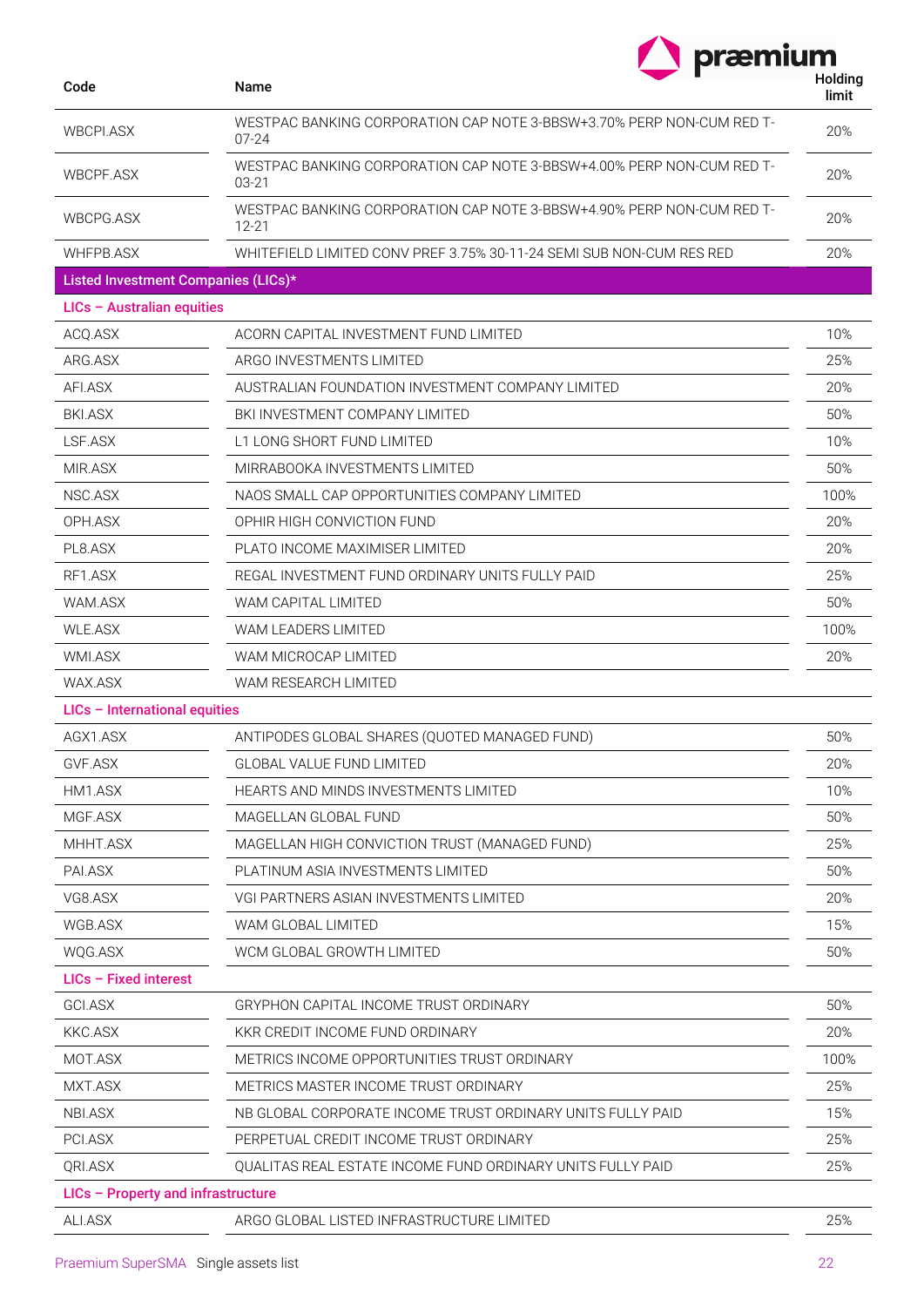| Code | Name | Holding limit |
| --- | --- | --- |
| WBCPI.ASX | WESTPAC BANKING CORPORATION CAP NOTE 3-BBSW+3.70% PERP NON-CUM RED T-07-24 | 20% |
| WBCPF.ASX | WESTPAC BANKING CORPORATION CAP NOTE 3-BBSW+4.00% PERP NON-CUM RED T-03-21 | 20% |
| WBCPG.ASX | WESTPAC BANKING CORPORATION CAP NOTE 3-BBSW+4.90% PERP NON-CUM RED T-12-21 | 20% |
| WHFPB.ASX | WHITEFIELD LIMITED CONV PREF 3.75% 30-11-24 SEMI SUB NON-CUM RES RED | 20% |
| **Listed Investment Companies (LICs)*** | | |
| **LICs – Australian equities** | | |
| ACQ.ASX | ACORN CAPITAL INVESTMENT FUND LIMITED | 10% |
| ARG.ASX | ARGO INVESTMENTS LIMITED | 25% |
| AFI.ASX | AUSTRALIAN FOUNDATION INVESTMENT COMPANY LIMITED | 20% |
| BKI.ASX | BKI INVESTMENT COMPANY LIMITED | 50% |
| LSF.ASX | L1 LONG SHORT FUND LIMITED | 10% |
| MIR.ASX | MIRRABOOKA INVESTMENTS LIMITED | 50% |
| NSC.ASX | NAOS SMALL CAP OPPORTUNITIES COMPANY LIMITED | 100% |
| OPH.ASX | OPHIR HIGH CONVICTION FUND | 20% |
| PL8.ASX | PLATO INCOME MAXIMISER LIMITED | 20% |
| RF1.ASX | REGAL INVESTMENT FUND ORDINARY UNITS FULLY PAID | 25% |
| WAM.ASX | WAM CAPITAL LIMITED | 50% |
| WLE.ASX | WAM LEADERS LIMITED | 100% |
| WMI.ASX | WAM MICROCAP LIMITED | 20% |
| WAX.ASX | WAM RESEARCH LIMITED | |
| **LICs – International equities** | | |
| AGX1.ASX | ANTIPODES GLOBAL SHARES (QUOTED MANAGED FUND) | 50% |
| GVF.ASX | GLOBAL VALUE FUND LIMITED | 20% |
| HM1.ASX | HEARTS AND MINDS INVESTMENTS LIMITED | 10% |
| MGF.ASX | MAGELLAN GLOBAL FUND | 50% |
| MHHT.ASX | MAGELLAN HIGH CONVICTION TRUST (MANAGED FUND) | 25% |
| PAI.ASX | PLATINUM ASIA INVESTMENTS LIMITED | 50% |
| VG8.ASX | VGI PARTNERS ASIAN INVESTMENTS LIMITED | 20% |
| WGB.ASX | WAM GLOBAL LIMITED | 15% |
| WQG.ASX | WCM GLOBAL GROWTH LIMITED | 50% |
| **LICs – Fixed interest** | | |
| GCI.ASX | GRYPHON CAPITAL INCOME TRUST ORDINARY | 50% |
| KKC.ASX | KKR CREDIT INCOME FUND ORDINARY | 20% |
| MOT.ASX | METRICS INCOME OPPORTUNITIES TRUST ORDINARY | 100% |
| MXT.ASX | METRICS MASTER INCOME TRUST ORDINARY | 25% |
| NBI.ASX | NB GLOBAL CORPORATE INCOME TRUST ORDINARY UNITS FULLY PAID | 15% |
| PCI.ASX | PERPETUAL CREDIT INCOME TRUST ORDINARY | 25% |
| QRI.ASX | QUALITAS REAL ESTATE INCOME FUND ORDINARY UNITS FULLY PAID | 25% |
| **LICs – Property and infrastructure** | | |
| ALI.ASX | ARGO GLOBAL LISTED INFRASTRUCTURE LIMITED | 25% |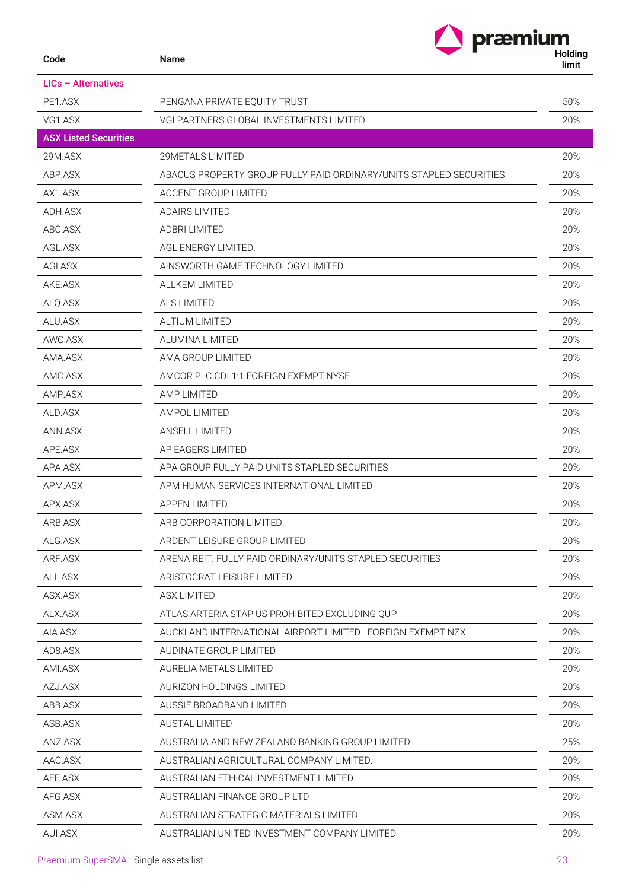| Code | Name | Holding limit |
|---|---|---|
| **LICs – Alternatives** | | |
| PE1.ASX | PENGANA PRIVATE EQUITY TRUST | 50% |
| VG1.ASX | VGI PARTNERS GLOBAL INVESTMENTS LIMITED | 20% |
| **ASX Listed Securities** | | |
| 29M.ASX | 29METALS LIMITED | 20% |
| ABP.ASX | ABACUS PROPERTY GROUP FULLY PAID ORDINARY/UNITS STAPLED SECURITIES | 20% |
| AX1.ASX | ACCENT GROUP LIMITED | 20% |
| ADH.ASX | ADAIRS LIMITED | 20% |
| ABC.ASX | ADBRI LIMITED | 20% |
| AGL.ASX | AGL ENERGY LIMITED. | 20% |
| AGI.ASX | AINSWORTH GAME TECHNOLOGY LIMITED | 20% |
| AKE.ASX | ALLKEM LIMITED | 20% |
| ALQ.ASX | ALS LIMITED | 20% |
| ALU.ASX | ALTIUM LIMITED | 20% |
| AWC.ASX | ALUMINA LIMITED | 20% |
| AMA.ASX | AMA GROUP LIMITED | 20% |
| AMC.ASX | AMCOR PLC CDI 1:1 FOREIGN EXEMPT NYSE | 20% |
| AMP.ASX | AMP LIMITED | 20% |
| ALD.ASX | AMPOL LIMITED | 20% |
| ANN.ASX | ANSELL LIMITED | 20% |
| APE.ASX | AP EAGERS LIMITED | 20% |
| APA.ASX | APA GROUP FULLY PAID UNITS STAPLED SECURITIES | 20% |
| APM.ASX | APM HUMAN SERVICES INTERNATIONAL LIMITED | 20% |
| APX.ASX | APPEN LIMITED | 20% |
| ARB.ASX | ARB CORPORATION LIMITED. | 20% |
| ALG.ASX | ARDENT LEISURE GROUP LIMITED | 20% |
| ARF.ASX | ARENA REIT. FULLY PAID ORDINARY/UNITS STAPLED SECURITIES | 20% |
| ALL.ASX | ARISTOCRAT LEISURE LIMITED | 20% |
| ASX.ASX | ASX LIMITED | 20% |
| ALX.ASX | ATLAS ARTERIA STAP US PROHIBITED EXCLUDING QUP | 20% |
| AIA.ASX | AUCKLAND INTERNATIONAL AIRPORT LIMITED FOREIGN EXEMPT NZX | 20% |
| AD8.ASX | AUDINATE GROUP LIMITED | 20% |
| AMI.ASX | AURELIA METALS LIMITED | 20% |
| AZJ.ASX | AURIZON HOLDINGS LIMITED | 20% |
| ABB.ASX | AUSSIE BROADBAND LIMITED | 20% |
| ASB.ASX | AUSTAL LIMITED | 20% |
| ANZ.ASX | AUSTRALIA AND NEW ZEALAND BANKING GROUP LIMITED | 25% |
| AAC.ASX | AUSTRALIAN AGRICULTURAL COMPANY LIMITED. | 20% |
| AEF.ASX | AUSTRALIAN ETHICAL INVESTMENT LIMITED | 20% |
| AFG.ASX | AUSTRALIAN FINANCE GROUP LTD | 20% |
| ASM.ASX | AUSTRALIAN STRATEGIC MATERIALS LIMITED | 20% |
| AUI.ASX | AUSTRALIAN UNITED INVESTMENT COMPANY LIMITED | 20% |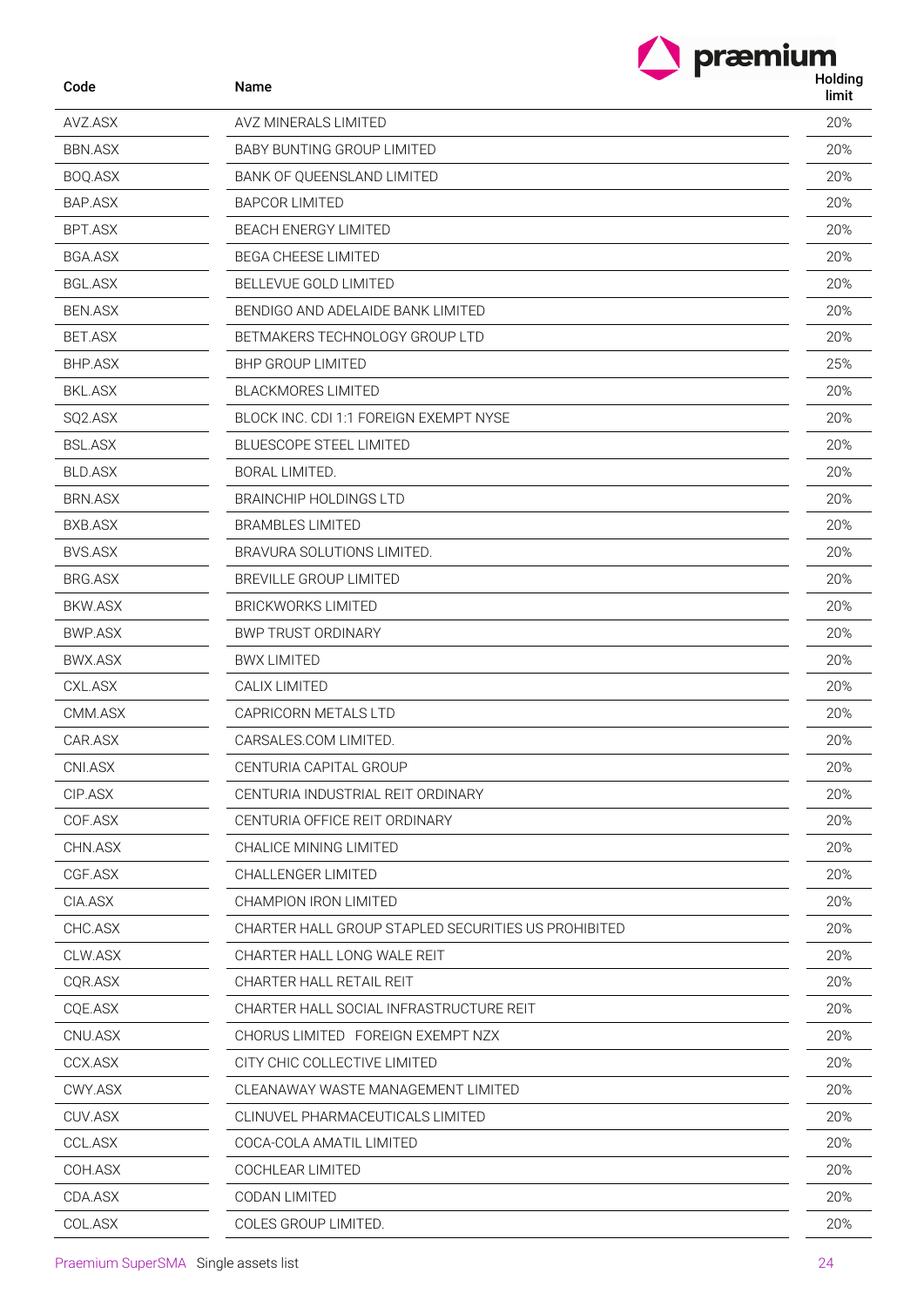| Code | Name | Holding limit |
|---|---|---|
| AVZ.ASX | AVZ MINERALS LIMITED | 20% |
| BBN.ASX | BABY BUNTING GROUP LIMITED | 20% |
| BOQ.ASX | BANK OF QUEENSLAND LIMITED | 20% |
| BAP.ASX | BAPCOR LIMITED | 20% |
| BPT.ASX | BEACH ENERGY LIMITED | 20% |
| BGA.ASX | BEGA CHEESE LIMITED | 20% |
| BGL.ASX | BELLEVUE GOLD LIMITED | 20% |
| BEN.ASX | BENDIGO AND ADELAIDE BANK LIMITED | 20% |
| BET.ASX | BETMAKERS TECHNOLOGY GROUP LTD | 20% |
| BHP.ASX | BHP GROUP LIMITED | 25% |
| BKL.ASX | BLACKMORES LIMITED | 20% |
| SQ2.ASX | BLOCK INC. CDI 1:1 FOREIGN EXEMPT NYSE | 20% |
| BSL.ASX | BLUESCOPE STEEL LIMITED | 20% |
| BLD.ASX | BORAL LIMITED. | 20% |
| BRN.ASX | BRAINCHIP HOLDINGS LTD | 20% |
| BXB.ASX | BRAMBLES LIMITED | 20% |
| BVS.ASX | BRAVURA SOLUTIONS LIMITED. | 20% |
| BRG.ASX | BREVILLE GROUP LIMITED | 20% |
| BKW.ASX | BRICKWORKS LIMITED | 20% |
| BWP.ASX | BWP TRUST ORDINARY | 20% |
| BWX.ASX | BWX LIMITED | 20% |
| CXL.ASX | CALIX LIMITED | 20% |
| CMM.ASX | CAPRICORN METALS LTD | 20% |
| CAR.ASX | CARSALES.COM LIMITED. | 20% |
| CNI.ASX | CENTURIA CAPITAL GROUP | 20% |
| CIP.ASX | CENTURIA INDUSTRIAL REIT ORDINARY | 20% |
| COF.ASX | CENTURIA OFFICE REIT ORDINARY | 20% |
| CHN.ASX | CHALICE MINING LIMITED | 20% |
| CGF.ASX | CHALLENGER LIMITED | 20% |
| CIA.ASX | CHAMPION IRON LIMITED | 20% |
| CHC.ASX | CHARTER HALL GROUP STAPLED SECURITIES US PROHIBITED | 20% |
| CLW.ASX | CHARTER HALL LONG WALE REIT | 20% |
| CQR.ASX | CHARTER HALL RETAIL REIT | 20% |
| CQE.ASX | CHARTER HALL SOCIAL INFRASTRUCTURE REIT | 20% |
| CNU.ASX | CHORUS LIMITED FOREIGN EXEMPT NZX | 20% |
| CCX.ASX | CITY CHIC COLLECTIVE LIMITED | 20% |
| CWY.ASX | CLEANAWAY WASTE MANAGEMENT LIMITED | 20% |
| CUV.ASX | CLINUVEL PHARMACEUTICALS LIMITED | 20% |
| CCL.ASX | COCA-COLA AMATIL LIMITED | 20% |
| COH.ASX | COCHLEAR LIMITED | 20% |
| CDA.ASX | CODAN LIMITED | 20% |
| COL.ASX | COLES GROUP LIMITED. | 20% |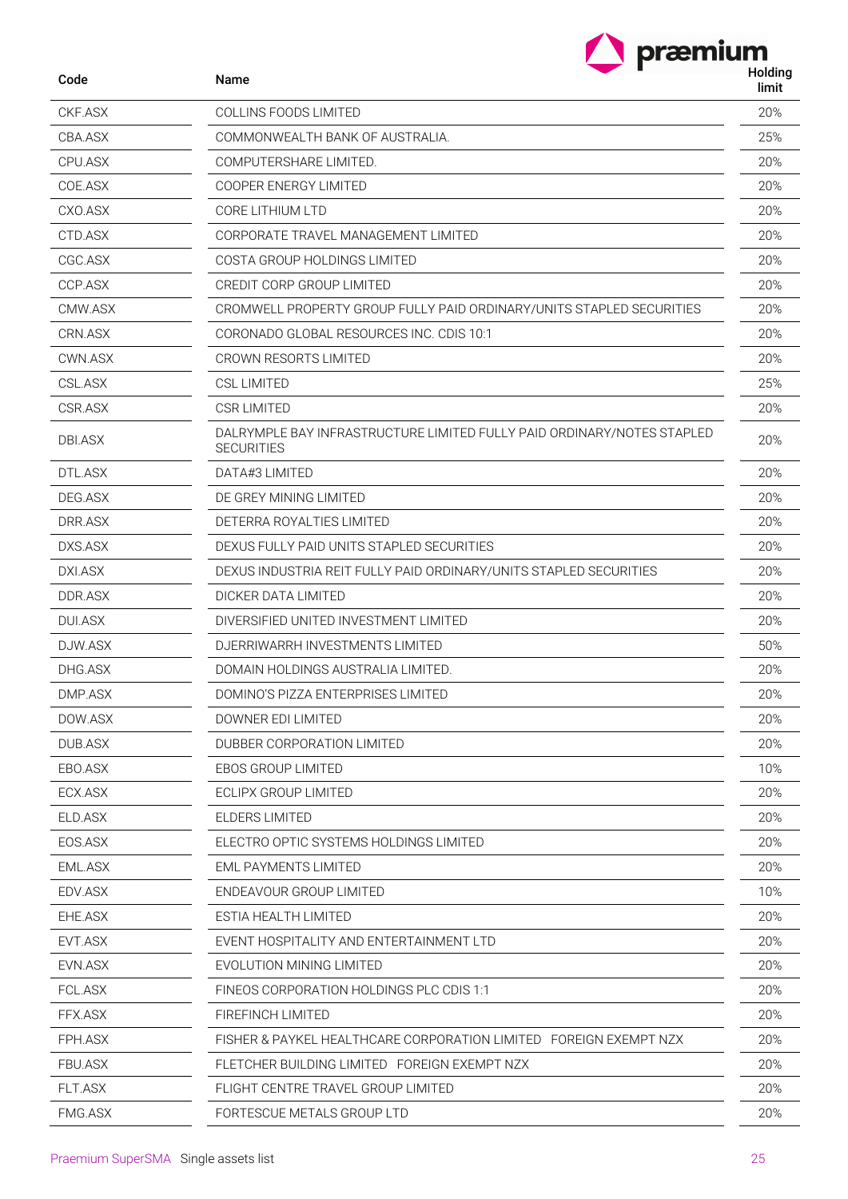| Code | Name | Holding limit |
|---|---|---|
| CKF.ASX | COLLINS FOODS LIMITED | 20% |
| CBA.ASX | COMMONWEALTH BANK OF AUSTRALIA. | 25% |
| CPU.ASX | COMPUTERSHARE LIMITED. | 20% |
| COE.ASX | COOPER ENERGY LIMITED | 20% |
| CXO.ASX | CORE LITHIUM LTD | 20% |
| CTD.ASX | CORPORATE TRAVEL MANAGEMENT LIMITED | 20% |
| CGC.ASX | COSTA GROUP HOLDINGS LIMITED | 20% |
| CCP.ASX | CREDIT CORP GROUP LIMITED | 20% |
| CMW.ASX | CROMWELL PROPERTY GROUP FULLY PAID ORDINARY/UNITS STAPLED SECURITIES | 20% |
| CRN.ASX | CORONADO GLOBAL RESOURCES INC. CDIS 10:1 | 20% |
| CWN.ASX | CROWN RESORTS LIMITED | 20% |
| CSL.ASX | CSL LIMITED | 25% |
| CSR.ASX | CSR LIMITED | 20% |
| DBI.ASX | DALRYMPLE BAY INFRASTRUCTURE LIMITED FULLY PAID ORDINARY/NOTES STAPLED SECURITIES | 20% |
| DTL.ASX | DATA#3 LIMITED | 20% |
| DEG.ASX | DE GREY MINING LIMITED | 20% |
| DRR.ASX | DETERRA ROYALTIES LIMITED | 20% |
| DXS.ASX | DEXUS FULLY PAID UNITS STAPLED SECURITIES | 20% |
| DXI.ASX | DEXUS INDUSTRIA REIT FULLY PAID ORDINARY/UNITS STAPLED SECURITIES | 20% |
| DDR.ASX | DICKER DATA LIMITED | 20% |
| DUI.ASX | DIVERSIFIED UNITED INVESTMENT LIMITED | 20% |
| DJW.ASX | DJERRIWARRH INVESTMENTS LIMITED | 50% |
| DHG.ASX | DOMAIN HOLDINGS AUSTRALIA LIMITED. | 20% |
| DMP.ASX | DOMINO'S PIZZA ENTERPRISES LIMITED | 20% |
| DOW.ASX | DOWNER EDI LIMITED | 20% |
| DUB.ASX | DUBBER CORPORATION LIMITED | 20% |
| EBO.ASX | EBOS GROUP LIMITED | 10% |
| ECX.ASX | ECLIPX GROUP LIMITED | 20% |
| ELD.ASX | ELDERS LIMITED | 20% |
| EOS.ASX | ELECTRO OPTIC SYSTEMS HOLDINGS LIMITED | 20% |
| EML.ASX | EML PAYMENTS LIMITED | 20% |
| EDV.ASX | ENDEAVOUR GROUP LIMITED | 10% |
| EHE.ASX | ESTIA HEALTH LIMITED | 20% |
| EVT.ASX | EVENT HOSPITALITY AND ENTERTAINMENT LTD | 20% |
| EVN.ASX | EVOLUTION MINING LIMITED | 20% |
| FCL.ASX | FINEOS CORPORATION HOLDINGS PLC CDIS 1:1 | 20% |
| FFX.ASX | FIREFINCH LIMITED | 20% |
| FPH.ASX | FISHER & PAYKEL HEALTHCARE CORPORATION LIMITED FOREIGN EXEMPT NZX | 20% |
| FBU.ASX | FLETCHER BUILDING LIMITED FOREIGN EXEMPT NZX | 20% |
| FLT.ASX | FLIGHT CENTRE TRAVEL GROUP LIMITED | 20% |
| FMG.ASX | FORTESCUE METALS GROUP LTD | 20% |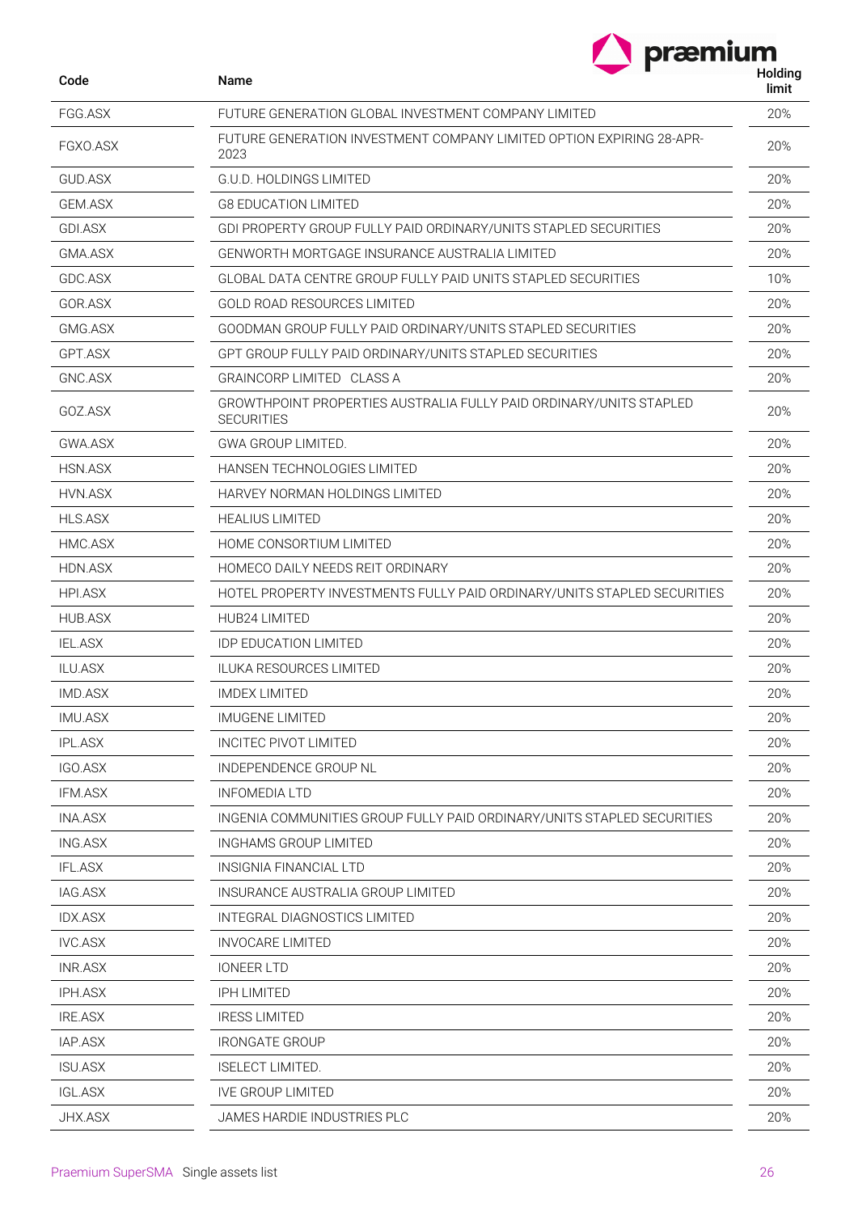| Code | Name | Holding limit |
|---|---|---|
| FGG.ASX | FUTURE GENERATION GLOBAL INVESTMENT COMPANY LIMITED | 20% |
| FGXO.ASX | FUTURE GENERATION INVESTMENT COMPANY LIMITED OPTION EXPIRING 28-APR-2023 | 20% |
| GUD.ASX | G.U.D. HOLDINGS LIMITED | 20% |
| GEM.ASX | G8 EDUCATION LIMITED | 20% |
| GDI.ASX | GDI PROPERTY GROUP FULLY PAID ORDINARY/UNITS STAPLED SECURITIES | 20% |
| GMA.ASX | GENWORTH MORTGAGE INSURANCE AUSTRALIA LIMITED | 20% |
| GDC.ASX | GLOBAL DATA CENTRE GROUP FULLY PAID UNITS STAPLED SECURITIES | 10% |
| GOR.ASX | GOLD ROAD RESOURCES LIMITED | 20% |
| GMG.ASX | GOODMAN GROUP FULLY PAID ORDINARY/UNITS STAPLED SECURITIES | 20% |
| GPT.ASX | GPT GROUP FULLY PAID ORDINARY/UNITS STAPLED SECURITIES | 20% |
| GNC.ASX | GRAINCORP LIMITED CLASS A | 20% |
| GOZ.ASX | GROWTHPOINT PROPERTIES AUSTRALIA FULLY PAID ORDINARY/UNITS STAPLED SECURITIES | 20% |
| GWA.ASX | GWA GROUP LIMITED. | 20% |
| HSN.ASX | HANSEN TECHNOLOGIES LIMITED | 20% |
| HVN.ASX | HARVEY NORMAN HOLDINGS LIMITED | 20% |
| HLS.ASX | HEALIUS LIMITED | 20% |
| HMC.ASX | HOME CONSORTIUM LIMITED | 20% |
| HDN.ASX | HOMECO DAILY NEEDS REIT ORDINARY | 20% |
| HPI.ASX | HOTEL PROPERTY INVESTMENTS FULLY PAID ORDINARY/UNITS STAPLED SECURITIES | 20% |
| HUB.ASX | HUB24 LIMITED | 20% |
| IEL.ASX | IDP EDUCATION LIMITED | 20% |
| ILU.ASX | ILUKA RESOURCES LIMITED | 20% |
| IMD.ASX | IMDEX LIMITED | 20% |
| IMU.ASX | IMUGENE LIMITED | 20% |
| IPL.ASX | INCITEC PIVOT LIMITED | 20% |
| IGO.ASX | INDEPENDENCE GROUP NL | 20% |
| IFM.ASX | INFOMEDIA LTD | 20% |
| INA.ASX | INGENIA COMMUNITIES GROUP FULLY PAID ORDINARY/UNITS STAPLED SECURITIES | 20% |
| ING.ASX | INGHAMS GROUP LIMITED | 20% |
| IFL.ASX | INSIGNIA FINANCIAL LTD | 20% |
| IAG.ASX | INSURANCE AUSTRALIA GROUP LIMITED | 20% |
| IDX.ASX | INTEGRAL DIAGNOSTICS LIMITED | 20% |
| IVC.ASX | INVOCARE LIMITED | 20% |
| INR.ASX | IONEER LTD | 20% |
| IPH.ASX | IPH LIMITED | 20% |
| IRE.ASX | IRESS LIMITED | 20% |
| IAP.ASX | IRONGATE GROUP | 20% |
| ISU.ASX | ISELECT LIMITED. | 20% |
| IGL.ASX | IVE GROUP LIMITED | 20% |
| JHX.ASX | JAMES HARDIE INDUSTRIES PLC | 20% |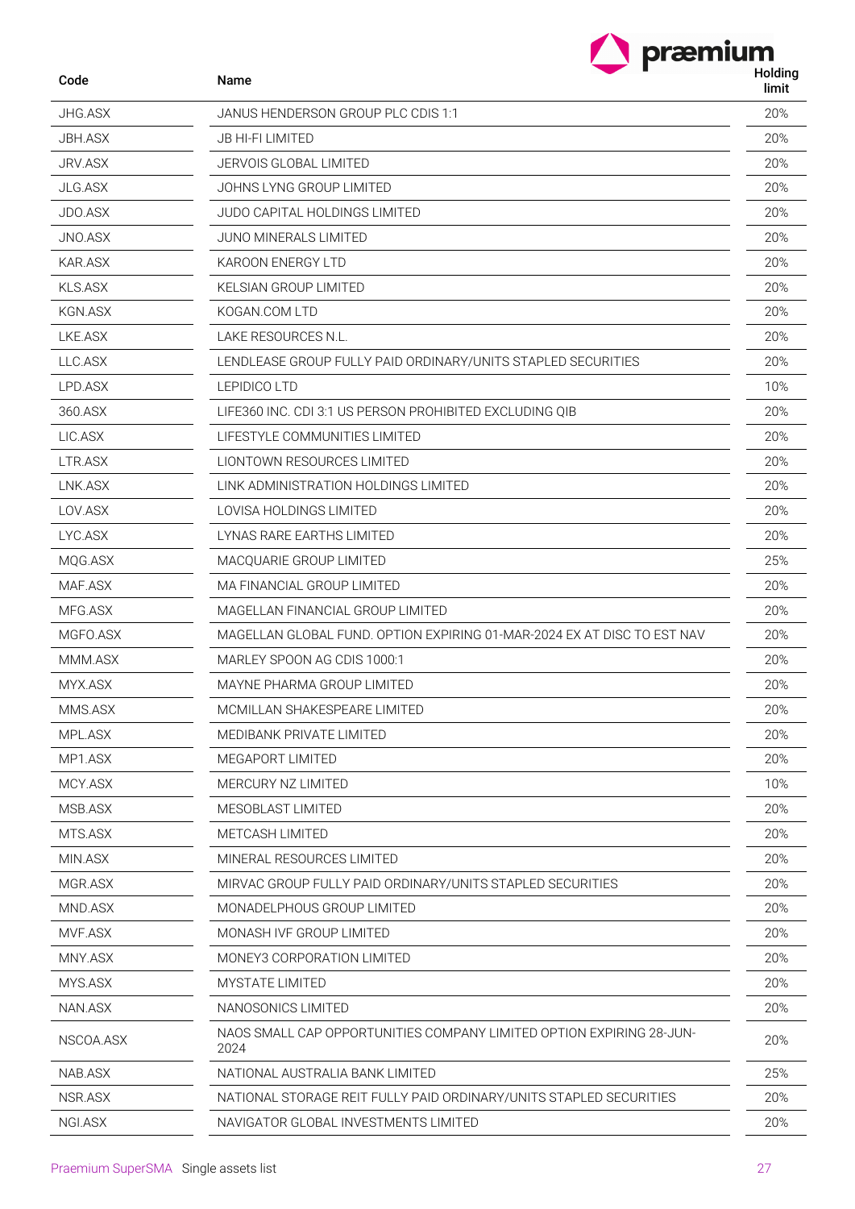| Code | Name | Holding limit |
| --- | --- | --- |
| JHG.ASX | JANUS HENDERSON GROUP PLC CDIS 1:1 | 20% |
| JBH.ASX | JB HI-FI LIMITED | 20% |
| JRV.ASX | JERVOIS GLOBAL LIMITED | 20% |
| JLG.ASX | JOHNS LYNG GROUP LIMITED | 20% |
| JDO.ASX | JUDO CAPITAL HOLDINGS LIMITED | 20% |
| JNO.ASX | JUNO MINERALS LIMITED | 20% |
| KAR.ASX | KAROON ENERGY LTD | 20% |
| KLS.ASX | KELSIAN GROUP LIMITED | 20% |
| KGN.ASX | KOGAN.COM LTD | 20% |
| LKE.ASX | LAKE RESOURCES N.L. | 20% |
| LLC.ASX | LENDLEASE GROUP FULLY PAID ORDINARY/UNITS STAPLED SECURITIES | 20% |
| LPD.ASX | LEPIDICO LTD | 10% |
| 360.ASX | LIFE360 INC. CDI 3:1 US PERSON PROHIBITED EXCLUDING QIB | 20% |
| LIC.ASX | LIFESTYLE COMMUNITIES LIMITED | 20% |
| LTR.ASX | LIONTOWN RESOURCES LIMITED | 20% |
| LNK.ASX | LINK ADMINISTRATION HOLDINGS LIMITED | 20% |
| LOV.ASX | LOVISA HOLDINGS LIMITED | 20% |
| LYC.ASX | LYNAS RARE EARTHS LIMITED | 20% |
| MQG.ASX | MACQUARIE GROUP LIMITED | 25% |
| MAF.ASX | MA FINANCIAL GROUP LIMITED | 20% |
| MFG.ASX | MAGELLAN FINANCIAL GROUP LIMITED | 20% |
| MGFO.ASX | MAGELLAN GLOBAL FUND. OPTION EXPIRING 01-MAR-2024 EX AT DISC TO EST NAV | 20% |
| MMM.ASX | MARLEY SPOON AG CDIS 1000:1 | 20% |
| MYX.ASX | MAYNE PHARMA GROUP LIMITED | 20% |
| MMS.ASX | MCMILLAN SHAKESPEARE LIMITED | 20% |
| MPL.ASX | MEDIBANK PRIVATE LIMITED | 20% |
| MP1.ASX | MEGAPORT LIMITED | 20% |
| MCY.ASX | MERCURY NZ LIMITED | 10% |
| MSB.ASX | MESOBLAST LIMITED | 20% |
| MTS.ASX | METCASH LIMITED | 20% |
| MIN.ASX | MINERAL RESOURCES LIMITED | 20% |
| MGR.ASX | MIRVAC GROUP FULLY PAID ORDINARY/UNITS STAPLED SECURITIES | 20% |
| MND.ASX | MONADELPHOUS GROUP LIMITED | 20% |
| MVF.ASX | MONASH IVF GROUP LIMITED | 20% |
| MNY.ASX | MONEY3 CORPORATION LIMITED | 20% |
| MYS.ASX | MYSTATE LIMITED | 20% |
| NAN.ASX | NANOSONICS LIMITED | 20% |
| NSCOA.ASX | NAOS SMALL CAP OPPORTUNITIES COMPANY LIMITED OPTION EXPIRING 28-JUN-2024 | 20% |
| NAB.ASX | NATIONAL AUSTRALIA BANK LIMITED | 25% |
| NSR.ASX | NATIONAL STORAGE REIT FULLY PAID ORDINARY/UNITS STAPLED SECURITIES | 20% |
| NGI.ASX | NAVIGATOR GLOBAL INVESTMENTS LIMITED | 20% |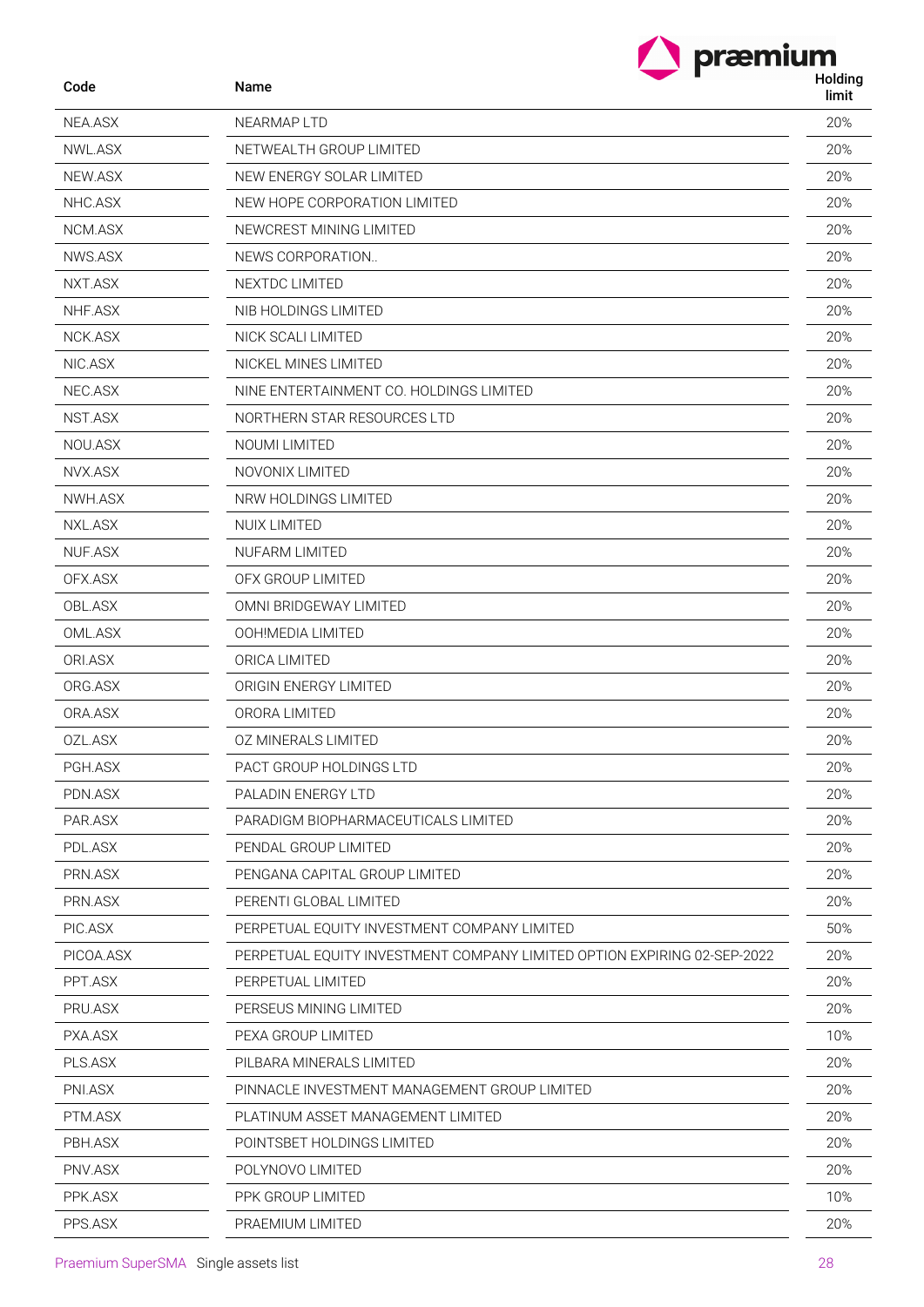| Code | Name | Holding limit |
|---|---|---|
| NEA.ASX | NEARMAP LTD | 20% |
| NWL.ASX | NETWEALTH GROUP LIMITED | 20% |
| NEW.ASX | NEW ENERGY SOLAR LIMITED | 20% |
| NHC.ASX | NEW HOPE CORPORATION LIMITED | 20% |
| NCM.ASX | NEWCREST MINING LIMITED | 20% |
| NWS.ASX | NEWS CORPORATION.. | 20% |
| NXT.ASX | NEXTDC LIMITED | 20% |
| NHF.ASX | NIB HOLDINGS LIMITED | 20% |
| NCK.ASX | NICK SCALI LIMITED | 20% |
| NIC.ASX | NICKEL MINES LIMITED | 20% |
| NEC.ASX | NINE ENTERTAINMENT CO. HOLDINGS LIMITED | 20% |
| NST.ASX | NORTHERN STAR RESOURCES LTD | 20% |
| NOU.ASX | NOUMI LIMITED | 20% |
| NVX.ASX | NOVONIX LIMITED | 20% |
| NWH.ASX | NRW HOLDINGS LIMITED | 20% |
| NXL.ASX | NUIX LIMITED | 20% |
| NUF.ASX | NUFARM LIMITED | 20% |
| OFX.ASX | OFX GROUP LIMITED | 20% |
| OBL.ASX | OMNI BRIDGEWAY LIMITED | 20% |
| OML.ASX | OOH!MEDIA LIMITED | 20% |
| ORI.ASX | ORICA LIMITED | 20% |
| ORG.ASX | ORIGIN ENERGY LIMITED | 20% |
| ORA.ASX | ORORA LIMITED | 20% |
| OZL.ASX | OZ MINERALS LIMITED | 20% |
| PGH.ASX | PACT GROUP HOLDINGS LTD | 20% |
| PDN.ASX | PALADIN ENERGY LTD | 20% |
| PAR.ASX | PARADIGM BIOPHARMACEUTICALS LIMITED | 20% |
| PDL.ASX | PENDAL GROUP LIMITED | 20% |
| PRN.ASX | PENGANA CAPITAL GROUP LIMITED | 20% |
| PRN.ASX | PERENTI GLOBAL LIMITED | 20% |
| PIC.ASX | PERPETUAL EQUITY INVESTMENT COMPANY LIMITED | 50% |
| PICOA.ASX | PERPETUAL EQUITY INVESTMENT COMPANY LIMITED OPTION EXPIRING 02-SEP-2022 | 20% |
| PPT.ASX | PERPETUAL LIMITED | 20% |
| PRU.ASX | PERSEUS MINING LIMITED | 20% |
| PXA.ASX | PEXA GROUP LIMITED | 10% |
| PLS.ASX | PILBARA MINERALS LIMITED | 20% |
| PNI.ASX | PINNACLE INVESTMENT MANAGEMENT GROUP LIMITED | 20% |
| PTM.ASX | PLATINUM ASSET MANAGEMENT LIMITED | 20% |
| PBH.ASX | POINTSBET HOLDINGS LIMITED | 20% |
| PNV.ASX | POLYNOVO LIMITED | 20% |
| PPK.ASX | PPK GROUP LIMITED | 10% |
| PPS.ASX | PRAEMIUM LIMITED | 20% |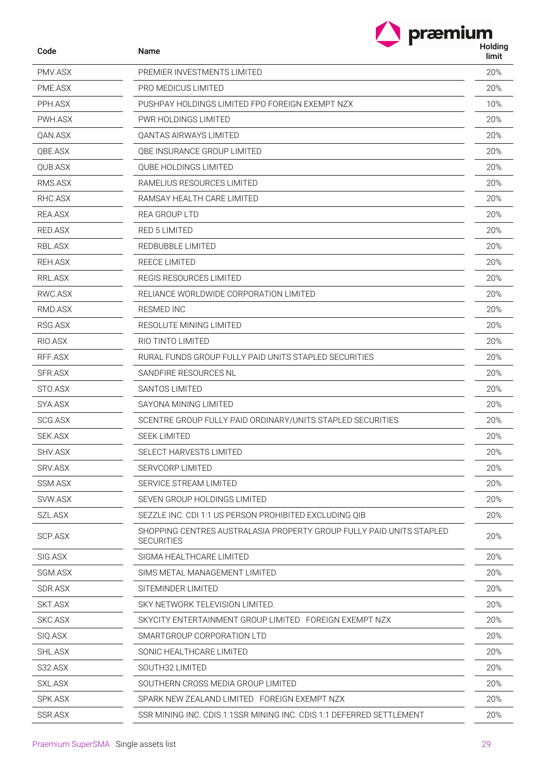| Code | Name | Holding limit |
|---|---|---|
| PMV.ASX | PREMIER INVESTMENTS LIMITED | 20% |
| PME.ASX | PRO MEDICUS LIMITED | 20% |
| PPH.ASX | PUSHPAY HOLDINGS LIMITED FPO FOREIGN EXEMPT NZX | 10% |
| PWH.ASX | PWR HOLDINGS LIMITED | 20% |
| QAN.ASX | QANTAS AIRWAYS LIMITED | 20% |
| QBE.ASX | QBE INSURANCE GROUP LIMITED | 20% |
| QUB.ASX | QUBE HOLDINGS LIMITED | 20% |
| RMS.ASX | RAMELIUS RESOURCES LIMITED | 20% |
| RHC.ASX | RAMSAY HEALTH CARE LIMITED | 20% |
| REA.ASX | REA GROUP LTD | 20% |
| RED.ASX | RED 5 LIMITED | 20% |
| RBL.ASX | REDBUBBLE LIMITED | 20% |
| REH.ASX | REECE LIMITED | 20% |
| RRL.ASX | REGIS RESOURCES LIMITED | 20% |
| RWC.ASX | RELIANCE WORLDWIDE CORPORATION LIMITED | 20% |
| RMD.ASX | RESMED INC | 20% |
| RSG.ASX | RESOLUTE MINING LIMITED | 20% |
| RIO.ASX | RIO TINTO LIMITED | 20% |
| RFF.ASX | RURAL FUNDS GROUP FULLY PAID UNITS STAPLED SECURITIES | 20% |
| SFR.ASX | SANDFIRE RESOURCES NL | 20% |
| STO.ASX | SANTOS LIMITED | 20% |
| SYA.ASX | SAYONA MINING LIMITED | 20% |
| SCG.ASX | SCENTRE GROUP FULLY PAID ORDINARY/UNITS STAPLED SECURITIES | 20% |
| SEK.ASX | SEEK LIMITED | 20% |
| SHV.ASX | SELECT HARVESTS LIMITED | 20% |
| SRV.ASX | SERVCORP LIMITED | 20% |
| SSM.ASX | SERVICE STREAM LIMITED | 20% |
| SVW.ASX | SEVEN GROUP HOLDINGS LIMITED | 20% |
| SZL.ASX | SEZZLE INC. CDI 1:1 US PERSON PROHIBITED EXCLUDING QIB | 20% |
| SCP.ASX | SHOPPING CENTRES AUSTRALASIA PROPERTY GROUP FULLY PAID UNITS STAPLED SECURITIES | 20% |
| SIG.ASX | SIGMA HEALTHCARE LIMITED | 20% |
| SGM.ASX | SIMS METAL MANAGEMENT LIMITED | 20% |
| SDR.ASX | SITEMINDER LIMITED | 20% |
| SKT.ASX | SKY NETWORK TELEVISION LIMITED. | 20% |
| SKC.ASX | SKYCITY ENTERTAINMENT GROUP LIMITED FOREIGN EXEMPT NZX | 20% |
| SIQ.ASX | SMARTGROUP CORPORATION LTD | 20% |
| SHL.ASX | SONIC HEALTHCARE LIMITED | 20% |
| S32.ASX | SOUTH32 LIMITED | 20% |
| SXL.ASX | SOUTHERN CROSS MEDIA GROUP LIMITED | 20% |
| SPK.ASX | SPARK NEW ZEALAND LIMITED FOREIGN EXEMPT NZX | 20% |
| SSR.ASX | SSR MINING INC. CDIS 1:1SSR MINING INC. CDIS 1:1 DEFERRED SETTLEMENT | 20% |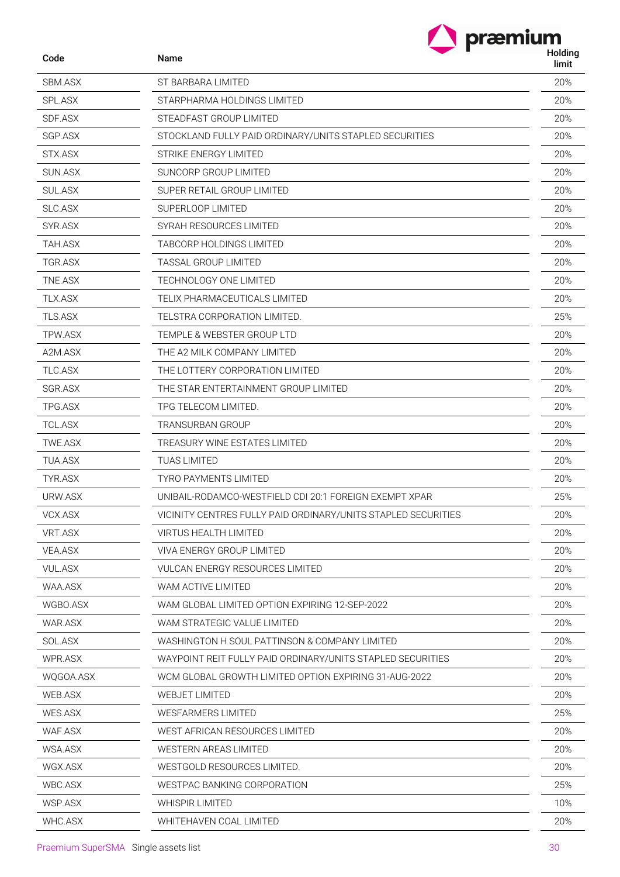| Code | Name | Holding limit |
|---|---|---|
| SBM.ASX | ST BARBARA LIMITED | 20% |
| SPL.ASX | STARPHARMA HOLDINGS LIMITED | 20% |
| SDF.ASX | STEADFAST GROUP LIMITED | 20% |
| SGP.ASX | STOCKLAND FULLY PAID ORDINARY/UNITS STAPLED SECURITIES | 20% |
| STX.ASX | STRIKE ENERGY LIMITED | 20% |
| SUN.ASX | SUNCORP GROUP LIMITED | 20% |
| SUL.ASX | SUPER RETAIL GROUP LIMITED | 20% |
| SLC.ASX | SUPERLOOP LIMITED | 20% |
| SYR.ASX | SYRAH RESOURCES LIMITED | 20% |
| TAH.ASX | TABCORP HOLDINGS LIMITED | 20% |
| TGR.ASX | TASSAL GROUP LIMITED | 20% |
| TNE.ASX | TECHNOLOGY ONE LIMITED | 20% |
| TLX.ASX | TELIX PHARMACEUTICALS LIMITED | 20% |
| TLS.ASX | TELSTRA CORPORATION LIMITED. | 25% |
| TPW.ASX | TEMPLE & WEBSTER GROUP LTD | 20% |
| A2M.ASX | THE A2 MILK COMPANY LIMITED | 20% |
| TLC.ASX | THE LOTTERY CORPORATION LIMITED | 20% |
| SGR.ASX | THE STAR ENTERTAINMENT GROUP LIMITED | 20% |
| TPG.ASX | TPG TELECOM LIMITED. | 20% |
| TCL.ASX | TRANSURBAN GROUP | 20% |
| TWE.ASX | TREASURY WINE ESTATES LIMITED | 20% |
| TUA.ASX | TUAS LIMITED | 20% |
| TYR.ASX | TYRO PAYMENTS LIMITED | 20% |
| URW.ASX | UNIBAIL-RODAMCO-WESTFIELD CDI 20:1 FOREIGN EXEMPT XPAR | 25% |
| VCX.ASX | VICINITY CENTRES FULLY PAID ORDINARY/UNITS STAPLED SECURITIES | 20% |
| VRT.ASX | VIRTUS HEALTH LIMITED | 20% |
| VEA.ASX | VIVA ENERGY GROUP LIMITED | 20% |
| VUL.ASX | VULCAN ENERGY RESOURCES LIMITED | 20% |
| WAA.ASX | WAM ACTIVE LIMITED | 20% |
| WGBO.ASX | WAM GLOBAL LIMITED OPTION EXPIRING 12-SEP-2022 | 20% |
| WAR.ASX | WAM STRATEGIC VALUE LIMITED | 20% |
| SOL.ASX | WASHINGTON H SOUL PATTINSON & COMPANY LIMITED | 20% |
| WPR.ASX | WAYPOINT REIT FULLY PAID ORDINARY/UNITS STAPLED SECURITIES | 20% |
| WQGOA.ASX | WCM GLOBAL GROWTH LIMITED OPTION EXPIRING 31-AUG-2022 | 20% |
| WEB.ASX | WEBJET LIMITED | 20% |
| WES.ASX | WESFARMERS LIMITED | 25% |
| WAF.ASX | WEST AFRICAN RESOURCES LIMITED | 20% |
| WSA.ASX | WESTERN AREAS LIMITED | 20% |
| WGX.ASX | WESTGOLD RESOURCES LIMITED. | 20% |
| WBC.ASX | WESTPAC BANKING CORPORATION | 25% |
| WSP.ASX | WHISPIR LIMITED | 10% |
| WHC.ASX | WHITEHAVEN COAL LIMITED | 20% |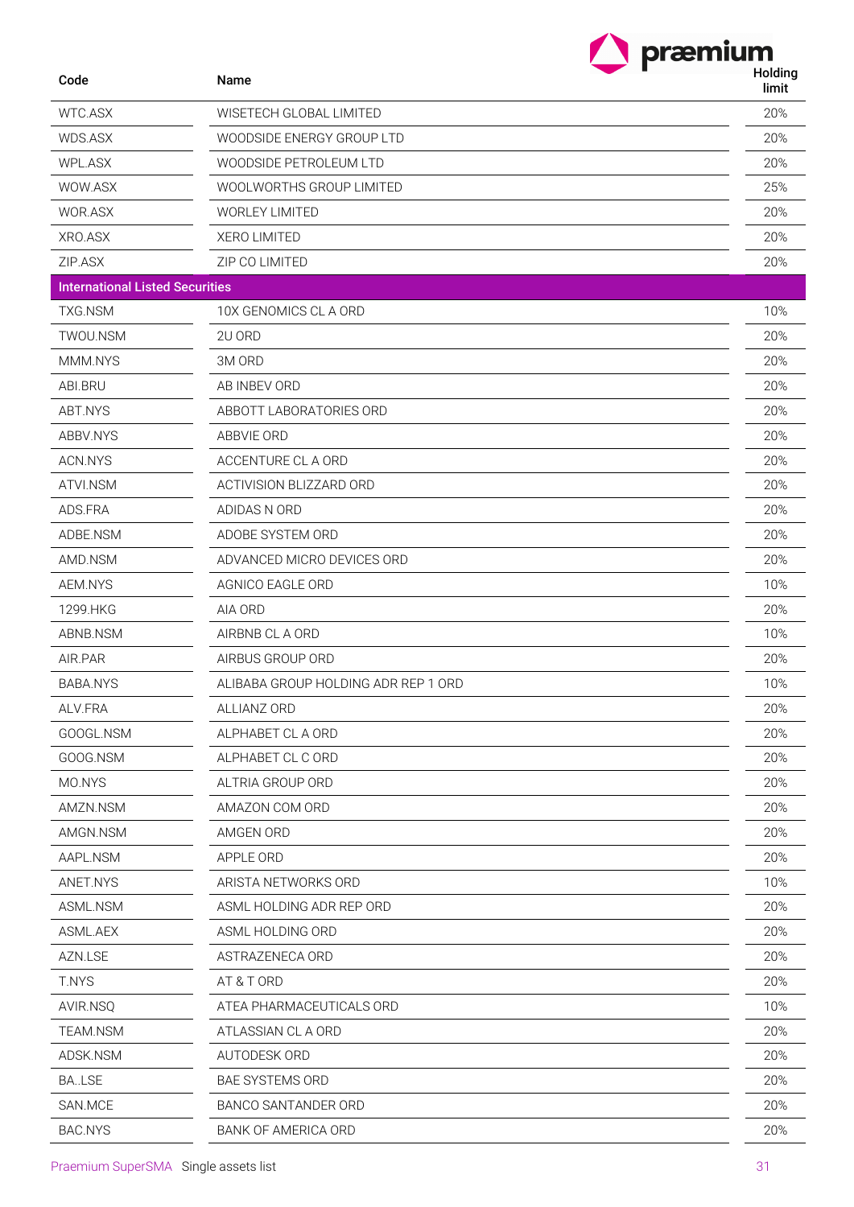| Code | Name | Holding limit |
|---|---|---|
| WTC.ASX | WISETECH GLOBAL LIMITED | 20% |
| WDS.ASX | WOODSIDE ENERGY GROUP LTD | 20% |
| WPL.ASX | WOODSIDE PETROLEUM LTD | 20% |
| WOW.ASX | WOOLWORTHS GROUP LIMITED | 25% |
| WOR.ASX | WORLEY LIMITED | 20% |
| XRO.ASX | XERO LIMITED | 20% |
| ZIP.ASX | ZIP CO LIMITED | 20% |
| **International Listed Securities** | | |
| TXG.NSM | 10X GENOMICS CL A ORD | 10% |
| TWOU.NSM | 2U ORD | 20% |
| MMM.NYS | 3M ORD | 20% |
| ABI.BRU | AB INBEV ORD | 20% |
| ABT.NYS | ABBOTT LABORATORIES ORD | 20% |
| ABBV.NYS | ABBVIE ORD | 20% |
| ACN.NYS | ACCENTURE CL A ORD | 20% |
| ATVI.NSM | ACTIVISION BLIZZARD ORD | 20% |
| ADS.FRA | ADIDAS N ORD | 20% |
| ADBE.NSM | ADOBE SYSTEM ORD | 20% |
| AMD.NSM | ADVANCED MICRO DEVICES ORD | 20% |
| AEM.NYS | AGNICO EAGLE ORD | 10% |
| 1299.HKG | AIA ORD | 20% |
| ABNB.NSM | AIRBNB CL A ORD | 10% |
| AIR.PAR | AIRBUS GROUP ORD | 20% |
| BABA.NYS | ALIBABA GROUP HOLDING ADR REP 1 ORD | 10% |
| ALV.FRA | ALLIANZ ORD | 20% |
| GOOGL.NSM | ALPHABET CL A ORD | 20% |
| GOOG.NSM | ALPHABET CL C ORD | 20% |
| MO.NYS | ALTRIA GROUP ORD | 20% |
| AMZN.NSM | AMAZON COM ORD | 20% |
| AMGN.NSM | AMGEN ORD | 20% |
| AAPL.NSM | APPLE ORD | 20% |
| ANET.NYS | ARISTA NETWORKS ORD | 10% |
| ASML.NSM | ASML HOLDING ADR REP ORD | 20% |
| ASML.AEX | ASML HOLDING ORD | 20% |
| AZN.LSE | ASTRAZENECA ORD | 20% |
| T.NYS | AT & T ORD | 20% |
| AVIR.NSQ | ATEA PHARMACEUTICALS ORD | 10% |
| TEAM.NSM | ATLASSIAN CL A ORD | 20% |
| ADSK.NSM | AUTODESK ORD | 20% |
| BA..LSE | BAE SYSTEMS ORD | 20% |
| SAN.MCE | BANCO SANTANDER ORD | 20% |
| BAC.NYS | BANK OF AMERICA ORD | 20% |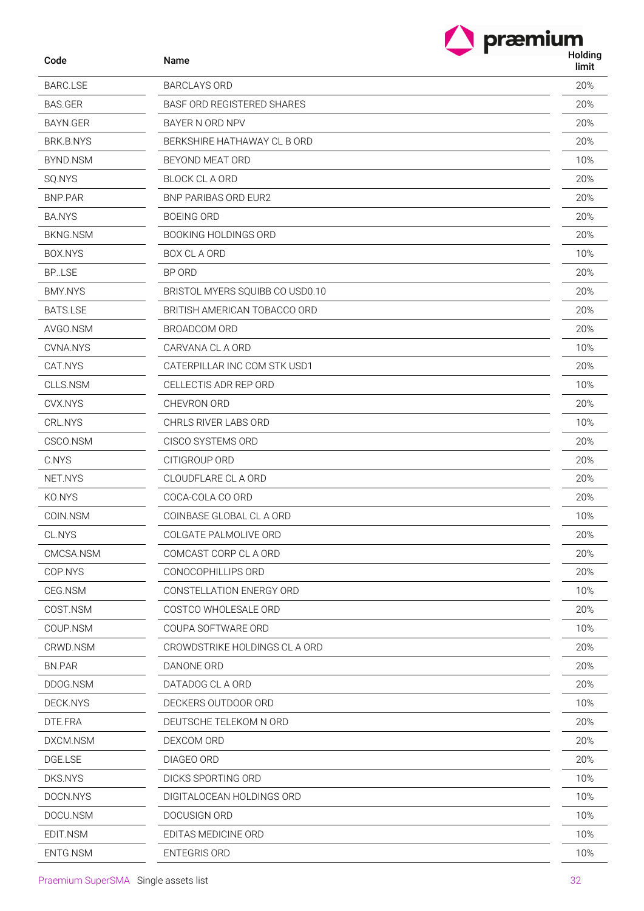| Code | Name | Holding limit |
|---|---|---|
| BARC.LSE | BARCLAYS ORD | 20% |
| BAS.GER | BASF ORD REGISTERED SHARES | 20% |
| BAYN.GER | BAYER N ORD NPV | 20% |
| BRK.B.NYS | BERKSHIRE HATHAWAY CL B ORD | 20% |
| BYND.NSM | BEYOND MEAT ORD | 10% |
| SQ.NYS | BLOCK CL A ORD | 20% |
| BNP.PAR | BNP PARIBAS ORD EUR2 | 20% |
| BA.NYS | BOEING ORD | 20% |
| BKNG.NSM | BOOKING HOLDINGS ORD | 20% |
| BOX.NYS | BOX CL A ORD | 10% |
| BP..LSE | BP ORD | 20% |
| BMY.NYS | BRISTOL MYERS SQUIBB CO USD0.10 | 20% |
| BATS.LSE | BRITISH AMERICAN TOBACCO ORD | 20% |
| AVGO.NSM | BROADCOM ORD | 20% |
| CVNA.NYS | CARVANA CL A ORD | 10% |
| CAT.NYS | CATERPILLAR INC COM STK USD1 | 20% |
| CLLS.NSM | CELLECTIS ADR REP ORD | 10% |
| CVX.NYS | CHEVRON ORD | 20% |
| CRL.NYS | CHRLS RIVER LABS ORD | 10% |
| CSCO.NSM | CISCO SYSTEMS ORD | 20% |
| C.NYS | CITIGROUP ORD | 20% |
| NET.NYS | CLOUDFLARE CL A ORD | 20% |
| KO.NYS | COCA-COLA CO ORD | 20% |
| COIN.NSM | COINBASE GLOBAL CL A ORD | 10% |
| CL.NYS | COLGATE PALMOLIVE ORD | 20% |
| CMCSA.NSM | COMCAST CORP CL A ORD | 20% |
| COP.NYS | CONOCOPHILLIPS ORD | 20% |
| CEG.NSM | CONSTELLATION ENERGY ORD | 10% |
| COST.NSM | COSTCO WHOLESALE ORD | 20% |
| COUP.NSM | COUPA SOFTWARE ORD | 10% |
| CRWD.NSM | CROWDSTRIKE HOLDINGS CL A ORD | 20% |
| BN.PAR | DANONE ORD | 20% |
| DDOG.NSM | DATADOG CL A ORD | 20% |
| DECK.NYS | DECKERS OUTDOOR ORD | 10% |
| DTE.FRA | DEUTSCHE TELEKOM N ORD | 20% |
| DXCM.NSM | DEXCOM ORD | 20% |
| DGE.LSE | DIAGEO ORD | 20% |
| DKS.NYS | DICKS SPORTING ORD | 10% |
| DOCN.NYS | DIGITALOCEAN HOLDINGS ORD | 10% |
| DOCU.NSM | DOCUSIGN ORD | 10% |
| EDIT.NSM | EDITAS MEDICINE ORD | 10% |
| ENTG.NSM | ENTEGRIS ORD | 10% |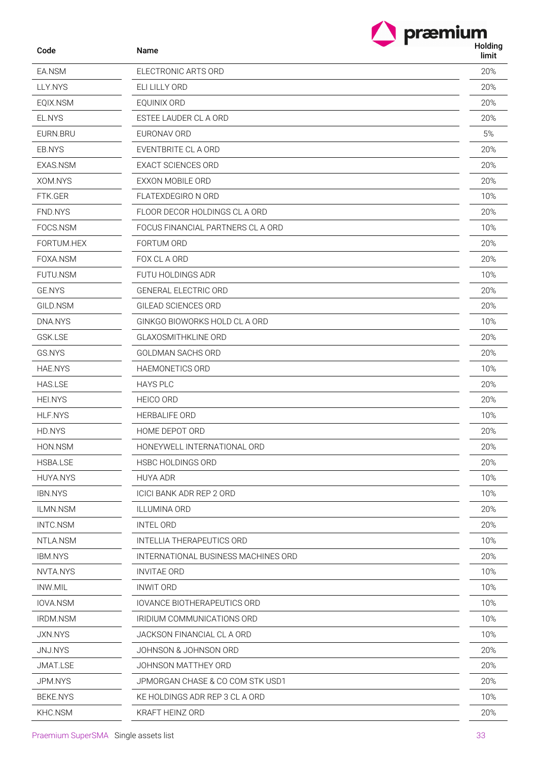| Code | Name | Holding limit |
|---|---|---|
| EA.NSM | ELECTRONIC ARTS ORD | 20% |
| LLY.NYS | ELI LILLY ORD | 20% |
| EQIX.NSM | EQUINIX ORD | 20% |
| EL.NYS | ESTEE LAUDER CL A ORD | 20% |
| EURN.BRU | EURONAV ORD | 5% |
| EB.NYS | EVENTBRITE CL A ORD | 20% |
| EXAS.NSM | EXACT SCIENCES ORD | 20% |
| XOM.NYS | EXXON MOBILE ORD | 20% |
| FTK.GER | FLATEXDEGIRO N ORD | 10% |
| FND.NYS | FLOOR DECOR HOLDINGS CL A ORD | 20% |
| FOCS.NSM | FOCUS FINANCIAL PARTNERS CL A ORD | 10% |
| FORTUM.HEX | FORTUM ORD | 20% |
| FOXA.NSM | FOX CL A ORD | 20% |
| FUTU.NSM | FUTU HOLDINGS ADR | 10% |
| GE.NYS | GENERAL ELECTRIC ORD | 20% |
| GILD.NSM | GILEAD SCIENCES ORD | 20% |
| DNA.NYS | GINKGO BIOWORKS HOLD CL A ORD | 10% |
| GSK.LSE | GLAXOSMITHKLINE ORD | 20% |
| GS.NYS | GOLDMAN SACHS ORD | 20% |
| HAE.NYS | HAEMONETICS ORD | 10% |
| HAS.LSE | HAYS PLC | 20% |
| HEI.NYS | HEICO ORD | 20% |
| HLF.NYS | HERBALIFE ORD | 10% |
| HD.NYS | HOME DEPOT ORD | 20% |
| HON.NSM | HONEYWELL INTERNATIONAL ORD | 20% |
| HSBA.LSE | HSBC HOLDINGS ORD | 20% |
| HUYA.NYS | HUYA ADR | 10% |
| IBN.NYS | ICICI BANK ADR REP 2 ORD | 10% |
| ILMN.NSM | ILLUMINA ORD | 20% |
| INTC.NSM | INTEL ORD | 20% |
| NTLA.NSM | INTELLIA THERAPEUTICS ORD | 10% |
| IBM.NYS | INTERNATIONAL BUSINESS MACHINES ORD | 20% |
| NVTA.NYS | INVITAE ORD | 10% |
| INW.MIL | INWIT ORD | 10% |
| IOVA.NSM | IOVANCE BIOTHERAPEUTICS ORD | 10% |
| IRDM.NSM | IRIDIUM COMMUNICATIONS ORD | 10% |
| JXN.NYS | JACKSON FINANCIAL CL A ORD | 10% |
| JNJ.NYS | JOHNSON & JOHNSON ORD | 20% |
| JMAT.LSE | JOHNSON MATTHEY ORD | 20% |
| JPM.NYS | JPMORGAN CHASE & CO COM STK USD1 | 20% |
| BEKE.NYS | KE HOLDINGS ADR REP 3 CL A ORD | 10% |
| KHC.NSM | KRAFT HEINZ ORD | 20% |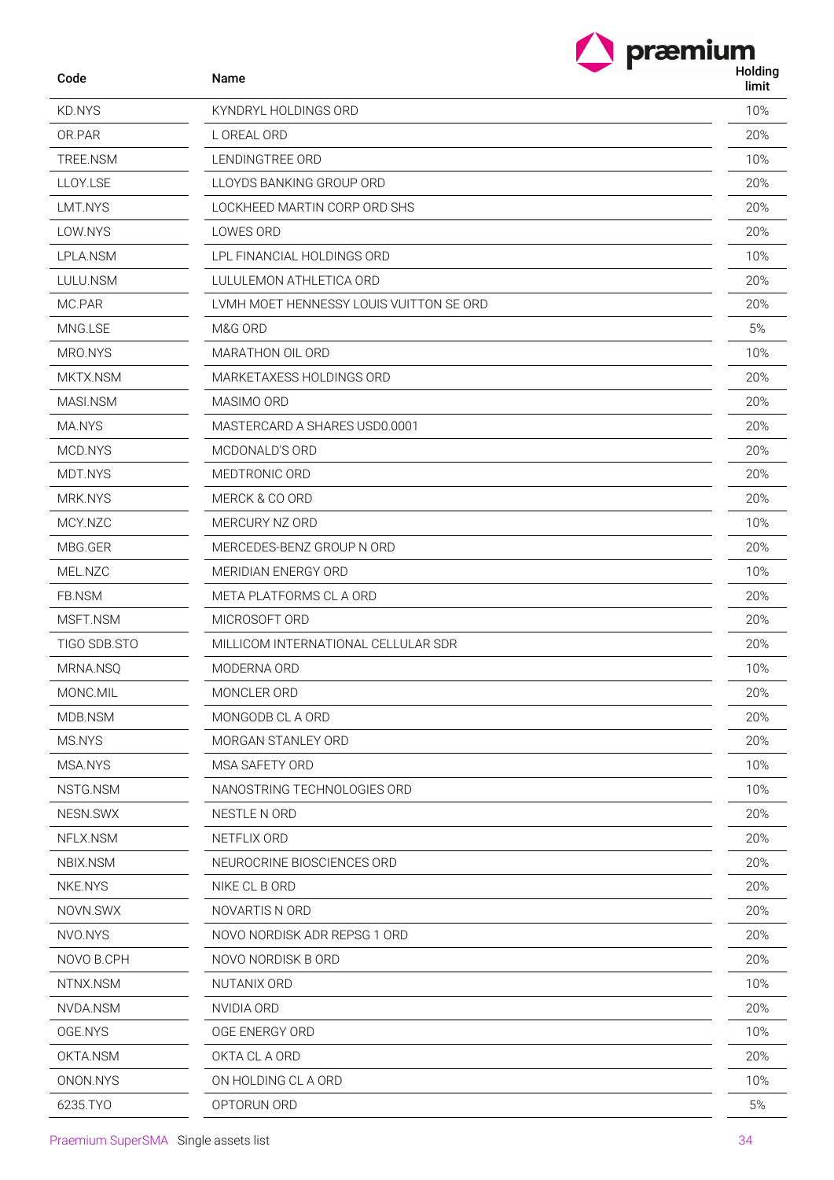| Code | Name | Holding limit |
|---|---|---|
| KD.NYS | KYNDRYL HOLDINGS ORD | 10% |
| OR.PAR | L OREAL ORD | 20% |
| TREE.NSM | LENDINGTREE ORD | 10% |
| LLOY.LSE | LLOYDS BANKING GROUP ORD | 20% |
| LMT.NYS | LOCKHEED MARTIN CORP ORD SHS | 20% |
| LOW.NYS | LOWES ORD | 20% |
| LPLA.NSM | LPL FINANCIAL HOLDINGS ORD | 10% |
| LULU.NSM | LULULEMON ATHLETICA ORD | 20% |
| MC.PAR | LVMH MOET HENNESSY LOUIS VUITTON SE ORD | 20% |
| MNG.LSE | M&G ORD | 5% |
| MRO.NYS | MARATHON OIL ORD | 10% |
| MKTX.NSM | MARKETAXESS HOLDINGS ORD | 20% |
| MASI.NSM | MASIMO ORD | 20% |
| MA.NYS | MASTERCARD A SHARES USD0.0001 | 20% |
| MCD.NYS | MCDONALD'S ORD | 20% |
| MDT.NYS | MEDTRONIC ORD | 20% |
| MRK.NYS | MERCK & CO ORD | 20% |
| MCY.NZC | MERCURY NZ ORD | 10% |
| MBG.GER | MERCEDES-BENZ GROUP N ORD | 20% |
| MEL.NZC | MERIDIAN ENERGY ORD | 10% |
| FB.NSM | META PLATFORMS CL A ORD | 20% |
| MSFT.NSM | MICROSOFT ORD | 20% |
| TIGO SDB.STO | MILLICOM INTERNATIONAL CELLULAR SDR | 20% |
| MRNA.NSQ | MODERNA ORD | 10% |
| MONC.MIL | MONCLER ORD | 20% |
| MDB.NSM | MONGODB CL A ORD | 20% |
| MS.NYS | MORGAN STANLEY ORD | 20% |
| MSA.NYS | MSA SAFETY ORD | 10% |
| NSTG.NSM | NANOSTRING TECHNOLOGIES ORD | 10% |
| NESN.SWX | NESTLE N ORD | 20% |
| NFLX.NSM | NETFLIX ORD | 20% |
| NBIX.NSM | NEUROCRINE BIOSCIENCES ORD | 20% |
| NKE.NYS | NIKE CL B ORD | 20% |
| NOVN.SWX | NOVARTIS N ORD | 20% |
| NVO.NYS | NOVO NORDISK ADR REPSG 1 ORD | 20% |
| NOVO B.CPH | NOVO NORDISK B ORD | 20% |
| NTNX.NSM | NUTANIX ORD | 10% |
| NVDA.NSM | NVIDIA ORD | 20% |
| OGE.NYS | OGE ENERGY ORD | 10% |
| OKTA.NSM | OKTA CL A ORD | 20% |
| ONON.NYS | ON HOLDING CL A ORD | 10% |
| 6235.TYO | OPTORUN ORD | 5% |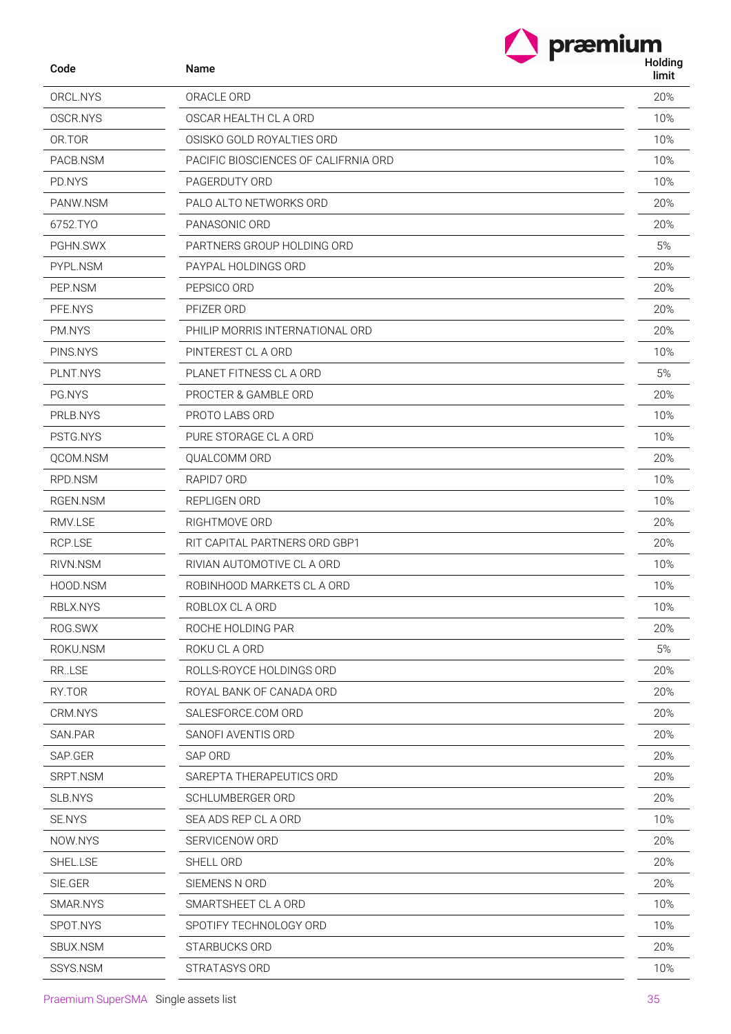| Code | Name | Holding limit |
|---|---|---|
| ORCL.NYS | ORACLE ORD | 20% |
| OSCR.NYS | OSCAR HEALTH CL A ORD | 10% |
| OR.TOR | OSISKO GOLD ROYALTIES ORD | 10% |
| PACB.NSM | PACIFIC BIOSCIENCES OF CALIFRNIA ORD | 10% |
| PD.NYS | PAGERDUTY ORD | 10% |
| PANW.NSM | PALO ALTO NETWORKS ORD | 20% |
| 6752.TYO | PANASONIC ORD | 20% |
| PGHN.SWX | PARTNERS GROUP HOLDING ORD | 5% |
| PYPL.NSM | PAYPAL HOLDINGS ORD | 20% |
| PEP.NSM | PEPSICO ORD | 20% |
| PFE.NYS | PFIZER ORD | 20% |
| PM.NYS | PHILIP MORRIS INTERNATIONAL ORD | 20% |
| PINS.NYS | PINTEREST CL A ORD | 10% |
| PLNT.NYS | PLANET FITNESS CL A ORD | 5% |
| PG.NYS | PROCTER & GAMBLE ORD | 20% |
| PRLB.NYS | PROTO LABS ORD | 10% |
| PSTG.NYS | PURE STORAGE CL A ORD | 10% |
| QCOM.NSM | QUALCOMM ORD | 20% |
| RPD.NSM | RAPID7 ORD | 10% |
| RGEN.NSM | REPLIGEN ORD | 10% |
| RMV.LSE | RIGHTMOVE ORD | 20% |
| RCP.LSE | RIT CAPITAL PARTNERS ORD GBP1 | 20% |
| RIVN.NSM | RIVIAN AUTOMOTIVE CL A ORD | 10% |
| HOOD.NSM | ROBINHOOD MARKETS CL A ORD | 10% |
| RBLX.NYS | ROBLOX CL A ORD | 10% |
| ROG.SWX | ROCHE HOLDING PAR | 20% |
| ROKU.NSM | ROKU CL A ORD | 5% |
| RR..LSE | ROLLS-ROYCE HOLDINGS ORD | 20% |
| RY.TOR | ROYAL BANK OF CANADA ORD | 20% |
| CRM.NYS | SALESFORCE.COM ORD | 20% |
| SAN.PAR | SANOFI AVENTIS ORD | 20% |
| SAP.GER | SAP ORD | 20% |
| SRPT.NSM | SAREPTA THERAPEUTICS ORD | 20% |
| SLB.NYS | SCHLUMBERGER ORD | 20% |
| SE.NYS | SEA ADS REP CL A ORD | 10% |
| NOW.NYS | SERVICENOW ORD | 20% |
| SHEL.LSE | SHELL ORD | 20% |
| SIE.GER | SIEMENS N ORD | 20% |
| SMAR.NYS | SMARTSHEET CL A ORD | 10% |
| SPOT.NYS | SPOTIFY TECHNOLOGY ORD | 10% |
| SBUX.NSM | STARBUCKS ORD | 20% |
| SSYS.NSM | STRATASYS ORD | 10% |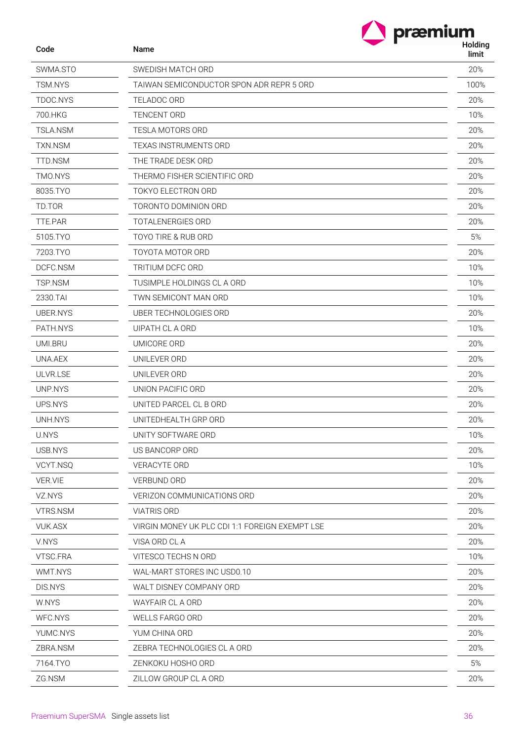| Code | Name | Holding limit |
|---|---|---|
| SWMA.STO | SWEDISH MATCH ORD | 20% |
| TSM.NYS | TAIWAN SEMICONDUCTOR SPON ADR REPR 5 ORD | 100% |
| TDOC.NYS | TELADOC ORD | 20% |
| 700.HKG | TENCENT ORD | 10% |
| TSLA.NSM | TESLA MOTORS ORD | 20% |
| TXN.NSM | TEXAS INSTRUMENTS ORD | 20% |
| TTD.NSM | THE TRADE DESK ORD | 20% |
| TMO.NYS | THERMO FISHER SCIENTIFIC ORD | 20% |
| 8035.TYO | TOKYO ELECTRON ORD | 20% |
| TD.TOR | TORONTO DOMINION ORD | 20% |
| TTE.PAR | TOTALENERGIES ORD | 20% |
| 5105.TYO | TOYO TIRE & RUB ORD | 5% |
| 7203.TYO | TOYOTA MOTOR ORD | 20% |
| DCFC.NSM | TRITIUM DCFC ORD | 10% |
| TSP.NSM | TUSIMPLE HOLDINGS CL A ORD | 10% |
| 2330.TAI | TWN SEMICONT MAN ORD | 10% |
| UBER.NYS | UBER TECHNOLOGIES ORD | 20% |
| PATH.NYS | UIPATH CL A ORD | 10% |
| UMI.BRU | UMICORE ORD | 20% |
| UNA.AEX | UNILEVER ORD | 20% |
| ULVR.LSE | UNILEVER ORD | 20% |
| UNP.NYS | UNION PACIFIC ORD | 20% |
| UPS.NYS | UNITED PARCEL CL B ORD | 20% |
| UNH.NYS | UNITEDHEALTH GRP ORD | 20% |
| U.NYS | UNITY SOFTWARE ORD | 10% |
| USB.NYS | US BANCORP ORD | 20% |
| VCYT.NSQ | VERACYTE ORD | 10% |
| VER.VIE | VERBUND ORD | 20% |
| VZ.NYS | VERIZON COMMUNICATIONS ORD | 20% |
| VTRS.NSM | VIATRIS ORD | 20% |
| VUK.ASX | VIRGIN MONEY UK PLC CDI 1:1 FOREIGN EXEMPT LSE | 20% |
| V.NYS | VISA ORD CL A | 20% |
| VTSC.FRA | VITESCO TECHS N ORD | 10% |
| WMT.NYS | WAL-MART STORES INC USD0.10 | 20% |
| DIS.NYS | WALT DISNEY COMPANY ORD | 20% |
| W.NYS | WAYFAIR CL A ORD | 20% |
| WFC.NYS | WELLS FARGO ORD | 20% |
| YUMC.NYS | YUM CHINA ORD | 20% |
| ZBRA.NSM | ZEBRA TECHNOLOGIES CL A ORD | 20% |
| 7164.TYO | ZENKOKU HOSHO ORD | 5% |
| ZG.NSM | ZILLOW GROUP CL A ORD | 20% |